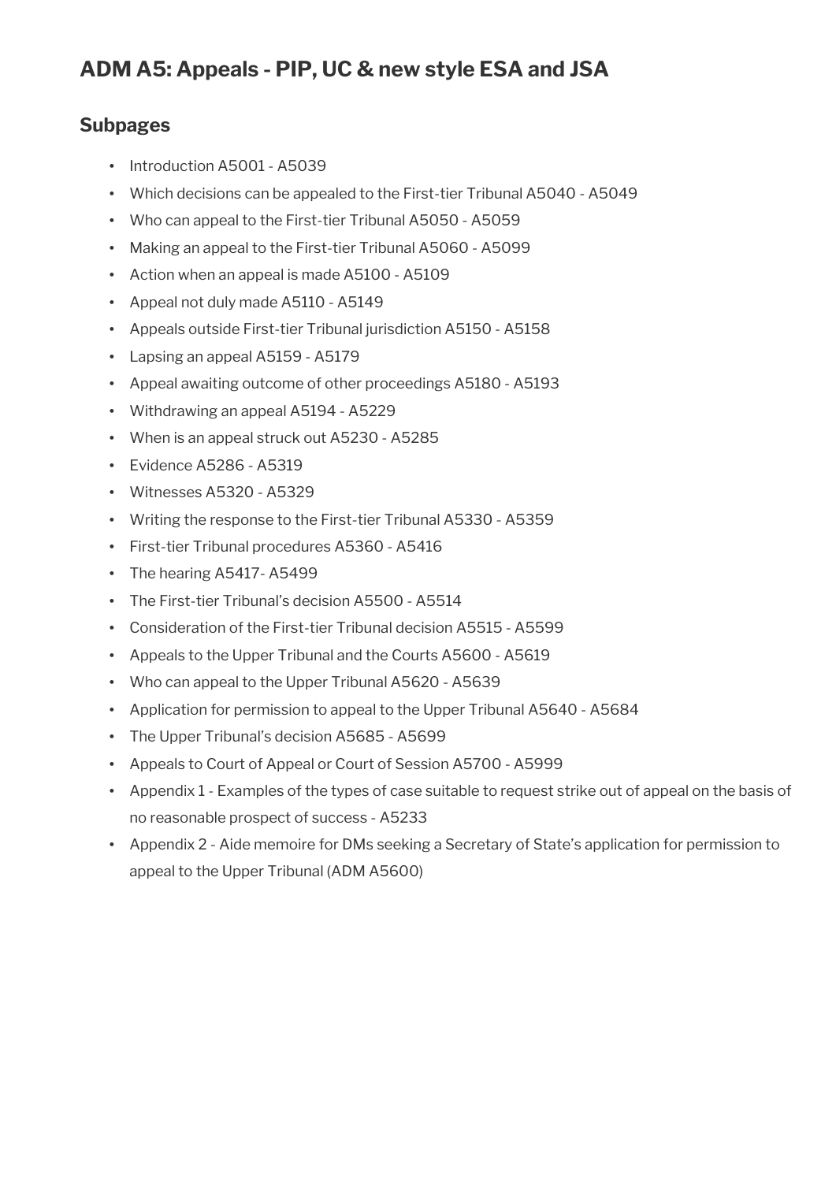# ADM A5: Appeals - PIP, UC & new style ESA and JSA

## Subpages

- Introduction A5001 - A5039
- Which decisions can be appealed to the First-tier Tribunal A5040 - A5049
- Who can appeal to the First-tier Tribunal A5050 - A5059
- Making an appeal to the First-tier Tribunal A5060 - A5099
- Action when an appeal is made A5100 - A5109
- Appeal not duly made A5110 - A5149
- Appeals outside First-tier Tribunal jurisdiction A5150 - A5158
- Lapsing an appeal A5159 - A5179
- Appeal awaiting outcome of other proceedings A5180 - A5193
- Withdrawing an appeal A5194 - A5229
- When is an appeal struck out A5230 - A5285
- Evidence A5286 - A5319
- Witnesses A5320 - A5329
- Writing the response to the First-tier Tribunal A5330 - A5359
- First-tier Tribunal procedures A5360 - A5416
- The hearing A5417- A5499
- The First-tier Tribunal's decision A5500 - A5514
- Consideration of the First-tier Tribunal decision A5515 - A5599
- Appeals to the Upper Tribunal and the Courts A5600 - A5619
- Who can appeal to the Upper Tribunal A5620 - A5639
- Application for permission to appeal to the Upper Tribunal A5640 - A5684
- The Upper Tribunal's decision A5685 - A5699
- Appeals to Court of Appeal or Court of Session A5700 - A5999
- Appendix 1 - Examples of the types of case suitable to request strike out of appeal on the basis of no reasonable prospect of success - A5233
- Appendix 2 - Aide memoire for DMs seeking a Secretary of State's application for permission to appeal to the Upper Tribunal (ADM A5600)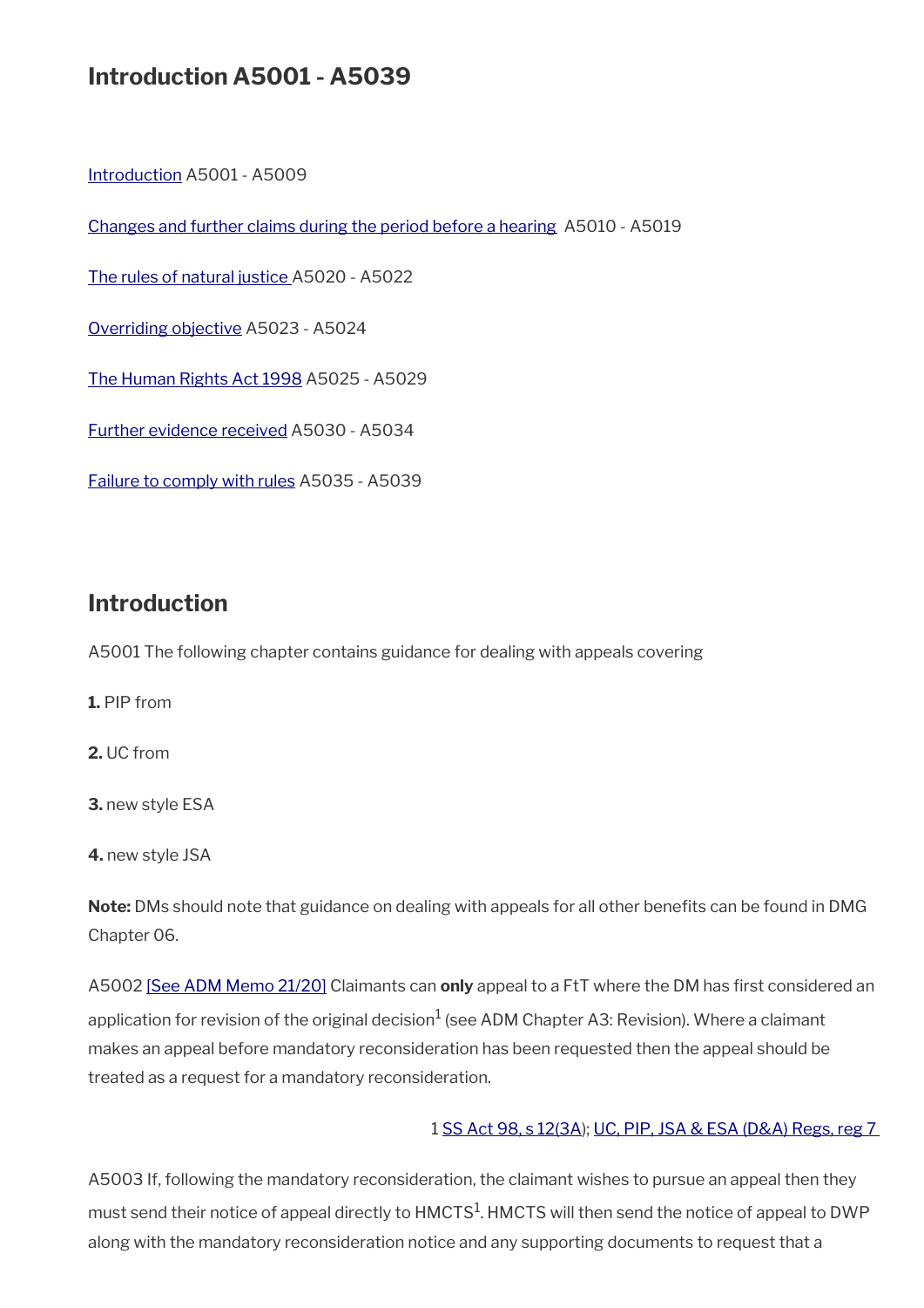## Introduction A5001 - A5039

[Introduction](#) A5001 - A5009

[Changes and further claims during the period before a hearing](#) A5010 - A5019

[The rules of natural justice](#) A5020 - A5022

[Overriding objective](#) A5023 - A5024

[The Human Rights Act 1998](#) A5025 - A5029

[Further evidence received](#) A5030 - A5034

[Failure to comply with rules](#) A5035 - A5039

## Introduction

A5001 The following chapter contains guidance for dealing with appeals covering

**1.** PIP from

**2.** UC from

**3.** new style ESA

**4.** new style JSA

**Note:** DMs should note that guidance on dealing with appeals for all other benefits can be found in DMG Chapter 06.

A5002 [See ADM Memo 21/20] Claimants can **only** appeal to a FtT where the DM has first considered an application for revision of the original decision[1] (see ADM Chapter A3: Revision). Where a claimant makes an appeal before mandatory reconsideration has been requested then the appeal should be treated as a request for a mandatory reconsideration.

1 SS Act 98, s 12(3A); UC, PIP, JSA & ESA (D&A) Regs, reg 7

A5003 If, following the mandatory reconsideration, the claimant wishes to pursue an appeal then they must send their notice of appeal directly to HMCTS[1]. HMCTS will then send the notice of appeal to DWP along with the mandatory reconsideration notice and any supporting documents to request that a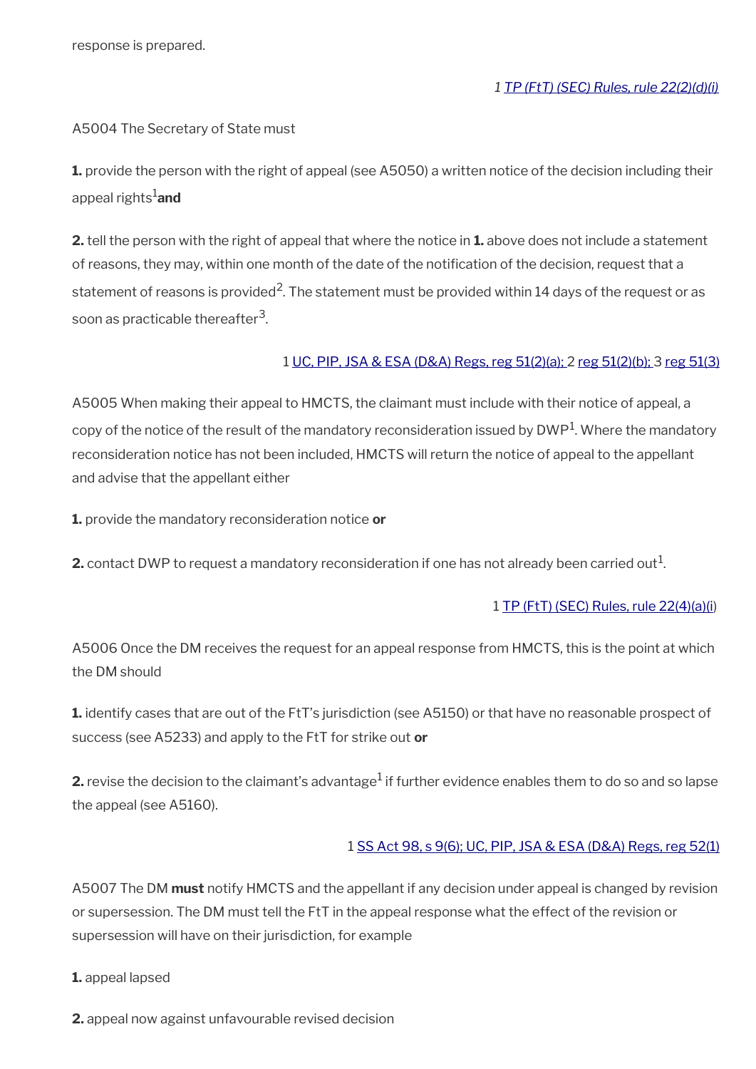response is prepared.

1 [TP (FtT) (SEC) Rules, rule 22(2)(d)(i)]

A5004 The Secretary of State must

**1.** provide the person with the right of appeal (see A5050) a written notice of the decision including their appeal rights[1] **and**

**2.** tell the person with the right of appeal that where the notice in **1.** above does not include a statement of reasons, they may, within one month of the date of the notification of the decision, request that a statement of reasons is provided[2]. The statement must be provided within 14 days of the request or as soon as practicable thereafter[3].

1 UC, PIP, JSA & ESA (D&A) Regs, reg 51(2)(a); 2 reg 51(2)(b); 3 reg 51(3)

A5005 When making their appeal to HMCTS, the claimant must include with their notice of appeal, a copy of the notice of the result of the mandatory reconsideration issued by DWP[1]. Where the mandatory reconsideration notice has not been included, HMCTS will return the notice of appeal to the appellant and advise that the appellant either

**1.** provide the mandatory reconsideration notice **or**

**2.** contact DWP to request a mandatory reconsideration if one has not already been carried out[1].

1 TP (FtT) (SEC) Rules, rule 22(4)(a)(i)

A5006 Once the DM receives the request for an appeal response from HMCTS, this is the point at which the DM should

**1.** identify cases that are out of the FtT's jurisdiction (see A5150) or that have no reasonable prospect of success (see A5233) and apply to the FtT for strike out **or**

**2.** revise the decision to the claimant's advantage[1] if further evidence enables them to do so and so lapse the appeal (see A5160).

1 SS Act 98, s 9(6); UC, PIP, JSA & ESA (D&A) Regs, reg 52(1)

A5007 The DM **must** notify HMCTS and the appellant if any decision under appeal is changed by revision or supersession. The DM must tell the FtT in the appeal response what the effect of the revision or supersession will have on their jurisdiction, for example

**1.** appeal lapsed

**2.** appeal now against unfavourable revised decision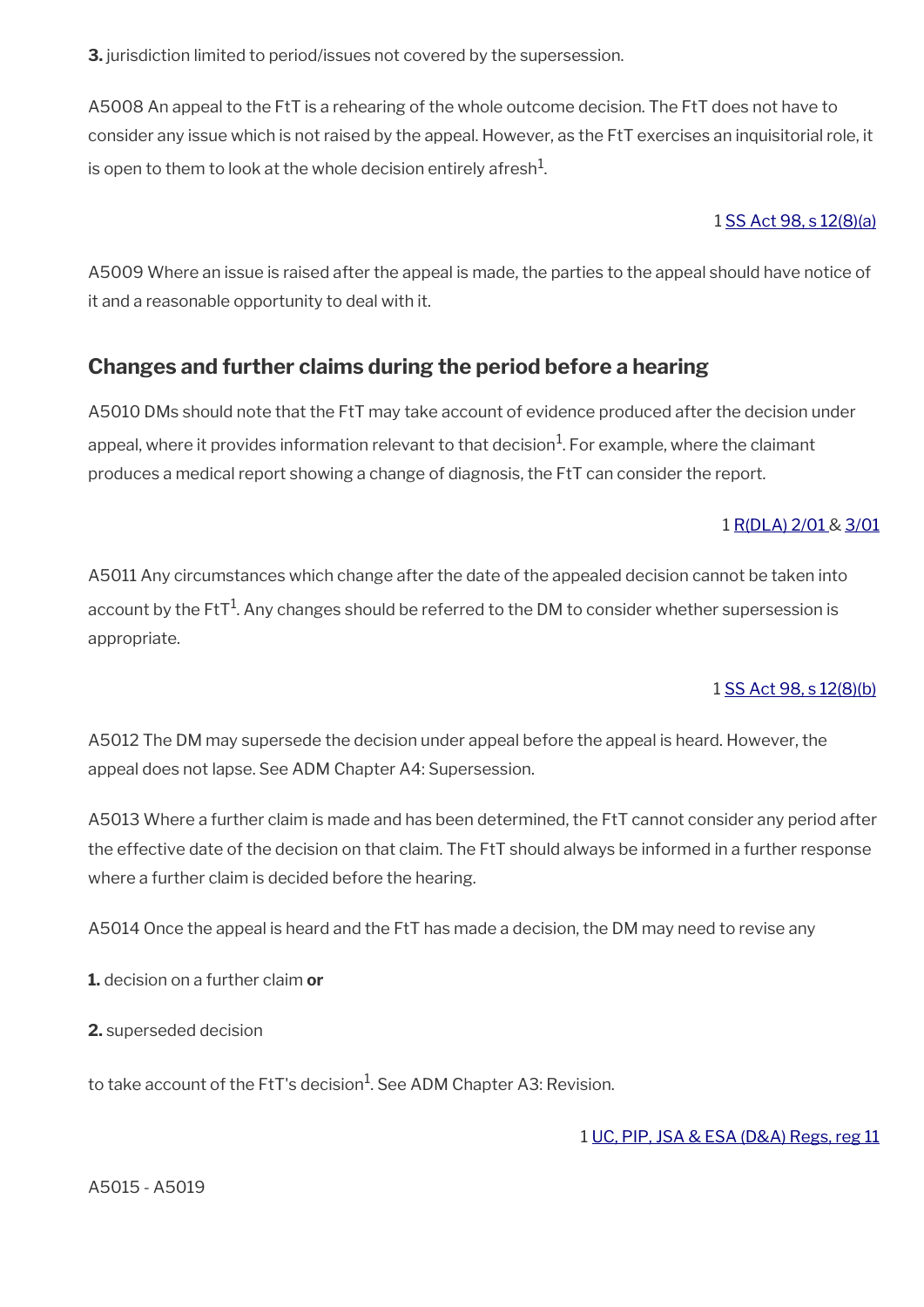**3.** jurisdiction limited to period/issues not covered by the supersession.

A5008 An appeal to the FtT is a rehearing of the whole outcome decision. The FtT does not have to consider any issue which is not raised by the appeal. However, as the FtT exercises an inquisitorial role, it is open to them to look at the whole decision entirely afresh[1].

1 SS Act 98, s 12(8)(a)

A5009 Where an issue is raised after the appeal is made, the parties to the appeal should have notice of it and a reasonable opportunity to deal with it.

## Changes and further claims during the period before a hearing

A5010 DMs should note that the FtT may take account of evidence produced after the decision under appeal, where it provides information relevant to that decision[1]. For example, where the claimant produces a medical report showing a change of diagnosis, the FtT can consider the report.

1 R(DLA) 2/01 & 3/01

A5011 Any circumstances which change after the date of the appealed decision cannot be taken into account by the FtT[1]. Any changes should be referred to the DM to consider whether supersession is appropriate.

1 SS Act 98, s 12(8)(b)

A5012 The DM may supersede the decision under appeal before the appeal is heard. However, the appeal does not lapse. See ADM Chapter A4: Supersession.

A5013 Where a further claim is made and has been determined, the FtT cannot consider any period after the effective date of the decision on that claim. The FtT should always be informed in a further response where a further claim is decided before the hearing.

A5014 Once the appeal is heard and the FtT has made a decision, the DM may need to revise any

**1.** decision on a further claim **or**

**2.** superseded decision

to take account of the FtT's decision[1]. See ADM Chapter A3: Revision.

1 UC, PIP, JSA & ESA (D&A) Regs, reg 11

A5015 - A5019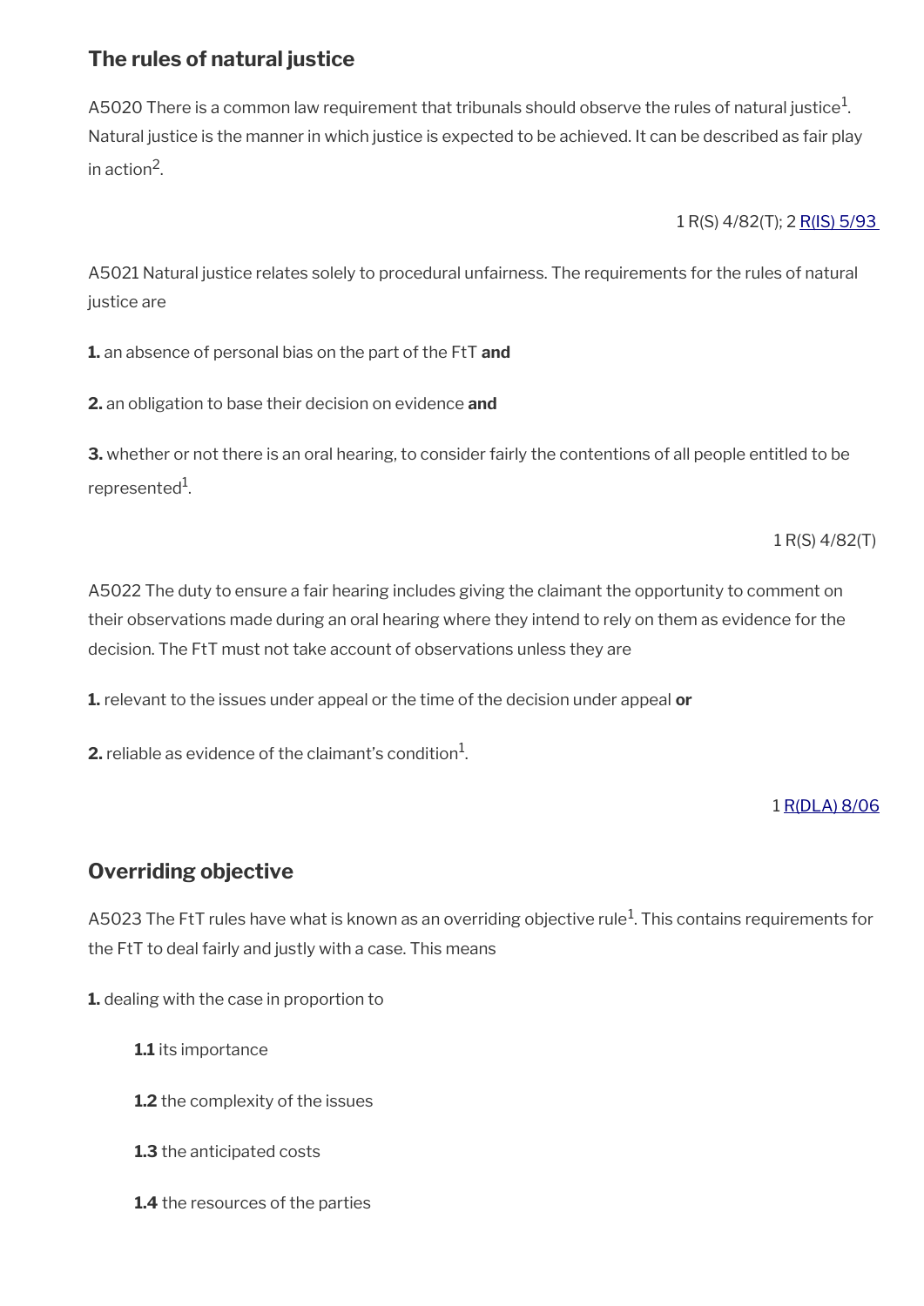## The rules of natural justice

A5020 There is a common law requirement that tribunals should observe the rules of natural justice[1]. Natural justice is the manner in which justice is expected to be achieved. It can be described as fair play in action[2].

1 R(S) 4/82(T); 2 R(IS) 5/93

A5021 Natural justice relates solely to procedural unfairness. The requirements for the rules of natural justice are

**1.** an absence of personal bias on the part of the FtT **and**

**2.** an obligation to base their decision on evidence **and**

**3.** whether or not there is an oral hearing, to consider fairly the contentions of all people entitled to be represented[1].

1 R(S) 4/82(T)

A5022 The duty to ensure a fair hearing includes giving the claimant the opportunity to comment on their observations made during an oral hearing where they intend to rely on them as evidence for the decision. The FtT must not take account of observations unless they are

**1.** relevant to the issues under appeal or the time of the decision under appeal **or**

**2.** reliable as evidence of the claimant's condition[1].

1 R(DLA) 8/06

## Overriding objective

A5023 The FtT rules have what is known as an overriding objective rule[1]. This contains requirements for the FtT to deal fairly and justly with a case. This means

**1.** dealing with the case in proportion to

- **1.1** its importance
- **1.2** the complexity of the issues
- **1.3** the anticipated costs
- **1.4** the resources of the parties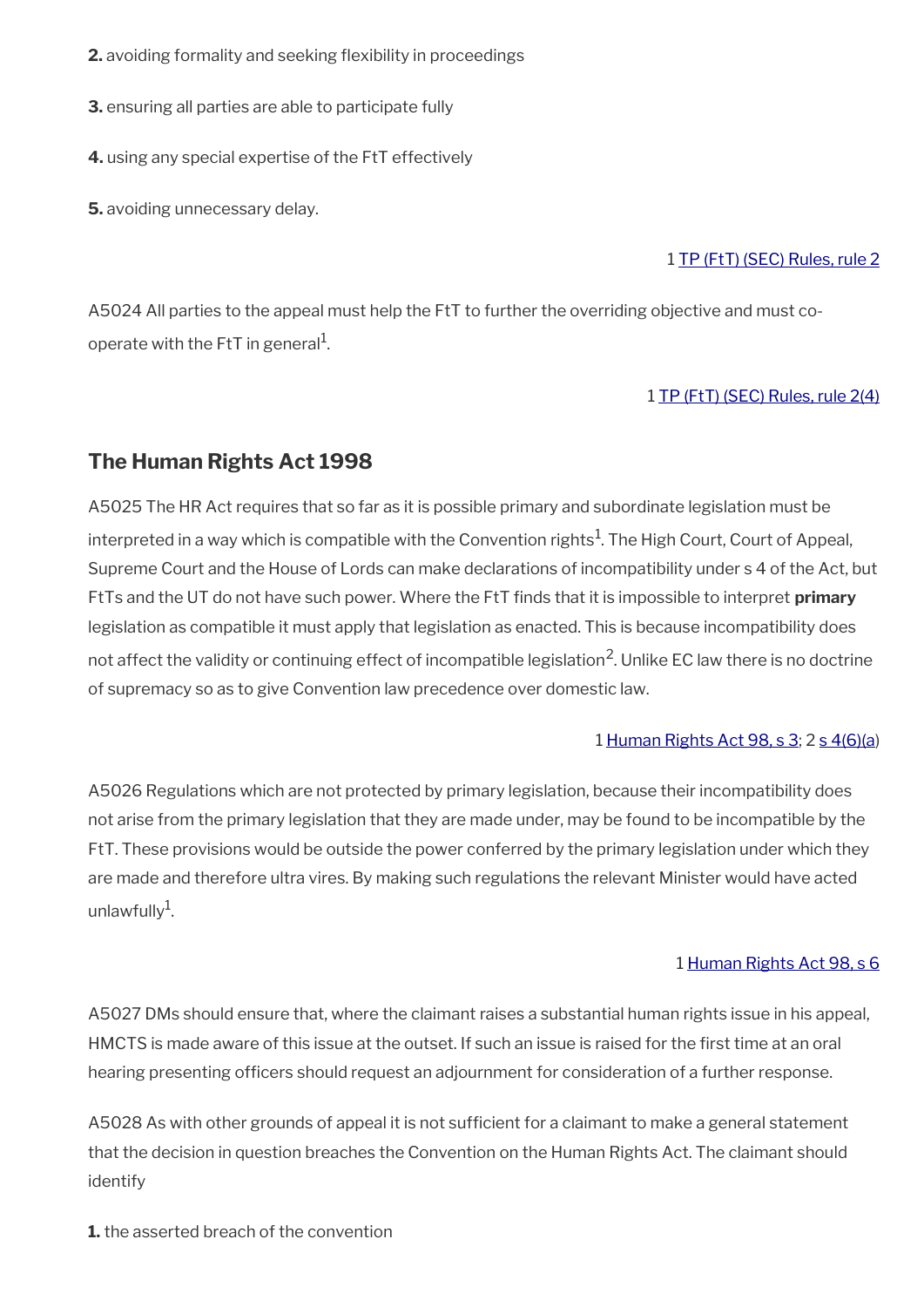**2.** avoiding formality and seeking flexibility in proceedings

**3.** ensuring all parties are able to participate fully

**4.** using any special expertise of the FtT effectively

**5.** avoiding unnecessary delay.

1 [TP (FtT) (SEC) Rules, rule 2](#)

A5024 All parties to the appeal must help the FtT to further the overriding objective and must co-operate with the FtT in general[1].

1 [TP (FtT) (SEC) Rules, rule 2(4)](#)

## The Human Rights Act 1998

A5025 The HR Act requires that so far as it is possible primary and subordinate legislation must be interpreted in a way which is compatible with the Convention rights[1]. The High Court, Court of Appeal, Supreme Court and the House of Lords can make declarations of incompatibility under s 4 of the Act, but FtTs and the UT do not have such power. Where the FtT finds that it is impossible to interpret **primary** legislation as compatible it must apply that legislation as enacted. This is because incompatibility does not affect the validity or continuing effect of incompatible legislation[2]. Unlike EC law there is no doctrine of supremacy so as to give Convention law precedence over domestic law.

1 [Human Rights Act 98, s 3](#); 2 [s 4(6)(a](#))

A5026 Regulations which are not protected by primary legislation, because their incompatibility does not arise from the primary legislation that they are made under, may be found to be incompatible by the FtT. These provisions would be outside the power conferred by the primary legislation under which they are made and therefore ultra vires. By making such regulations the relevant Minister would have acted unlawfully[1].

1 [Human Rights Act 98, s 6](#)

A5027 DMs should ensure that, where the claimant raises a substantial human rights issue in his appeal, HMCTS is made aware of this issue at the outset. If such an issue is raised for the first time at an oral hearing presenting officers should request an adjournment for consideration of a further response.

A5028 As with other grounds of appeal it is not sufficient for a claimant to make a general statement that the decision in question breaches the Convention on the Human Rights Act. The claimant should identify

**1.** the asserted breach of the convention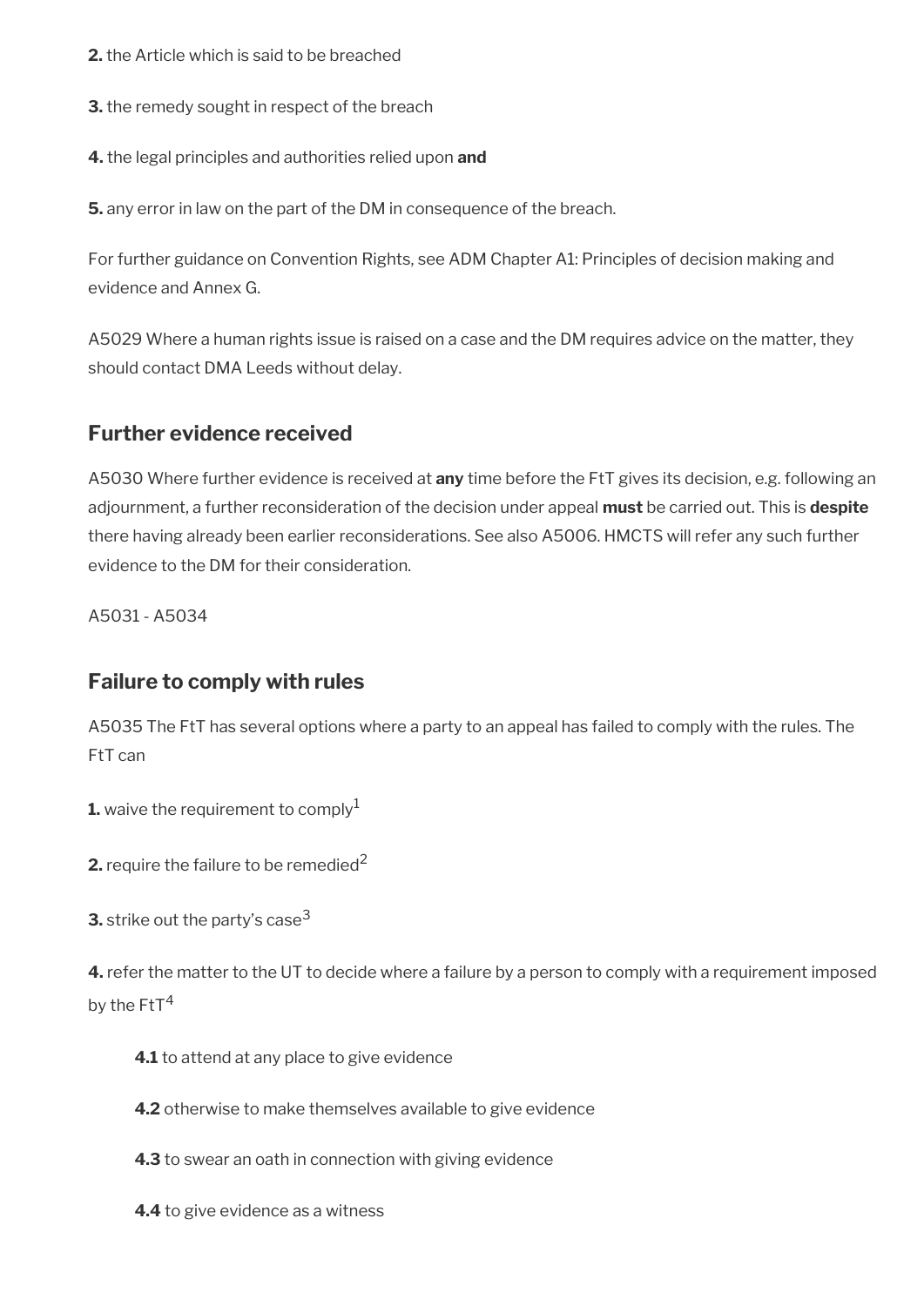**2.** the Article which is said to be breached

**3.** the remedy sought in respect of the breach

**4.** the legal principles and authorities relied upon **and**

**5.** any error in law on the part of the DM in consequence of the breach.

For further guidance on Convention Rights, see ADM Chapter A1: Principles of decision making and evidence and Annex G.

A5029 Where a human rights issue is raised on a case and the DM requires advice on the matter, they should contact DMA Leeds without delay.

## Further evidence received

A5030 Where further evidence is received at **any** time before the FtT gives its decision, e.g. following an adjournment, a further reconsideration of the decision under appeal **must** be carried out. This is **despite** there having already been earlier reconsiderations. See also A5006. HMCTS will refer any such further evidence to the DM for their consideration.

A5031 - A5034

## Failure to comply with rules

A5035 The FtT has several options where a party to an appeal has failed to comply with the rules. The FtT can

**1.** waive the requirement to comply[1]

**2.** require the failure to be remedied[2]

**3.** strike out the party's case[3]

**4.** refer the matter to the UT to decide where a failure by a person to comply with a requirement imposed by the FtT[4]

> **4.1** to attend at any place to give evidence
>
> **4.2** otherwise to make themselves available to give evidence
>
> **4.3** to swear an oath in connection with giving evidence
>
> **4.4** to give evidence as a witness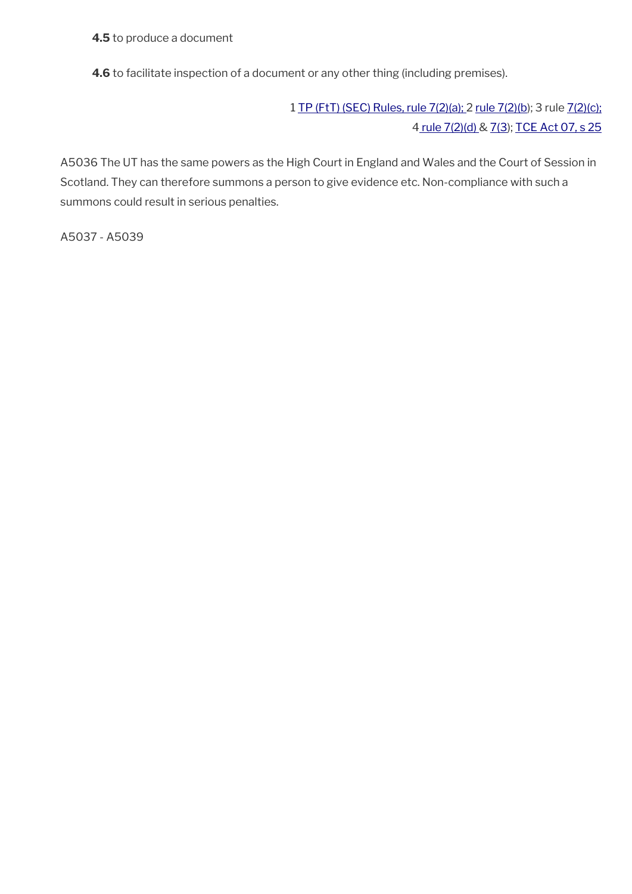**4.5** to produce a document

**4.6** to facilitate inspection of a document or any other thing (including premises).

1 TP (FtT) (SEC) Rules, rule 7(2)(a); 2 rule 7(2)(b); 3 rule 7(2)(c);
4 rule 7(2)(d) & 7(3); TCE Act 07, s 25

A5036 The UT has the same powers as the High Court in England and Wales and the Court of Session in Scotland. They can therefore summons a person to give evidence etc. Non-compliance with such a summons could result in serious penalties.

A5037 - A5039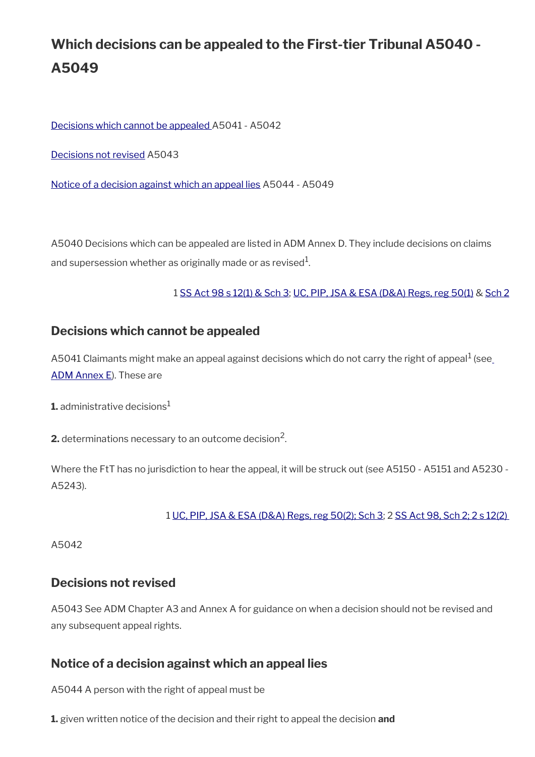# Which decisions can be appealed to the First-tier Tribunal A5040 - A5049

Decisions which cannot be appealed A5041 - A5042

Decisions not revised A5043

Notice of a decision against which an appeal lies A5044 - A5049

A5040 Decisions which can be appealed are listed in ADM Annex D. They include decisions on claims and supersession whether as originally made or as revised[1].

1 SS Act 98 s 12(1) & Sch 3; UC, PIP, JSA & ESA (D&A) Regs, reg 50(1) & Sch 2

## Decisions which cannot be appealed

A5041 Claimants might make an appeal against decisions which do not carry the right of appeal[1] (see ADM Annex E). These are

**1.** administrative decisions[1]

**2.** determinations necessary to an outcome decision[2].

Where the FtT has no jurisdiction to hear the appeal, it will be struck out (see A5150 - A5151 and A5230 - A5243).

1 UC, PIP, JSA & ESA (D&A) Regs, reg 50(2); Sch 3; 2 SS Act 98, Sch 2; 2 s 12(2)

A5042

## Decisions not revised

A5043 See ADM Chapter A3 and Annex A for guidance on when a decision should not be revised and any subsequent appeal rights.

## Notice of a decision against which an appeal lies

A5044 A person with the right of appeal must be

**1.** given written notice of the decision and their right to appeal the decision **and**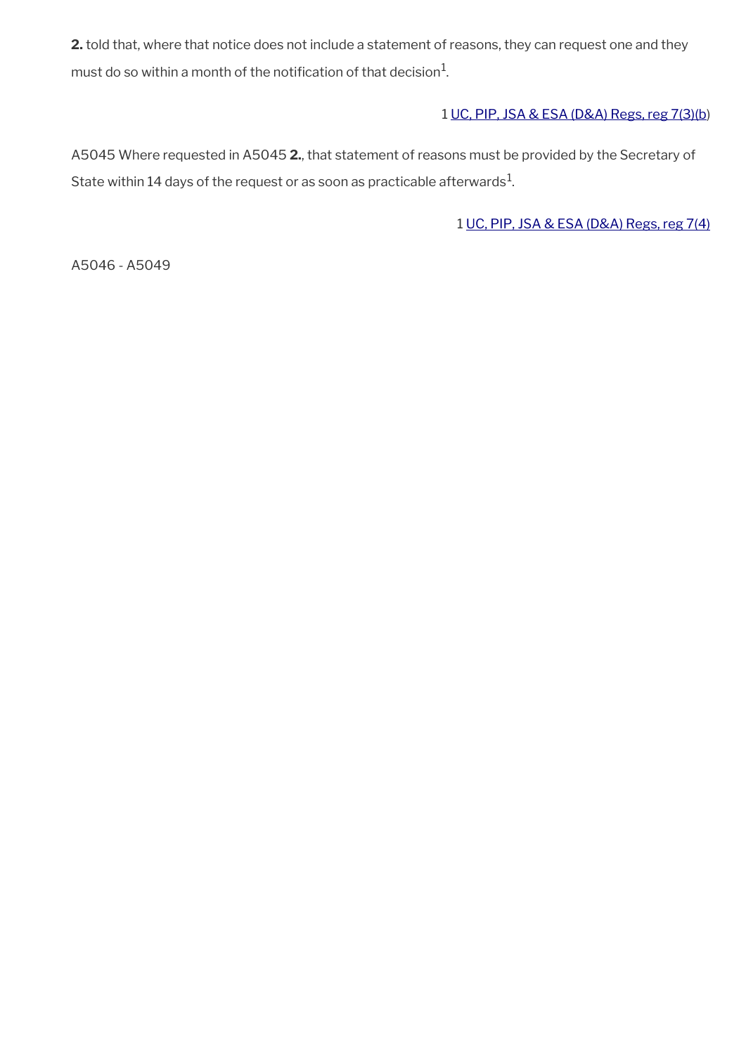**2.** told that, where that notice does not include a statement of reasons, they can request one and they must do so within a month of the notification of that decision[1].

1 UC, PIP, JSA & ESA (D&A) Regs, reg 7(3)(b)

A5045 Where requested in A5045 **2.**, that statement of reasons must be provided by the Secretary of State within 14 days of the request or as soon as practicable afterwards[1].

1 UC, PIP, JSA & ESA (D&A) Regs, reg 7(4)

A5046 - A5049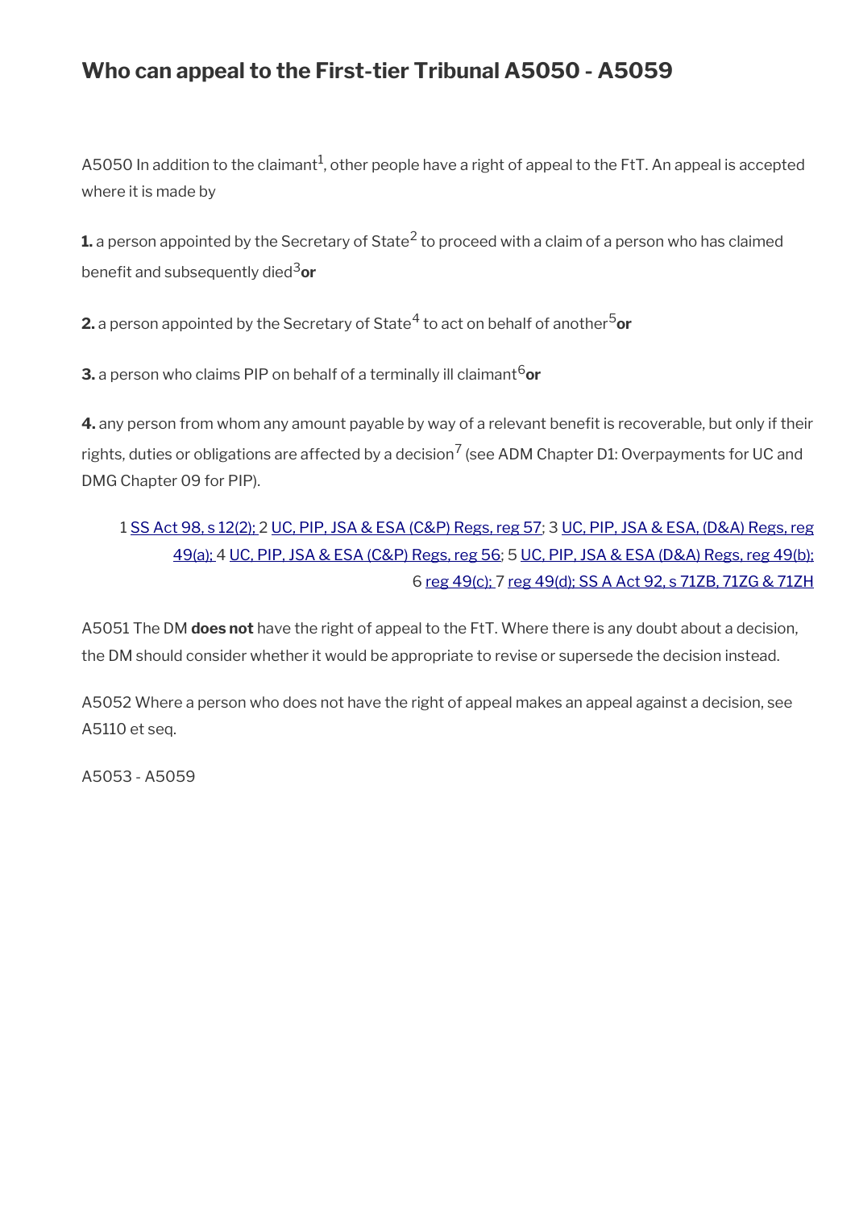## Who can appeal to the First-tier Tribunal A5050 - A5059

A5050 In addition to the claimant[1], other people have a right of appeal to the FtT. An appeal is accepted where it is made by

**1.** a person appointed by the Secretary of State[2] to proceed with a claim of a person who has claimed benefit and subsequently died[3] **or**

**2.** a person appointed by the Secretary of State[4] to act on behalf of another[5] **or**

**3.** a person who claims PIP on behalf of a terminally ill claimant[6] **or**

**4.** any person from whom any amount payable by way of a relevant benefit is recoverable, but only if their rights, duties or obligations are affected by a decision[7] (see ADM Chapter D1: Overpayments for UC and DMG Chapter 09 for PIP).

1 SS Act 98, s 12(2); 2 UC, PIP, JSA & ESA (C&P) Regs, reg 57; 3 UC, PIP, JSA & ESA, (D&A) Regs, reg 49(a); 4 UC, PIP, JSA & ESA (C&P) Regs, reg 56; 5 UC, PIP, JSA & ESA (D&A) Regs, reg 49(b); 6 reg 49(c); 7 reg 49(d); SS A Act 92, s 71ZB, 71ZG & 71ZH

A5051 The DM **does not** have the right of appeal to the FtT. Where there is any doubt about a decision, the DM should consider whether it would be appropriate to revise or supersede the decision instead.

A5052 Where a person who does not have the right of appeal makes an appeal against a decision, see A5110 et seq.

A5053 - A5059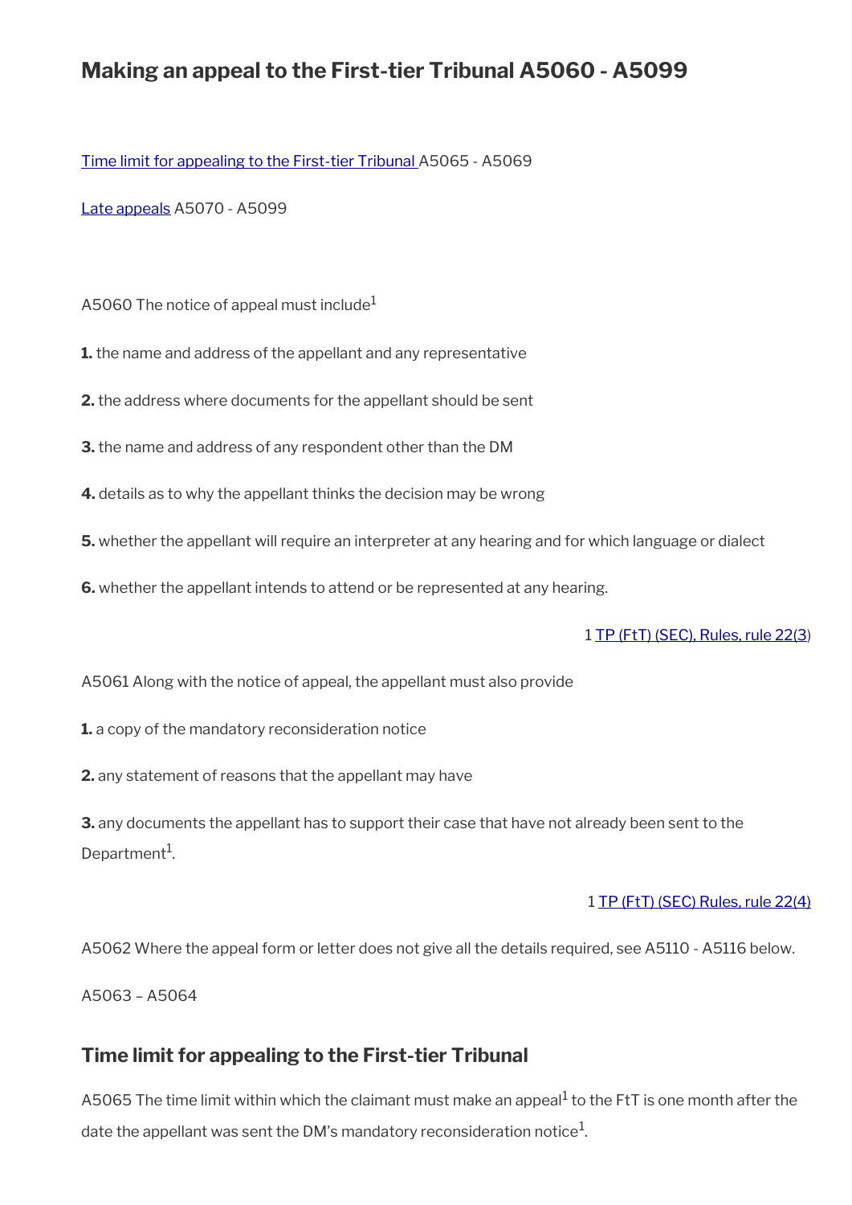# Making an appeal to the First-tier Tribunal A5060 - A5099

[Time limit for appealing to the First-tier Tribunal](#) A5065 - A5069

[Late appeals](#) A5070 - A5099

A5060 The notice of appeal must include[1]

**1.** the name and address of the appellant and any representative

**2.** the address where documents for the appellant should be sent

**3.** the name and address of any respondent other than the DM

**4.** details as to why the appellant thinks the decision may be wrong

**5.** whether the appellant will require an interpreter at any hearing and for which language or dialect

**6.** whether the appellant intends to attend or be represented at any hearing.

1 [TP (FtT) (SEC), Rules, rule 22(3)](#)

A5061 Along with the notice of appeal, the appellant must also provide

**1.** a copy of the mandatory reconsideration notice

**2.** any statement of reasons that the appellant may have

**3.** any documents the appellant has to support their case that have not already been sent to the Department[1].

1 [TP (FtT) (SEC) Rules, rule 22(4)](#)

A5062 Where the appeal form or letter does not give all the details required, see A5110 - A5116 below.

A5063 – A5064

## Time limit for appealing to the First-tier Tribunal

A5065 The time limit within which the claimant must make an appeal[1] to the FtT is one month after the date the appellant was sent the DM's mandatory reconsideration notice[1].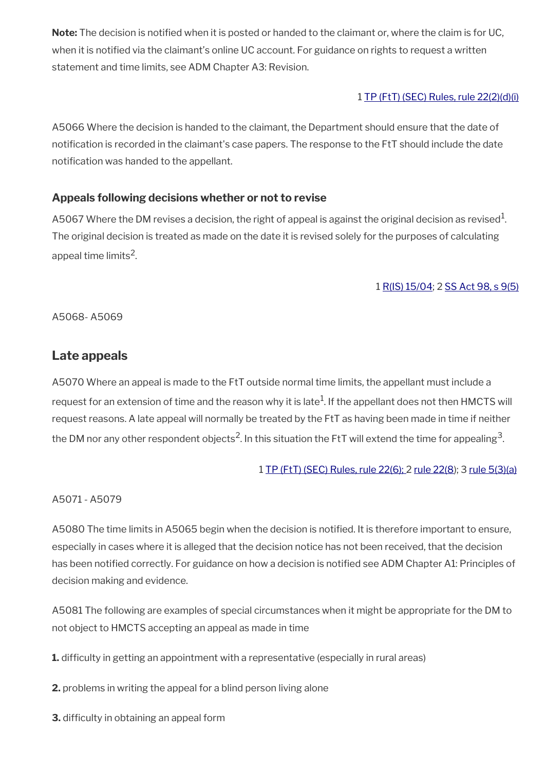**Note:** The decision is notified when it is posted or handed to the claimant or, where the claim is for UC, when it is notified via the claimant's online UC account. For guidance on rights to request a written statement and time limits, see ADM Chapter A3: Revision.

1 TP (FtT) (SEC) Rules, rule 22(2)(d)(i)

A5066 Where the decision is handed to the claimant, the Department should ensure that the date of notification is recorded in the claimant's case papers. The response to the FtT should include the date notification was handed to the appellant.

### Appeals following decisions whether or not to revise

A5067 Where the DM revises a decision, the right of appeal is against the original decision as revised[1]. The original decision is treated as made on the date it is revised solely for the purposes of calculating appeal time limits[2].

1 R(IS) 15/04; 2 SS Act 98, s 9(5)

A5068- A5069

## Late appeals

A5070 Where an appeal is made to the FtT outside normal time limits, the appellant must include a request for an extension of time and the reason why it is late[1]. If the appellant does not then HMCTS will request reasons. A late appeal will normally be treated by the FtT as having been made in time if neither the DM nor any other respondent objects[2]. In this situation the FtT will extend the time for appealing[3].

1 TP (FtT) (SEC) Rules, rule 22(6); 2 rule 22(8); 3 rule 5(3)(a)

A5071 - A5079

A5080 The time limits in A5065 begin when the decision is notified. It is therefore important to ensure, especially in cases where it is alleged that the decision notice has not been received, that the decision has been notified correctly. For guidance on how a decision is notified see ADM Chapter A1: Principles of decision making and evidence.

A5081 The following are examples of special circumstances when it might be appropriate for the DM to not object to HMCTS accepting an appeal as made in time

**1.** difficulty in getting an appointment with a representative (especially in rural areas)

**2.** problems in writing the appeal for a blind person living alone

**3.** difficulty in obtaining an appeal form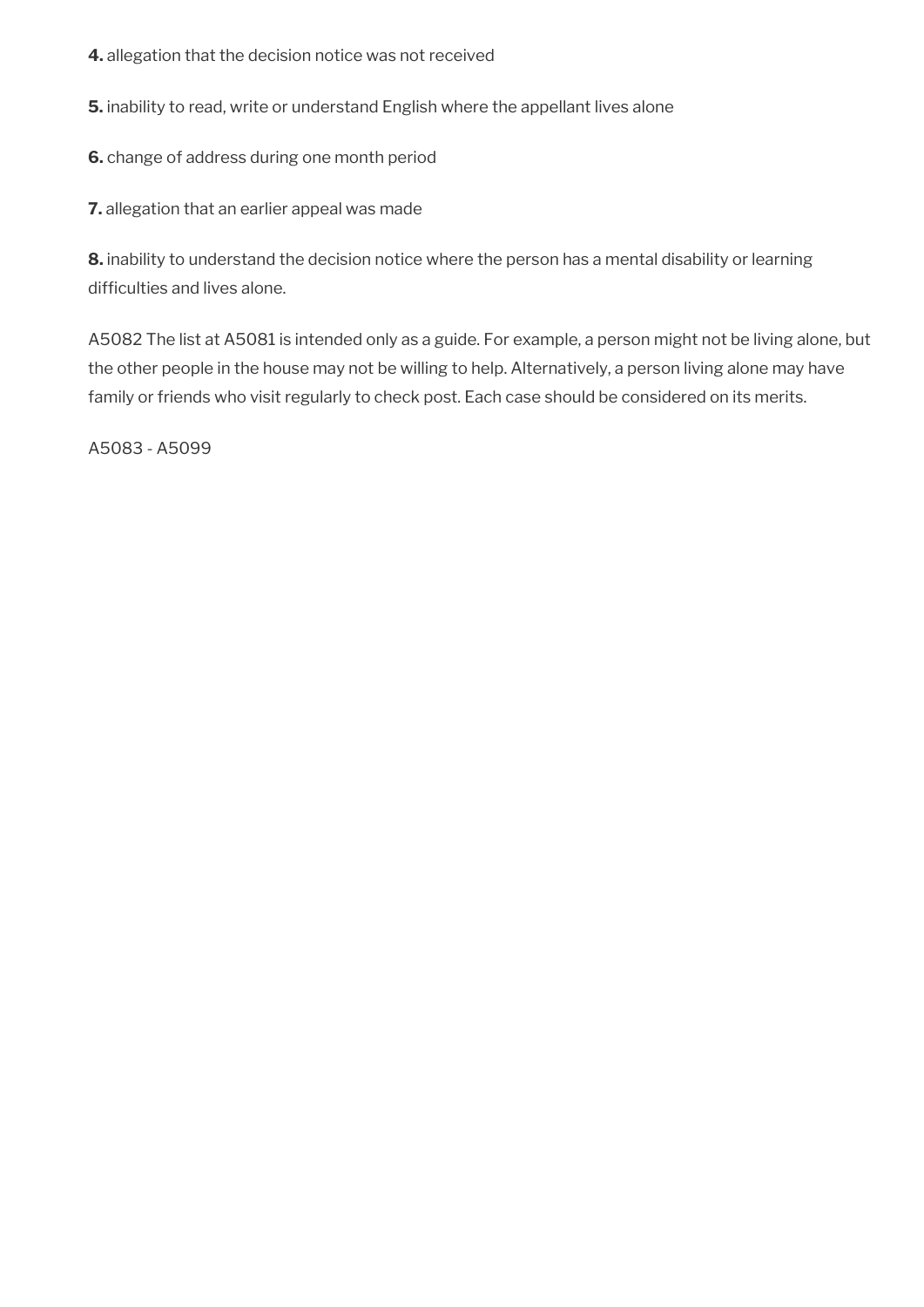**4.** allegation that the decision notice was not received

**5.** inability to read, write or understand English where the appellant lives alone

**6.** change of address during one month period

**7.** allegation that an earlier appeal was made

**8.** inability to understand the decision notice where the person has a mental disability or learning difficulties and lives alone.

A5082 The list at A5081 is intended only as a guide. For example, a person might not be living alone, but the other people in the house may not be willing to help. Alternatively, a person living alone may have family or friends who visit regularly to check post. Each case should be considered on its merits.

A5083 - A5099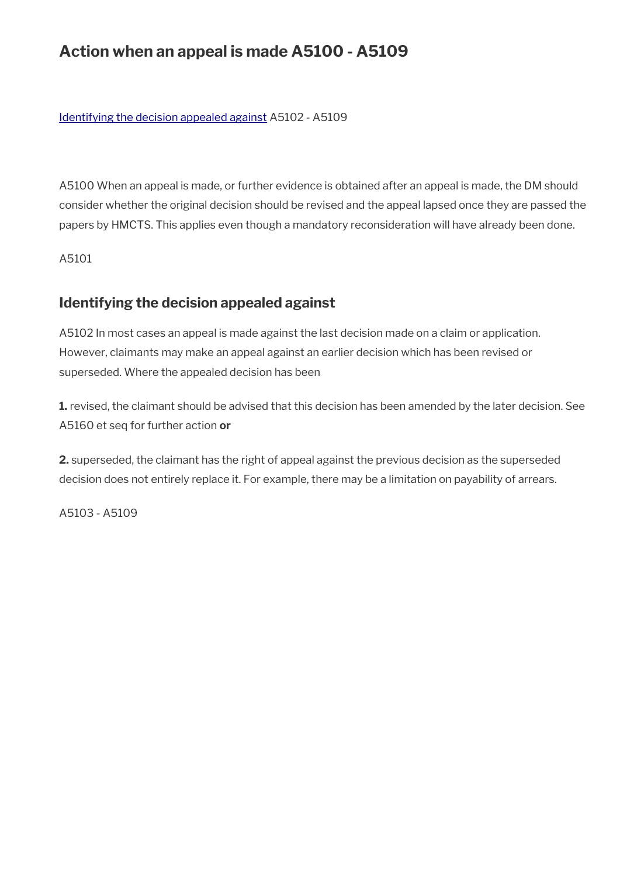## Action when an appeal is made A5100 - A5109

[Identifying the decision appealed against](#) A5102 - A5109

A5100 When an appeal is made, or further evidence is obtained after an appeal is made, the DM should consider whether the original decision should be revised and the appeal lapsed once they are passed the papers by HMCTS. This applies even though a mandatory reconsideration will have already been done.

A5101

### Identifying the decision appealed against

A5102 In most cases an appeal is made against the last decision made on a claim or application. However, claimants may make an appeal against an earlier decision which has been revised or superseded. Where the appealed decision has been

**1.** revised, the claimant should be advised that this decision has been amended by the later decision. See A5160 et seq for further action **or**

**2.** superseded, the claimant has the right of appeal against the previous decision as the superseded decision does not entirely replace it. For example, there may be a limitation on payability of arrears.

A5103 - A5109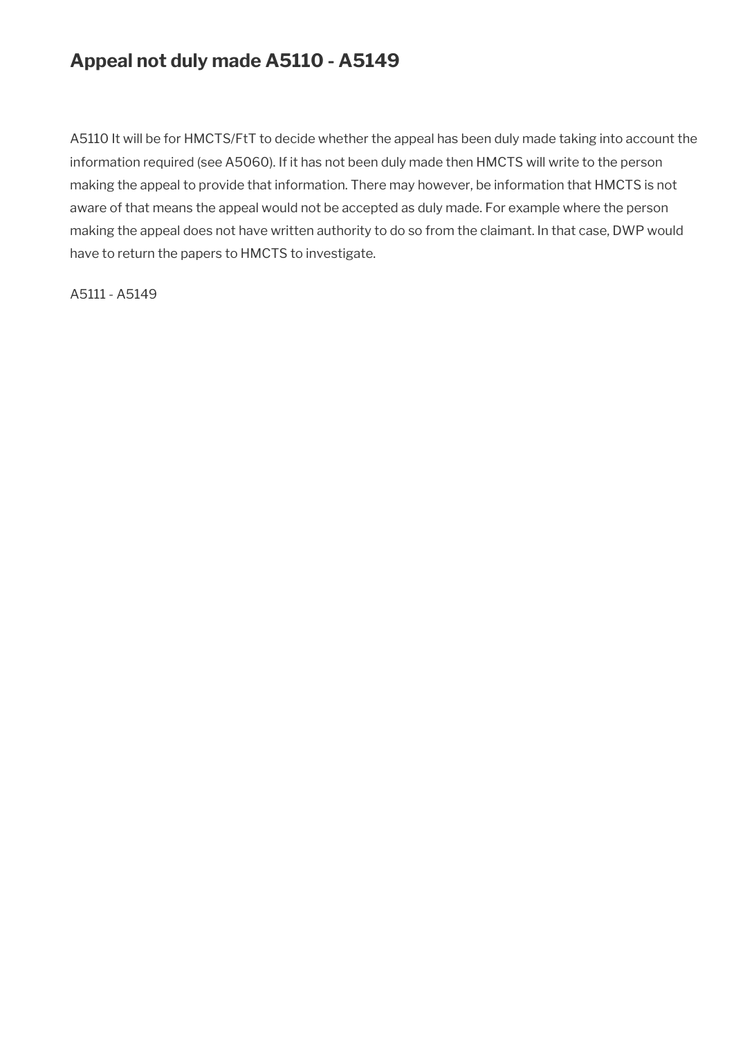## Appeal not duly made A5110 - A5149

A5110 It will be for HMCTS/FtT to decide whether the appeal has been duly made taking into account the information required (see A5060). If it has not been duly made then HMCTS will write to the person making the appeal to provide that information. There may however, be information that HMCTS is not aware of that means the appeal would not be accepted as duly made. For example where the person making the appeal does not have written authority to do so from the claimant. In that case, DWP would have to return the papers to HMCTS to investigate.

A5111 - A5149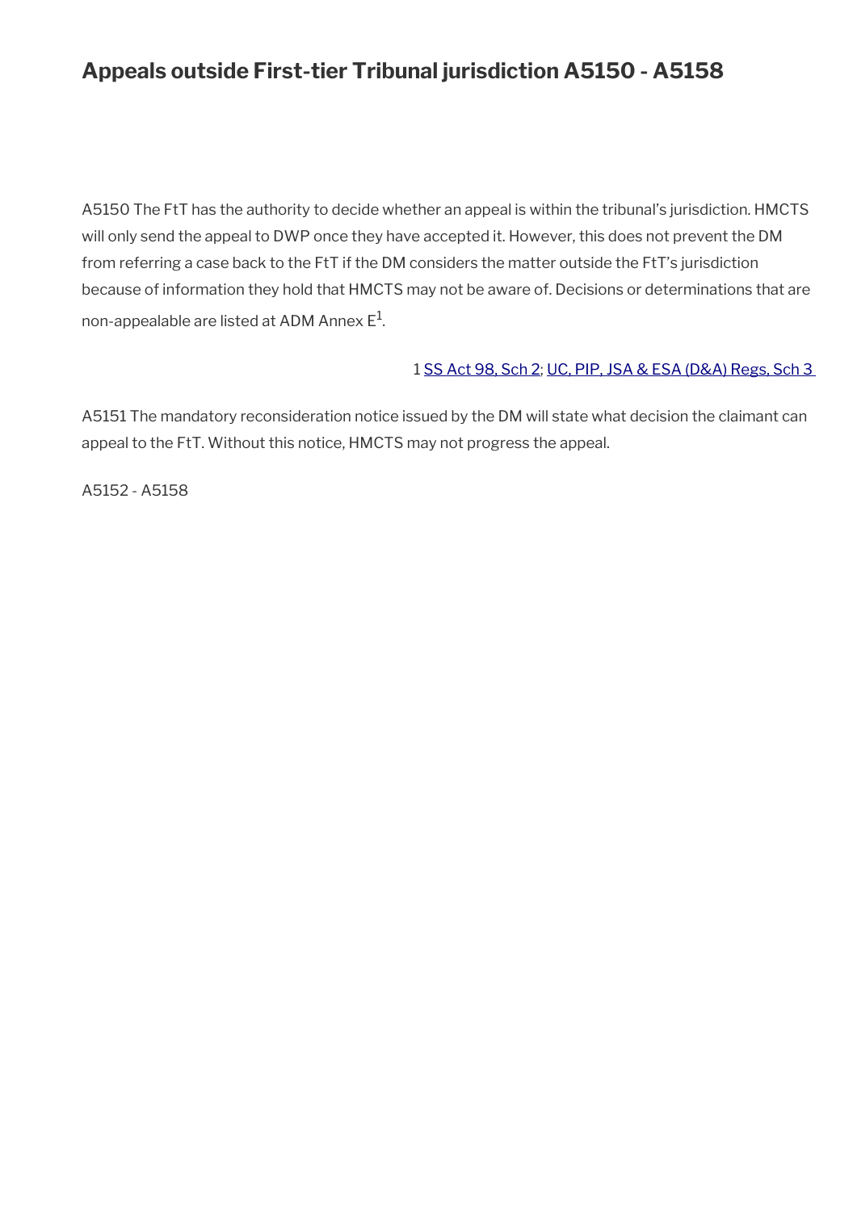## Appeals outside First-tier Tribunal jurisdiction A5150 - A5158

A5150 The FtT has the authority to decide whether an appeal is within the tribunal's jurisdiction. HMCTS will only send the appeal to DWP once they have accepted it. However, this does not prevent the DM from referring a case back to the FtT if the DM considers the matter outside the FtT's jurisdiction because of information they hold that HMCTS may not be aware of. Decisions or determinations that are non-appealable are listed at ADM Annex E[1].

1 SS Act 98, Sch 2; UC, PIP, JSA & ESA (D&A) Regs, Sch 3

A5151 The mandatory reconsideration notice issued by the DM will state what decision the claimant can appeal to the FtT. Without this notice, HMCTS may not progress the appeal.

A5152 - A5158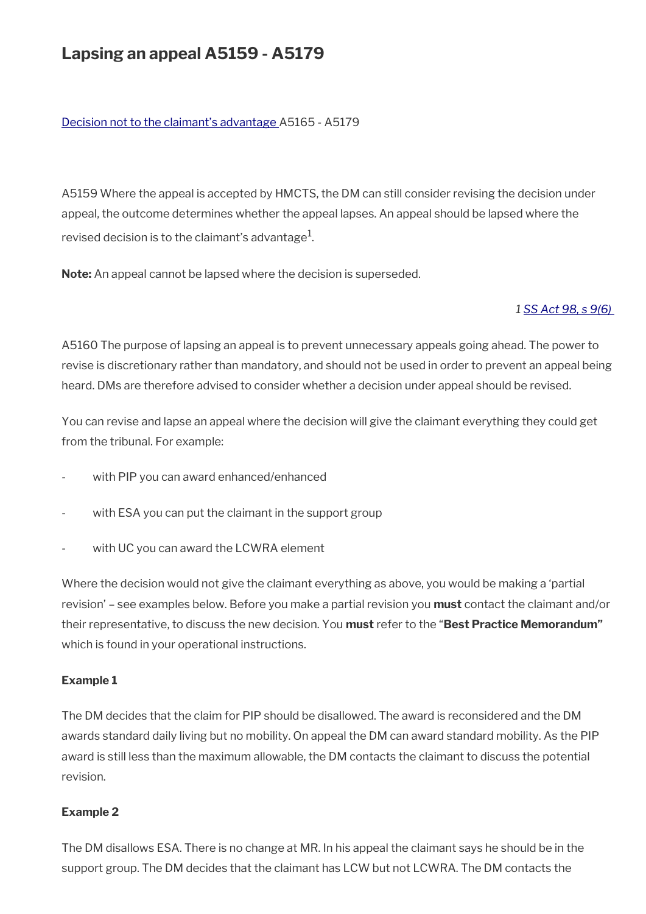# Lapsing an appeal A5159 - A5179

[Decision not to the claimant's advantage](#) A5165 - A5179

A5159 Where the appeal is accepted by HMCTS, the DM can still consider revising the decision under appeal, the outcome determines whether the appeal lapses. An appeal should be lapsed where the revised decision is to the claimant's advantage[1].

**Note:** An appeal cannot be lapsed where the decision is superseded.

*1 [SS Act 98, s 9(6)](#)*

A5160 The purpose of lapsing an appeal is to prevent unnecessary appeals going ahead. The power to revise is discretionary rather than mandatory, and should not be used in order to prevent an appeal being heard. DMs are therefore advised to consider whether a decision under appeal should be revised.

You can revise and lapse an appeal where the decision will give the claimant everything they could get from the tribunal. For example:

- with PIP you can award enhanced/enhanced
- with ESA you can put the claimant in the support group
- with UC you can award the LCWRA element

Where the decision would not give the claimant everything as above, you would be making a 'partial revision' – see examples below. Before you make a partial revision you **must** contact the claimant and/or their representative, to discuss the new decision. You **must** refer to the "**Best Practice Memorandum"** which is found in your operational instructions.

**Example 1**

The DM decides that the claim for PIP should be disallowed. The award is reconsidered and the DM awards standard daily living but no mobility. On appeal the DM can award standard mobility. As the PIP award is still less than the maximum allowable, the DM contacts the claimant to discuss the potential revision.

**Example 2**

The DM disallows ESA. There is no change at MR. In his appeal the claimant says he should be in the support group. The DM decides that the claimant has LCW but not LCWRA. The DM contacts the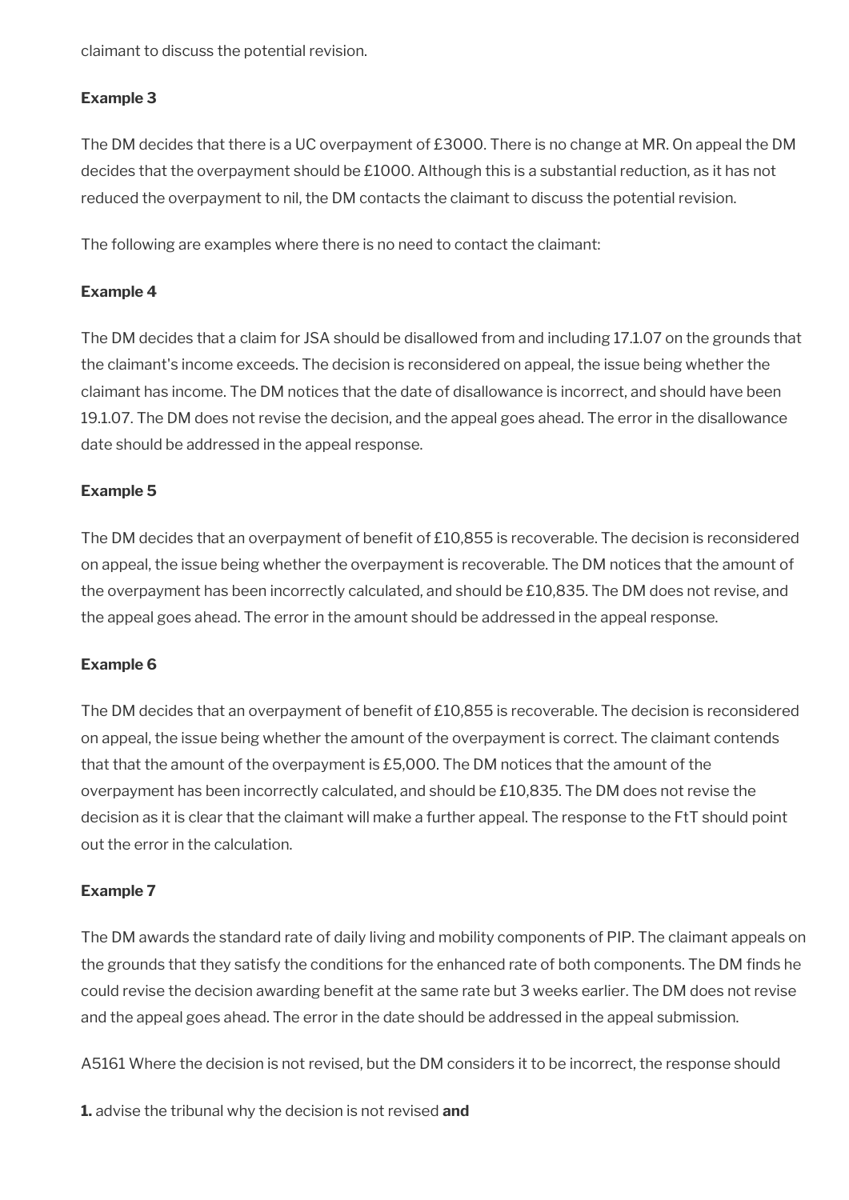claimant to discuss the potential revision.

**Example 3**

The DM decides that there is a UC overpayment of £3000. There is no change at MR. On appeal the DM decides that the overpayment should be £1000. Although this is a substantial reduction, as it has not reduced the overpayment to nil, the DM contacts the claimant to discuss the potential revision.

The following are examples where there is no need to contact the claimant:

**Example 4**

The DM decides that a claim for JSA should be disallowed from and including 17.1.07 on the grounds that the claimant's income exceeds. The decision is reconsidered on appeal, the issue being whether the claimant has income. The DM notices that the date of disallowance is incorrect, and should have been 19.1.07. The DM does not revise the decision, and the appeal goes ahead. The error in the disallowance date should be addressed in the appeal response.

**Example 5**

The DM decides that an overpayment of benefit of £10,855 is recoverable. The decision is reconsidered on appeal, the issue being whether the overpayment is recoverable. The DM notices that the amount of the overpayment has been incorrectly calculated, and should be £10,835. The DM does not revise, and the appeal goes ahead. The error in the amount should be addressed in the appeal response.

**Example 6**

The DM decides that an overpayment of benefit of £10,855 is recoverable. The decision is reconsidered on appeal, the issue being whether the amount of the overpayment is correct. The claimant contends that that the amount of the overpayment is £5,000. The DM notices that the amount of the overpayment has been incorrectly calculated, and should be £10,835. The DM does not revise the decision as it is clear that the claimant will make a further appeal. The response to the FtT should point out the error in the calculation.

**Example 7**

The DM awards the standard rate of daily living and mobility components of PIP. The claimant appeals on the grounds that they satisfy the conditions for the enhanced rate of both components. The DM finds he could revise the decision awarding benefit at the same rate but 3 weeks earlier. The DM does not revise and the appeal goes ahead. The error in the date should be addressed in the appeal submission.

A5161 Where the decision is not revised, but the DM considers it to be incorrect, the response should

**1.** advise the tribunal why the decision is not revised **and**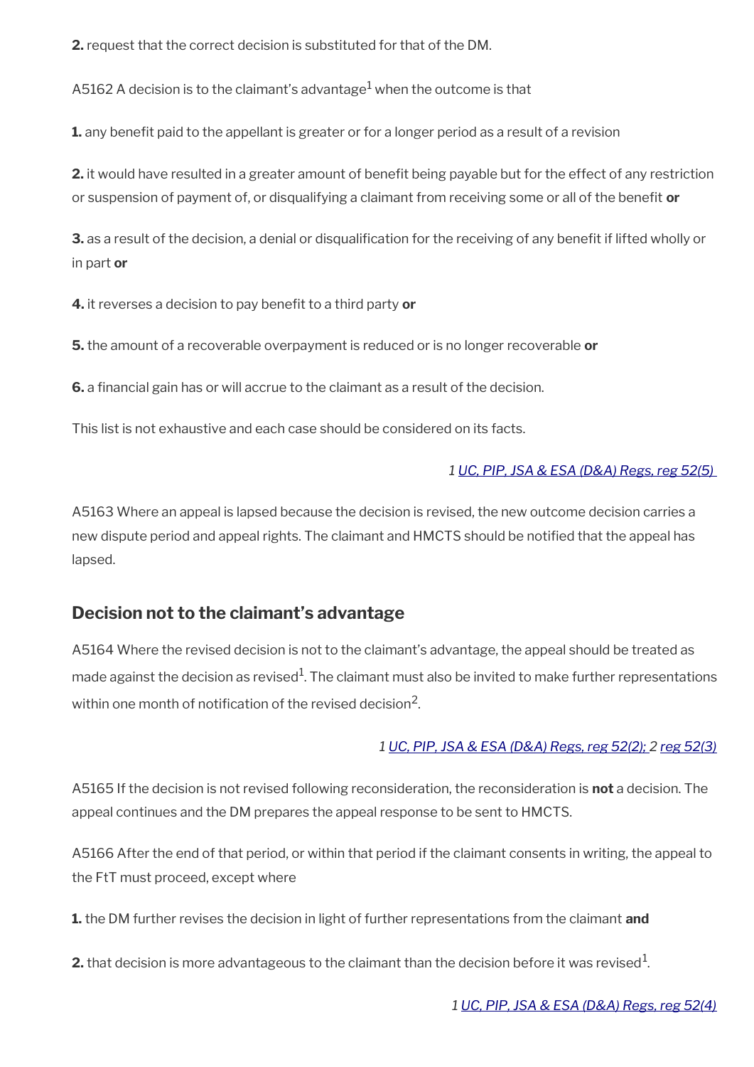**2.** request that the correct decision is substituted for that of the DM.

A5162 A decision is to the claimant's advantage[1] when the outcome is that

**1.** any benefit paid to the appellant is greater or for a longer period as a result of a revision

**2.** it would have resulted in a greater amount of benefit being payable but for the effect of any restriction or suspension of payment of, or disqualifying a claimant from receiving some or all of the benefit **or**

**3.** as a result of the decision, a denial or disqualification for the receiving of any benefit if lifted wholly or in part **or**

**4.** it reverses a decision to pay benefit to a third party **or**

**5.** the amount of a recoverable overpayment is reduced or is no longer recoverable **or**

**6.** a financial gain has or will accrue to the claimant as a result of the decision.

This list is not exhaustive and each case should be considered on its facts.

*1 UC, PIP, JSA & ESA (D&A) Regs, reg 52(5)*

A5163 Where an appeal is lapsed because the decision is revised, the new outcome decision carries a new dispute period and appeal rights. The claimant and HMCTS should be notified that the appeal has lapsed.

## Decision not to the claimant's advantage

A5164 Where the revised decision is not to the claimant's advantage, the appeal should be treated as made against the decision as revised[1]. The claimant must also be invited to make further representations within one month of notification of the revised decision[2].

*1 UC, PIP, JSA & ESA (D&A) Regs, reg 52(2); 2 reg 52(3)*

A5165 If the decision is not revised following reconsideration, the reconsideration is **not** a decision. The appeal continues and the DM prepares the appeal response to be sent to HMCTS.

A5166 After the end of that period, or within that period if the claimant consents in writing, the appeal to the FtT must proceed, except where

**1.** the DM further revises the decision in light of further representations from the claimant **and**

**2.** that decision is more advantageous to the claimant than the decision before it was revised[1].

*1 UC, PIP, JSA & ESA (D&A) Regs, reg 52(4)*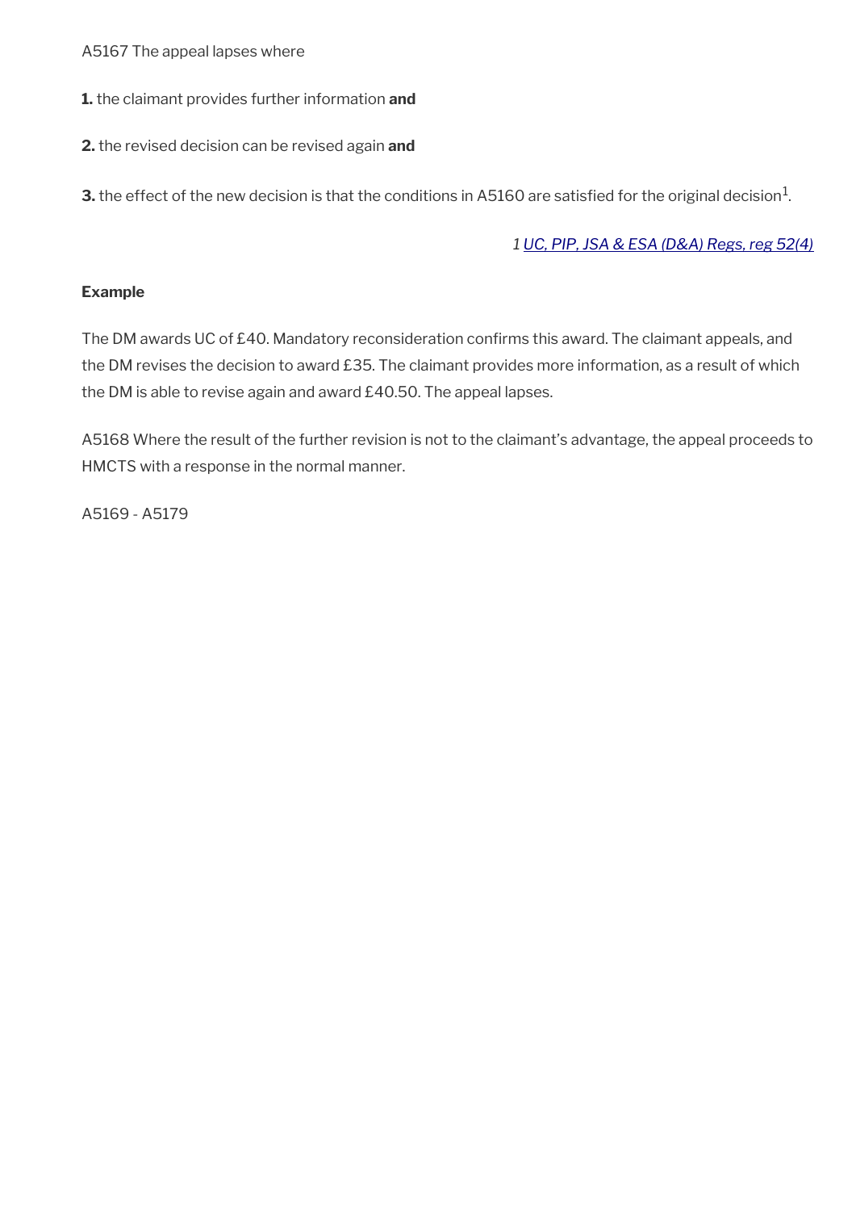A5167 The appeal lapses where

**1.** the claimant provides further information **and**

**2.** the revised decision can be revised again **and**

**3.** the effect of the new decision is that the conditions in A5160 are satisfied for the original decision[1].

*1 UC, PIP, JSA & ESA (D&A) Regs, reg 52(4)*

**Example**

The DM awards UC of £40. Mandatory reconsideration confirms this award. The claimant appeals, and the DM revises the decision to award £35. The claimant provides more information, as a result of which the DM is able to revise again and award £40.50. The appeal lapses.

A5168 Where the result of the further revision is not to the claimant's advantage, the appeal proceeds to HMCTS with a response in the normal manner.

A5169 - A5179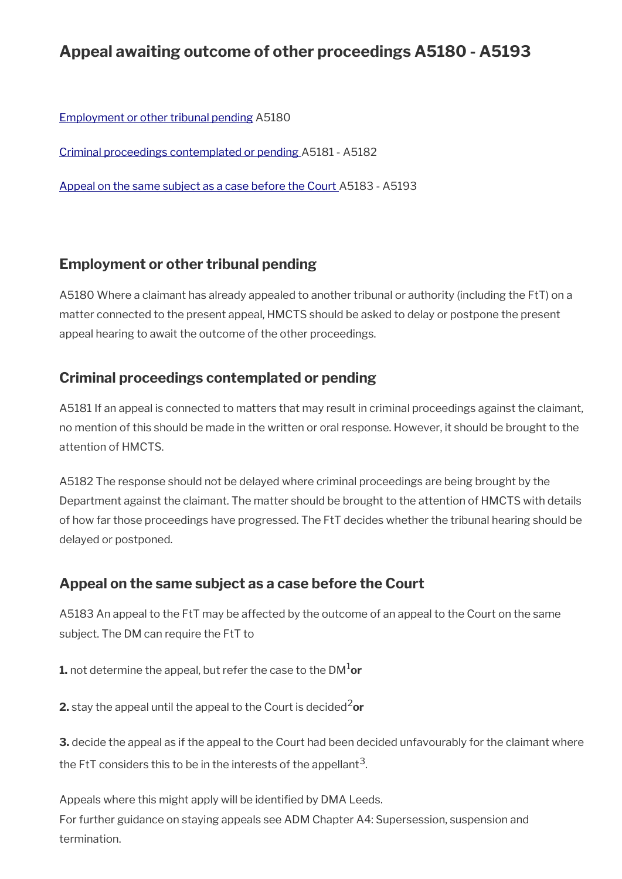# Appeal awaiting outcome of other proceedings A5180 - A5193

[Employment or other tribunal pending](#) A5180

[Criminal proceedings contemplated or pending](#) A5181 - A5182

[Appeal on the same subject as a case before the Court](#) A5183 - A5193

## Employment or other tribunal pending

A5180 Where a claimant has already appealed to another tribunal or authority (including the FtT) on a matter connected to the present appeal, HMCTS should be asked to delay or postpone the present appeal hearing to await the outcome of the other proceedings.

## Criminal proceedings contemplated or pending

A5181 If an appeal is connected to matters that may result in criminal proceedings against the claimant, no mention of this should be made in the written or oral response. However, it should be brought to the attention of HMCTS.

A5182 The response should not be delayed where criminal proceedings are being brought by the Department against the claimant. The matter should be brought to the attention of HMCTS with details of how far those proceedings have progressed. The FtT decides whether the tribunal hearing should be delayed or postponed.

## Appeal on the same subject as a case before the Court

A5183 An appeal to the FtT may be affected by the outcome of an appeal to the Court on the same subject. The DM can require the FtT to

**1.** not determine the appeal, but refer the case to the DM[1] **or**

**2.** stay the appeal until the appeal to the Court is decided[2] **or**

**3.** decide the appeal as if the appeal to the Court had been decided unfavourably for the claimant where the FtT considers this to be in the interests of the appellant[3].

Appeals where this might apply will be identified by DMA Leeds.
For further guidance on staying appeals see ADM Chapter A4: Supersession, suspension and termination.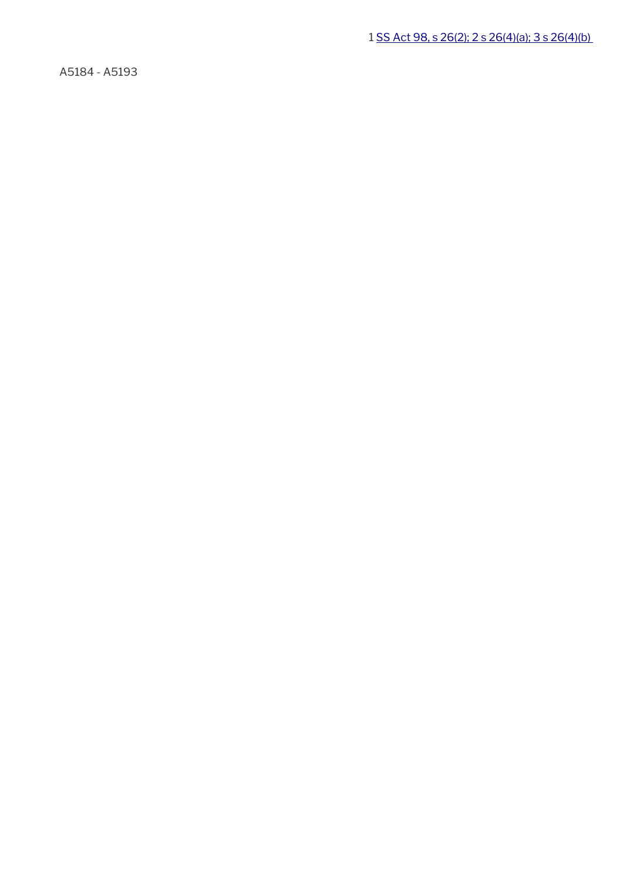1 SS Act 98, s 26(2); 2 s 26(4)(a); 3 s 26(4)(b)

A5184 - A5193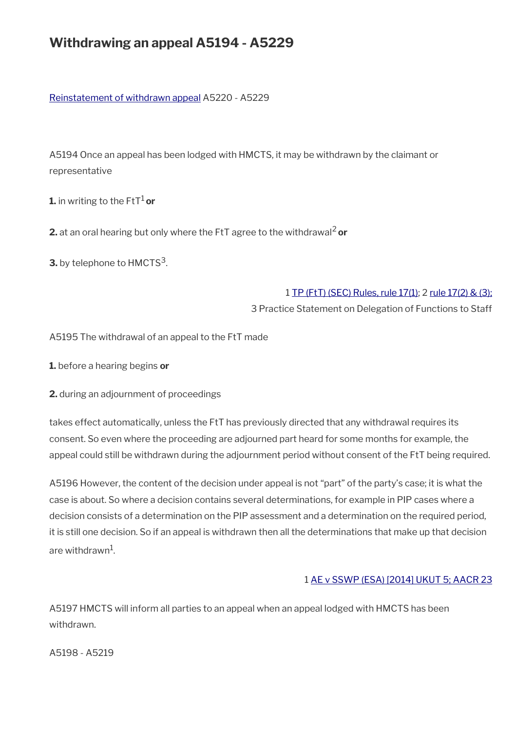# Withdrawing an appeal A5194 - A5229

[Reinstatement of withdrawn appeal](#) A5220 - A5229

A5194 Once an appeal has been lodged with HMCTS, it may be withdrawn by the claimant or representative

**1.** in writing to the FtT[1] **or**

**2.** at an oral hearing but only where the FtT agree to the withdrawal[2] **or**

**3.** by telephone to HMCTS[3].

1 [TP (FtT) (SEC) Rules, rule 17(1)](#); 2 [rule 17(2) & (3);](#)
3 Practice Statement on Delegation of Functions to Staff

A5195 The withdrawal of an appeal to the FtT made

**1.** before a hearing begins **or**

**2.** during an adjournment of proceedings

takes effect automatically, unless the FtT has previously directed that any withdrawal requires its consent. So even where the proceeding are adjourned part heard for some months for example, the appeal could still be withdrawn during the adjournment period without consent of the FtT being required.

A5196 However, the content of the decision under appeal is not "part" of the party's case; it is what the case is about. So where a decision contains several determinations, for example in PIP cases where a decision consists of a determination on the PIP assessment and a determination on the required period, it is still one decision. So if an appeal is withdrawn then all the determinations that make up that decision are withdrawn[1].

1 [AE v SSWP (ESA) [2014] UKUT 5; AACR 23](#)

A5197 HMCTS will inform all parties to an appeal when an appeal lodged with HMCTS has been withdrawn.

A5198 - A5219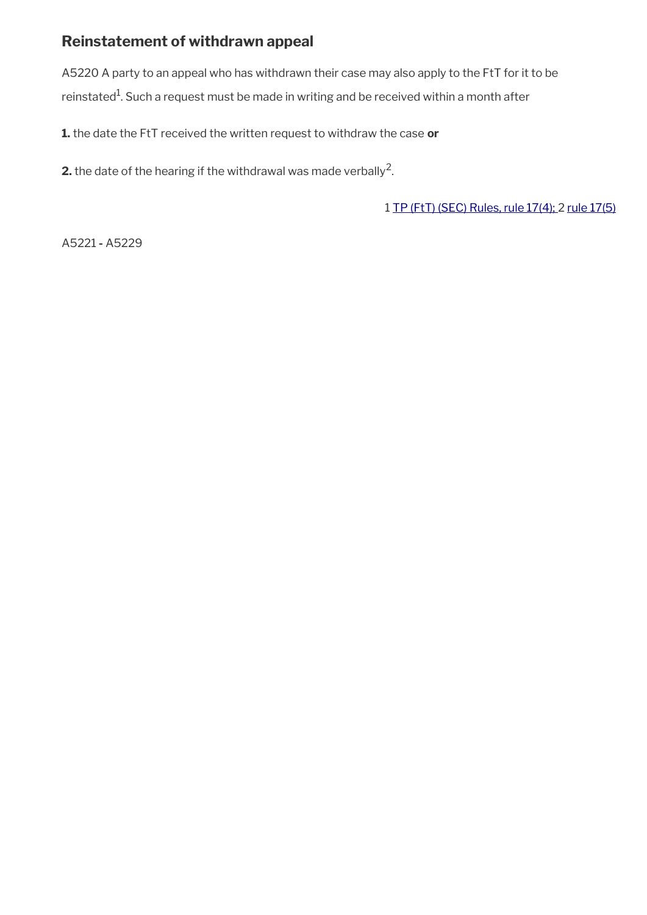## Reinstatement of withdrawn appeal

A5220 A party to an appeal who has withdrawn their case may also apply to the FtT for it to be reinstated[1]. Such a request must be made in writing and be received within a month after

**1.** the date the FtT received the written request to withdraw the case **or**

**2.** the date of the hearing if the withdrawal was made verbally[2].

1 TP (FtT) (SEC) Rules, rule 17(4); 2 rule 17(5)

A5221 - A5229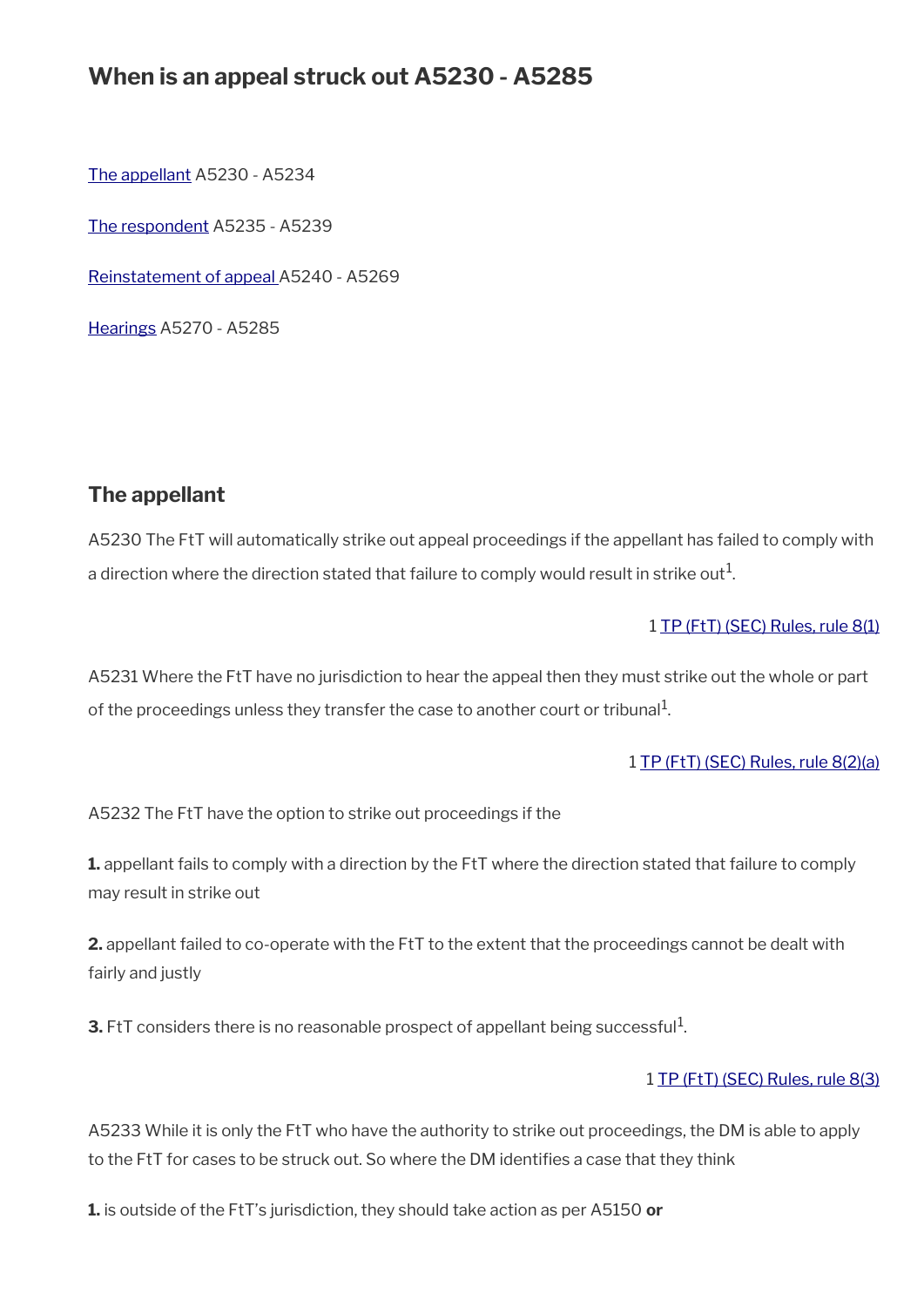## When is an appeal struck out A5230 - A5285

The appellant A5230 - A5234

The respondent A5235 - A5239

Reinstatement of appeal A5240 - A5269

Hearings A5270 - A5285

### The appellant

A5230 The FtT will automatically strike out appeal proceedings if the appellant has failed to comply with a direction where the direction stated that failure to comply would result in strike out[1].

1 TP (FtT) (SEC) Rules, rule 8(1)

A5231 Where the FtT have no jurisdiction to hear the appeal then they must strike out the whole or part of the proceedings unless they transfer the case to another court or tribunal[1].

1 TP (FtT) (SEC) Rules, rule 8(2)(a)

A5232 The FtT have the option to strike out proceedings if the

**1.** appellant fails to comply with a direction by the FtT where the direction stated that failure to comply may result in strike out

**2.** appellant failed to co-operate with the FtT to the extent that the proceedings cannot be dealt with fairly and justly

**3.** FtT considers there is no reasonable prospect of appellant being successful[1].

1 TP (FtT) (SEC) Rules, rule 8(3)

A5233 While it is only the FtT who have the authority to strike out proceedings, the DM is able to apply to the FtT for cases to be struck out. So where the DM identifies a case that they think

**1.** is outside of the FtT's jurisdiction, they should take action as per A5150 **or**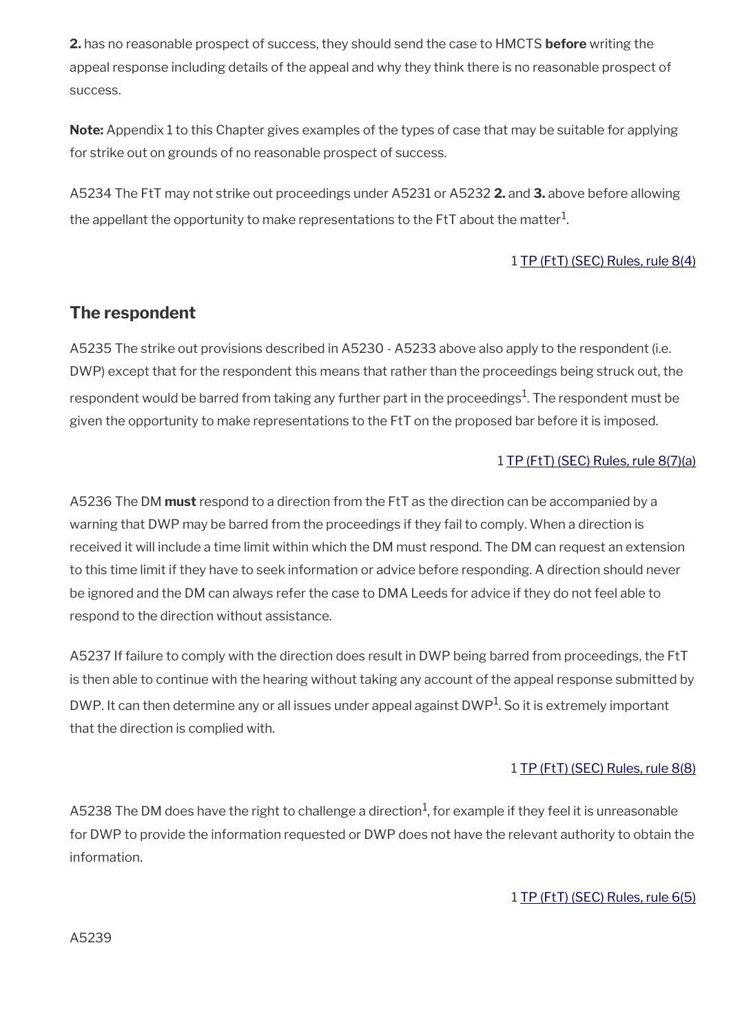**2.** has no reasonable prospect of success, they should send the case to HMCTS **before** writing the appeal response including details of the appeal and why they think there is no reasonable prospect of success.

**Note:** Appendix 1 to this Chapter gives examples of the types of case that may be suitable for applying for strike out on grounds of no reasonable prospect of success.

A5234 The FtT may not strike out proceedings under A5231 or A5232 **2.** and **3.** above before allowing the appellant the opportunity to make representations to the FtT about the matter[1].

1 TP (FtT) (SEC) Rules, rule 8(4)

## The respondent

A5235 The strike out provisions described in A5230 - A5233 above also apply to the respondent (i.e. DWP) except that for the respondent this means that rather than the proceedings being struck out, the respondent would be barred from taking any further part in the proceedings[1]. The respondent must be given the opportunity to make representations to the FtT on the proposed bar before it is imposed.

1 TP (FtT) (SEC) Rules, rule 8(7)(a)

A5236 The DM **must** respond to a direction from the FtT as the direction can be accompanied by a warning that DWP may be barred from the proceedings if they fail to comply. When a direction is received it will include a time limit within which the DM must respond. The DM can request an extension to this time limit if they have to seek information or advice before responding. A direction should never be ignored and the DM can always refer the case to DMA Leeds for advice if they do not feel able to respond to the direction without assistance.

A5237 If failure to comply with the direction does result in DWP being barred from proceedings, the FtT is then able to continue with the hearing without taking any account of the appeal response submitted by DWP. It can then determine any or all issues under appeal against DWP[1]. So it is extremely important that the direction is complied with.

1 TP (FtT) (SEC) Rules, rule 8(8)

A5238 The DM does have the right to challenge a direction[1], for example if they feel it is unreasonable for DWP to provide the information requested or DWP does not have the relevant authority to obtain the information.

1 TP (FtT) (SEC) Rules, rule 6(5)

A5239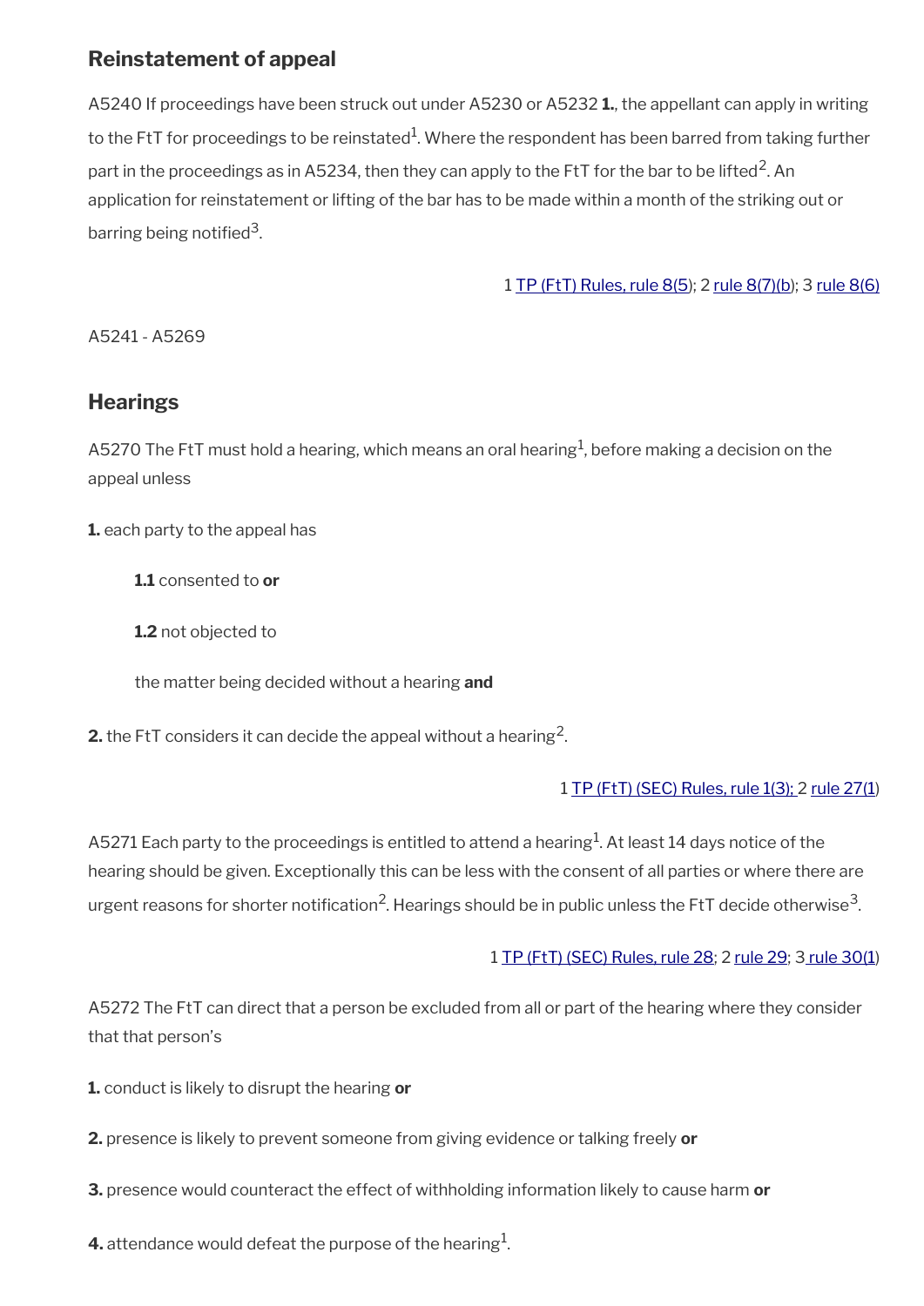## Reinstatement of appeal

A5240 If proceedings have been struck out under A5230 or A5232 **1.**, the appellant can apply in writing to the FtT for proceedings to be reinstated[1]. Where the respondent has been barred from taking further part in the proceedings as in A5234, then they can apply to the FtT for the bar to be lifted[2]. An application for reinstatement or lifting of the bar has to be made within a month of the striking out or barring being notified[3].

1 TP (FtT) Rules, rule 8(5); 2 rule 8(7)(b); 3 rule 8(6)

A5241 - A5269

## Hearings

A5270 The FtT must hold a hearing, which means an oral hearing[1], before making a decision on the appeal unless

**1.** each party to the appeal has

> **1.1** consented to **or**
>
> **1.2** not objected to
>
> the matter being decided without a hearing **and**

**2.** the FtT considers it can decide the appeal without a hearing[2].

1 TP (FtT) (SEC) Rules, rule 1(3); 2 rule 27(1)

A5271 Each party to the proceedings is entitled to attend a hearing[1]. At least 14 days notice of the hearing should be given. Exceptionally this can be less with the consent of all parties or where there are urgent reasons for shorter notification[2]. Hearings should be in public unless the FtT decide otherwise[3].

1 TP (FtT) (SEC) Rules, rule 28; 2 rule 29; 3 rule 30(1)

A5272 The FtT can direct that a person be excluded from all or part of the hearing where they consider that that person's

**1.** conduct is likely to disrupt the hearing **or**

**2.** presence is likely to prevent someone from giving evidence or talking freely **or**

**3.** presence would counteract the effect of withholding information likely to cause harm **or**

**4.** attendance would defeat the purpose of the hearing[1].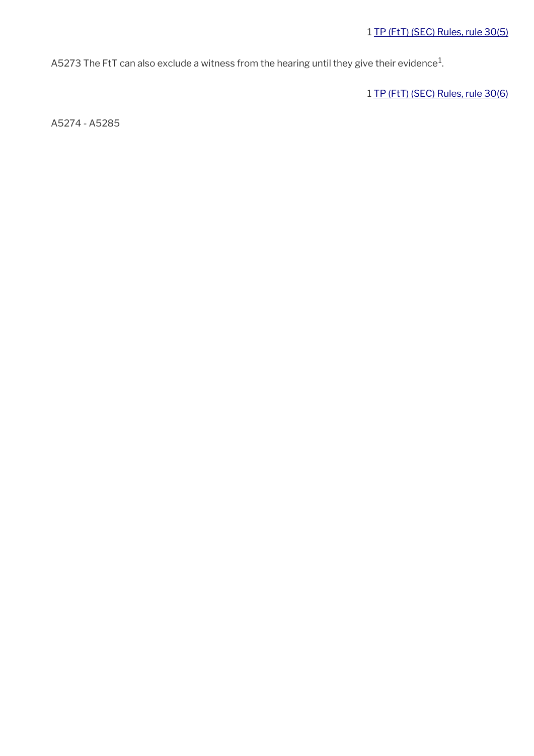1 TP (FtT) (SEC) Rules, rule 30(5)

A5273 The FtT can also exclude a witness from the hearing until they give their evidence[1].

1 TP (FtT) (SEC) Rules, rule 30(6)

A5274 - A5285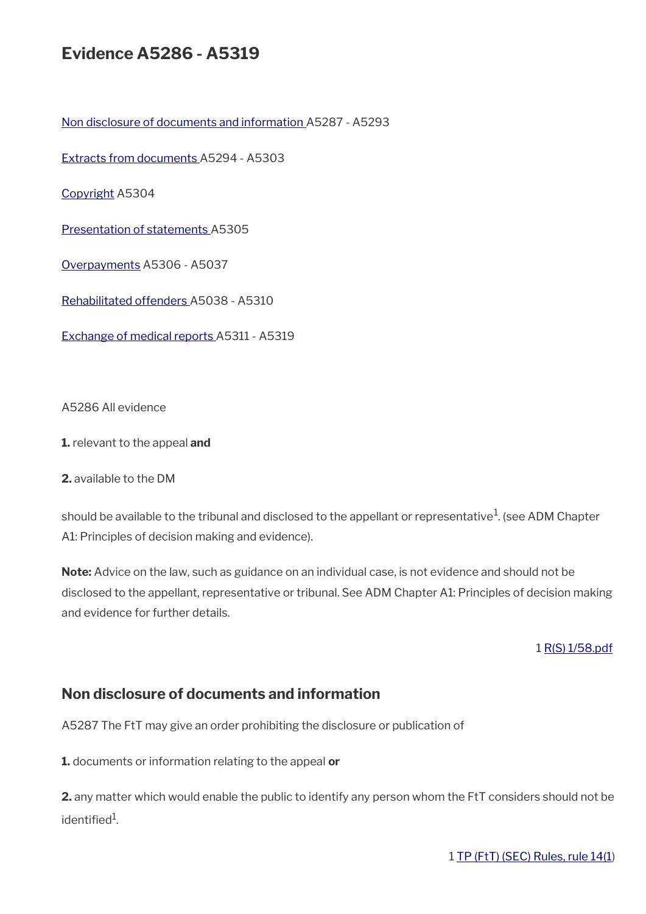# Evidence A5286 - A5319

Non disclosure of documents and information A5287 - A5293

Extracts from documents A5294 - A5303

Copyright A5304

Presentation of statements A5305

Overpayments A5306 - A5037

Rehabilitated offenders A5038 - A5310

Exchange of medical reports A5311 - A5319

A5286 All evidence

**1.** relevant to the appeal **and**

**2.** available to the DM

should be available to the tribunal and disclosed to the appellant or representative[1]. (see ADM Chapter A1: Principles of decision making and evidence).

**Note:** Advice on the law, such as guidance on an individual case, is not evidence and should not be disclosed to the appellant, representative or tribunal. See ADM Chapter A1: Principles of decision making and evidence for further details.

1 R(S) 1/58.pdf

## Non disclosure of documents and information

A5287 The FtT may give an order prohibiting the disclosure or publication of

**1.** documents or information relating to the appeal **or**

**2.** any matter which would enable the public to identify any person whom the FtT considers should not be identified[1].

1 TP (FtT) (SEC) Rules, rule 14(1)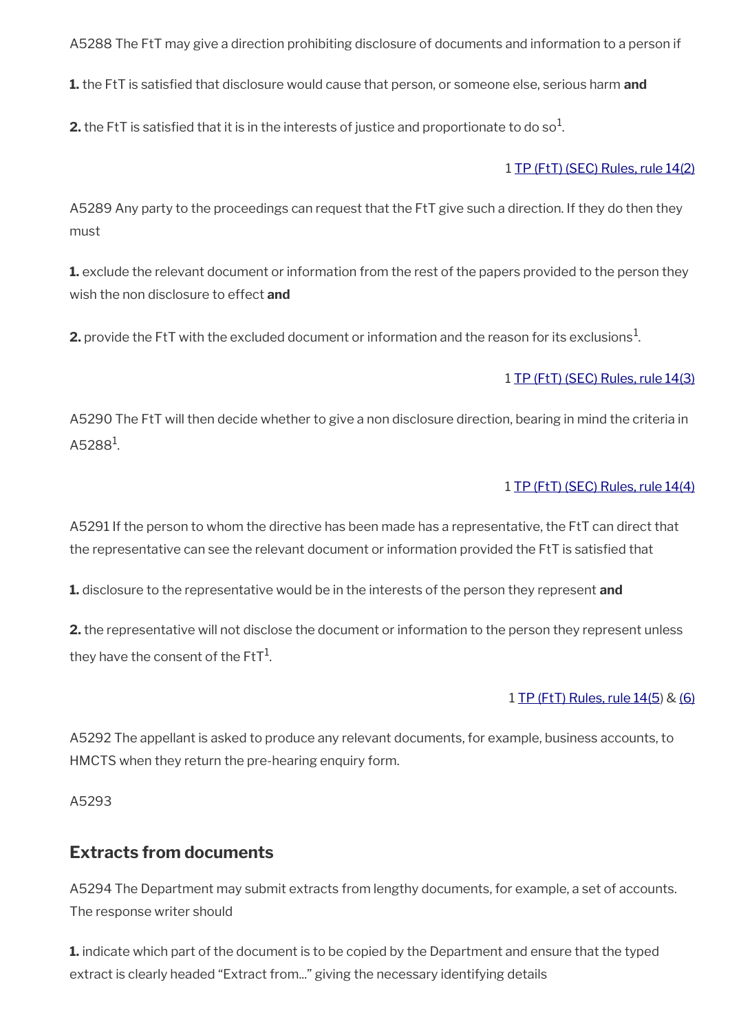A5288 The FtT may give a direction prohibiting disclosure of documents and information to a person if

**1.** the FtT is satisfied that disclosure would cause that person, or someone else, serious harm **and**

**2.** the FtT is satisfied that it is in the interests of justice and proportionate to do so[1].

1 TP (FtT) (SEC) Rules, rule 14(2)

A5289 Any party to the proceedings can request that the FtT give such a direction. If they do then they must

**1.** exclude the relevant document or information from the rest of the papers provided to the person they wish the non disclosure to effect **and**

**2.** provide the FtT with the excluded document or information and the reason for its exclusions[1].

1 TP (FtT) (SEC) Rules, rule 14(3)

A5290 The FtT will then decide whether to give a non disclosure direction, bearing in mind the criteria in A5288[1].

1 TP (FtT) (SEC) Rules, rule 14(4)

A5291 If the person to whom the directive has been made has a representative, the FtT can direct that the representative can see the relevant document or information provided the FtT is satisfied that

**1.** disclosure to the representative would be in the interests of the person they represent **and**

**2.** the representative will not disclose the document or information to the person they represent unless they have the consent of the FtT[1].

1 TP (FtT) Rules, rule 14(5) & (6)

A5292 The appellant is asked to produce any relevant documents, for example, business accounts, to HMCTS when they return the pre-hearing enquiry form.

A5293

## Extracts from documents

A5294 The Department may submit extracts from lengthy documents, for example, a set of accounts. The response writer should

**1.** indicate which part of the document is to be copied by the Department and ensure that the typed extract is clearly headed "Extract from..." giving the necessary identifying details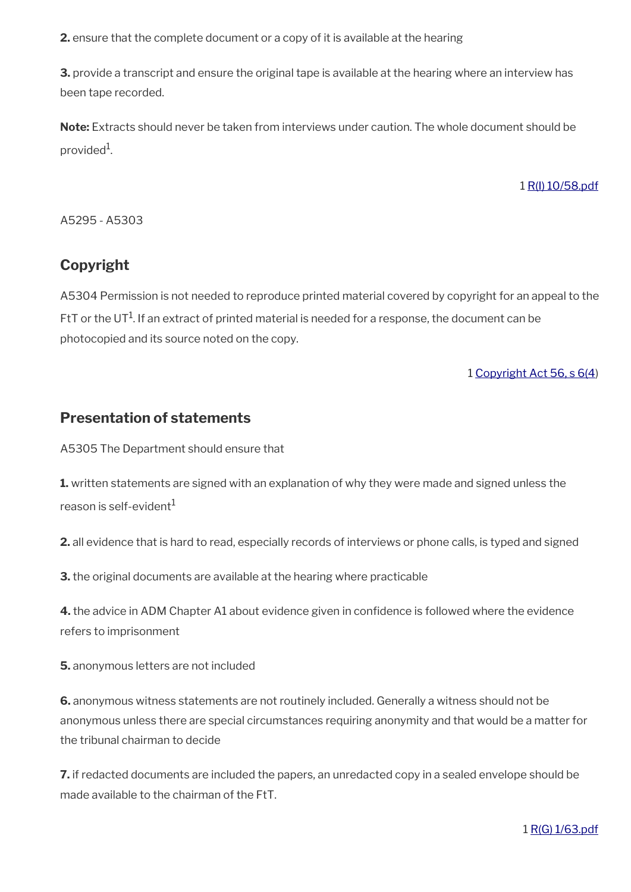**2.** ensure that the complete document or a copy of it is available at the hearing

**3.** provide a transcript and ensure the original tape is available at the hearing where an interview has been tape recorded.

**Note:** Extracts should never be taken from interviews under caution. The whole document should be provided[1].

1 R(I) 10/58.pdf

A5295 - A5303

## Copyright

A5304 Permission is not needed to reproduce printed material covered by copyright for an appeal to the FtT or the UT[1]. If an extract of printed material is needed for a response, the document can be photocopied and its source noted on the copy.

1 Copyright Act 56, s 6(4)

## Presentation of statements

A5305 The Department should ensure that

**1.** written statements are signed with an explanation of why they were made and signed unless the reason is self-evident[1]

**2.** all evidence that is hard to read, especially records of interviews or phone calls, is typed and signed

**3.** the original documents are available at the hearing where practicable

**4.** the advice in ADM Chapter A1 about evidence given in confidence is followed where the evidence refers to imprisonment

**5.** anonymous letters are not included

**6.** anonymous witness statements are not routinely included. Generally a witness should not be anonymous unless there are special circumstances requiring anonymity and that would be a matter for the tribunal chairman to decide

**7.** if redacted documents are included the papers, an unredacted copy in a sealed envelope should be made available to the chairman of the FtT.

1 R(G) 1/63.pdf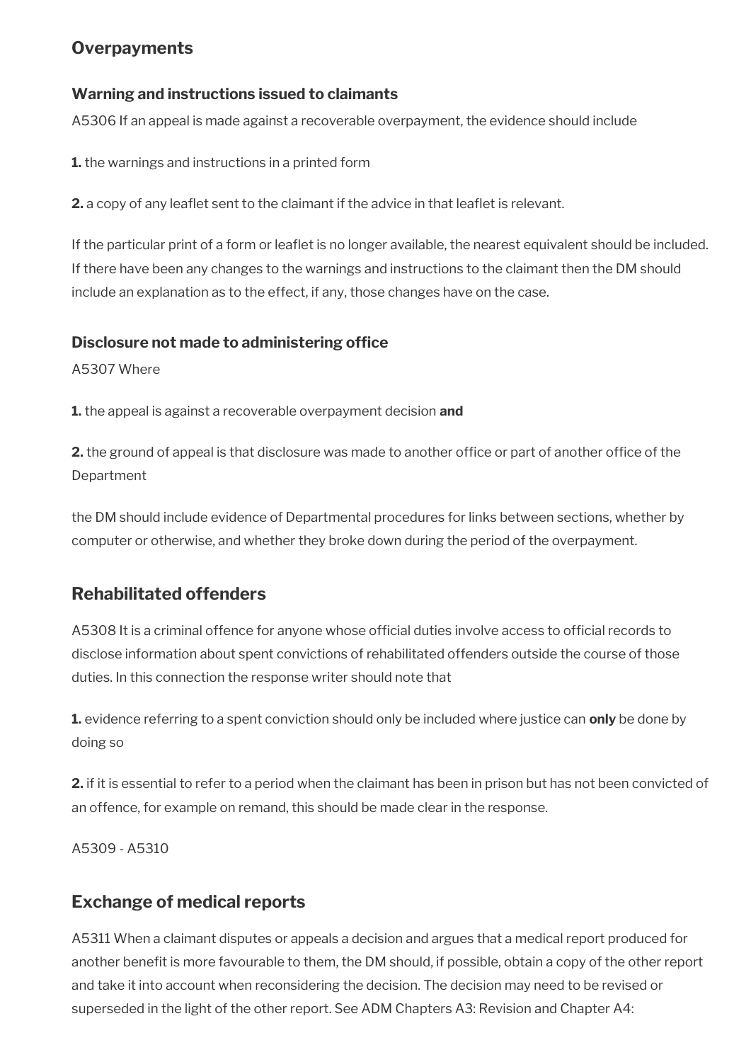## Overpayments

### Warning and instructions issued to claimants

A5306 If an appeal is made against a recoverable overpayment, the evidence should include

**1.** the warnings and instructions in a printed form

**2.** a copy of any leaflet sent to the claimant if the advice in that leaflet is relevant.

If the particular print of a form or leaflet is no longer available, the nearest equivalent should be included. If there have been any changes to the warnings and instructions to the claimant then the DM should include an explanation as to the effect, if any, those changes have on the case.

### Disclosure not made to administering office

A5307 Where

**1.** the appeal is against a recoverable overpayment decision **and**

**2.** the ground of appeal is that disclosure was made to another office or part of another office of the Department

the DM should include evidence of Departmental procedures for links between sections, whether by computer or otherwise, and whether they broke down during the period of the overpayment.

## Rehabilitated offenders

A5308 It is a criminal offence for anyone whose official duties involve access to official records to disclose information about spent convictions of rehabilitated offenders outside the course of those duties. In this connection the response writer should note that

**1.** evidence referring to a spent conviction should only be included where justice can **only** be done by doing so

**2.** if it is essential to refer to a period when the claimant has been in prison but has not been convicted of an offence, for example on remand, this should be made clear in the response.

A5309 - A5310

## Exchange of medical reports

A5311 When a claimant disputes or appeals a decision and argues that a medical report produced for another benefit is more favourable to them, the DM should, if possible, obtain a copy of the other report and take it into account when reconsidering the decision. The decision may need to be revised or superseded in the light of the other report. See ADM Chapters A3: Revision and Chapter A4: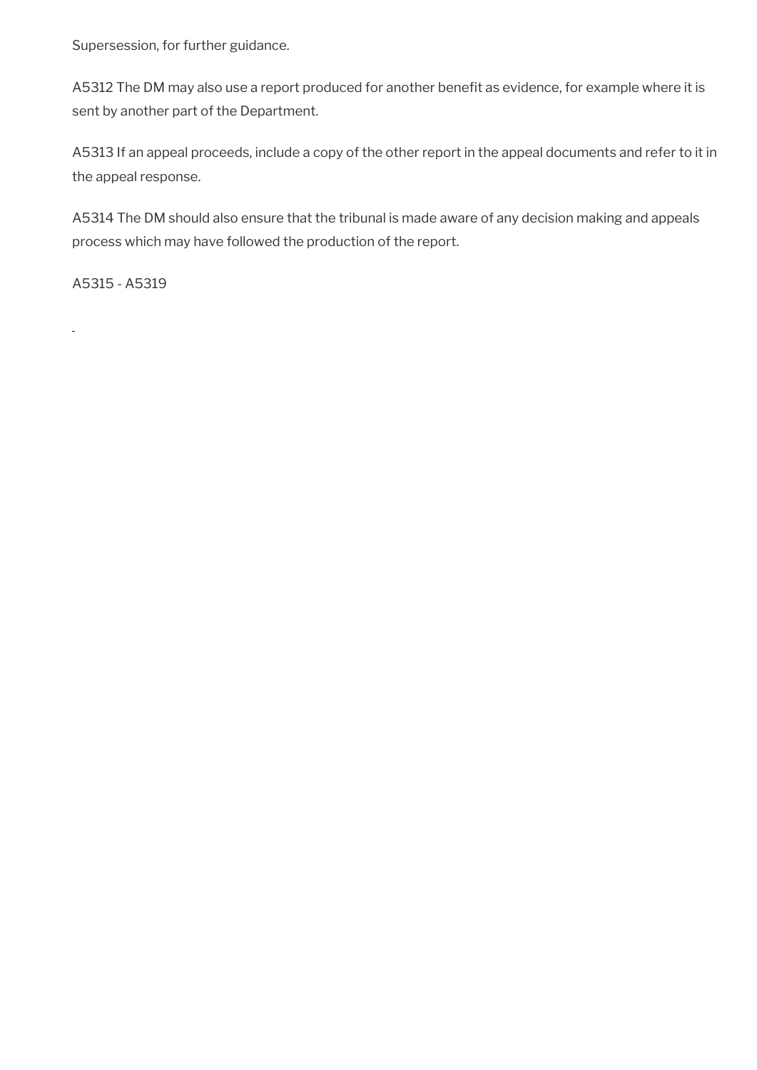Supersession, for further guidance.

A5312 The DM may also use a report produced for another benefit as evidence, for example where it is sent by another part of the Department.

A5313 If an appeal proceeds, include a copy of the other report in the appeal documents and refer to it in the appeal response.

A5314 The DM should also ensure that the tribunal is made aware of any decision making and appeals process which may have followed the production of the report.

A5315 - A5319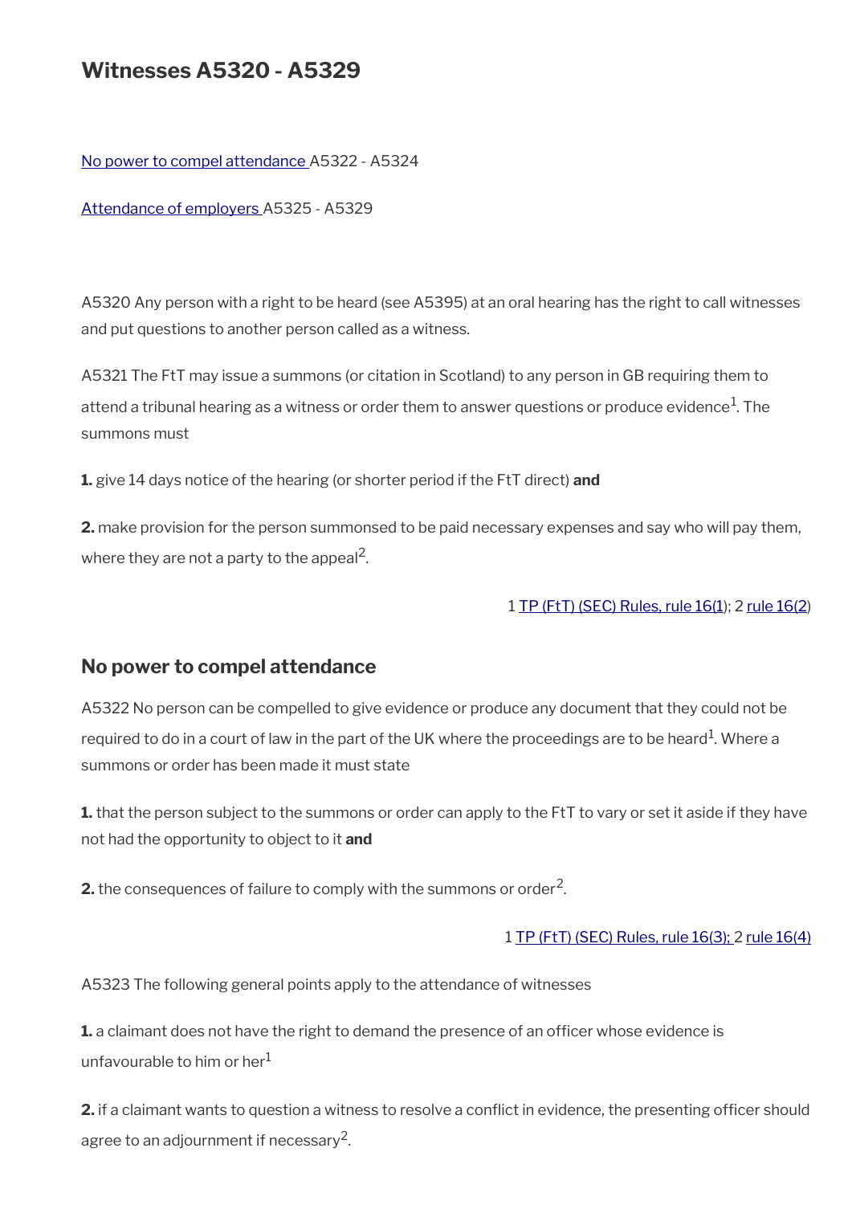# Witnesses A5320 - A5329

[No power to compel attendance](#) A5322 - A5324

[Attendance of employers](#) A5325 - A5329

A5320 Any person with a right to be heard (see A5395) at an oral hearing has the right to call witnesses and put questions to another person called as a witness.

A5321 The FtT may issue a summons (or citation in Scotland) to any person in GB requiring them to attend a tribunal hearing as a witness or order them to answer questions or produce evidence[1]. The summons must

**1.** give 14 days notice of the hearing (or shorter period if the FtT direct) **and**

**2.** make provision for the person summonsed to be paid necessary expenses and say who will pay them, where they are not a party to the appeal[2].

1 TP (FtT) (SEC) Rules, rule 16(1); 2 rule 16(2)

## No power to compel attendance

A5322 No person can be compelled to give evidence or produce any document that they could not be required to do in a court of law in the part of the UK where the proceedings are to be heard[1]. Where a summons or order has been made it must state

**1.** that the person subject to the summons or order can apply to the FtT to vary or set it aside if they have not had the opportunity to object to it **and**

**2.** the consequences of failure to comply with the summons or order[2].

1 TP (FtT) (SEC) Rules, rule 16(3); 2 rule 16(4)

A5323 The following general points apply to the attendance of witnesses

**1.** a claimant does not have the right to demand the presence of an officer whose evidence is unfavourable to him or her[1]

**2.** if a claimant wants to question a witness to resolve a conflict in evidence, the presenting officer should agree to an adjournment if necessary[2].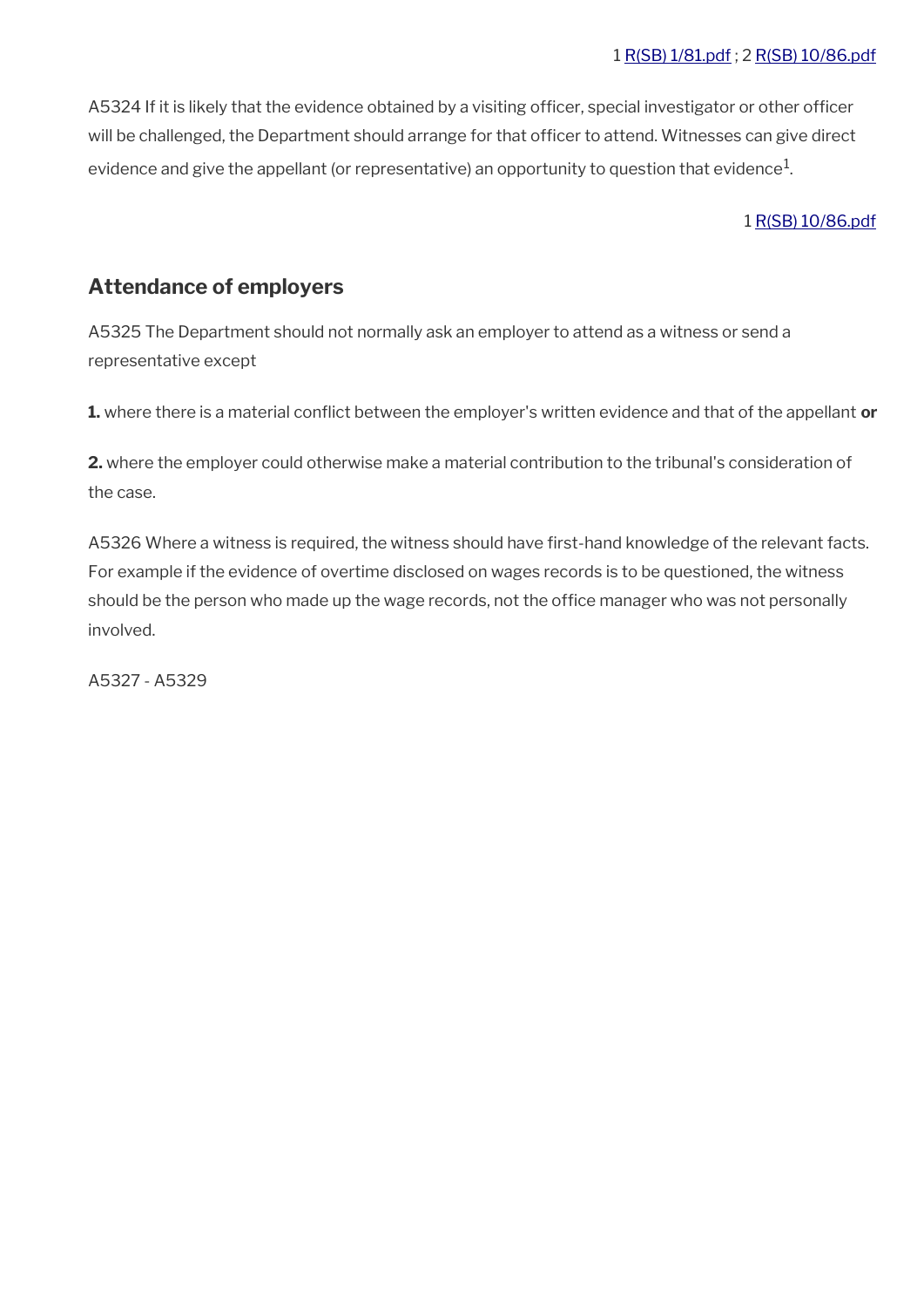1 R(SB) 1/81.pdf ; 2 R(SB) 10/86.pdf

A5324 If it is likely that the evidence obtained by a visiting officer, special investigator or other officer will be challenged, the Department should arrange for that officer to attend. Witnesses can give direct evidence and give the appellant (or representative) an opportunity to question that evidence[1].

1 R(SB) 10/86.pdf

## Attendance of employers

A5325 The Department should not normally ask an employer to attend as a witness or send a representative except

**1.** where there is a material conflict between the employer's written evidence and that of the appellant **or**

**2.** where the employer could otherwise make a material contribution to the tribunal's consideration of the case.

A5326 Where a witness is required, the witness should have first-hand knowledge of the relevant facts. For example if the evidence of overtime disclosed on wages records is to be questioned, the witness should be the person who made up the wage records, not the office manager who was not personally involved.

A5327 - A5329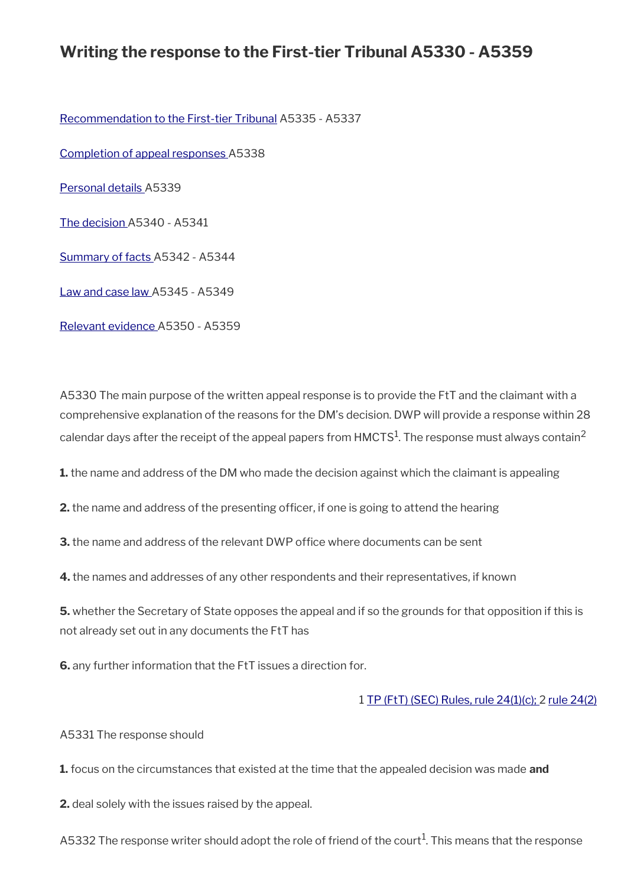# Writing the response to the First-tier Tribunal A5330 - A5359

Recommendation to the First-tier Tribunal A5335 - A5337

Completion of appeal responses A5338

Personal details A5339

The decision A5340 - A5341

Summary of facts A5342 - A5344

Law and case law A5345 - A5349

Relevant evidence A5350 - A5359

A5330 The main purpose of the written appeal response is to provide the FtT and the claimant with a comprehensive explanation of the reasons for the DM's decision. DWP will provide a response within 28 calendar days after the receipt of the appeal papers from HMCTS[1]. The response must always contain[2]

**1.** the name and address of the DM who made the decision against which the claimant is appealing

**2.** the name and address of the presenting officer, if one is going to attend the hearing

**3.** the name and address of the relevant DWP office where documents can be sent

**4.** the names and addresses of any other respondents and their representatives, if known

**5.** whether the Secretary of State opposes the appeal and if so the grounds for that opposition if this is not already set out in any documents the FtT has

**6.** any further information that the FtT issues a direction for.

1 TP (FtT) (SEC) Rules, rule 24(1)(c); 2 rule 24(2)

A5331 The response should

**1.** focus on the circumstances that existed at the time that the appealed decision was made **and**

**2.** deal solely with the issues raised by the appeal.

A5332 The response writer should adopt the role of friend of the court[1]. This means that the response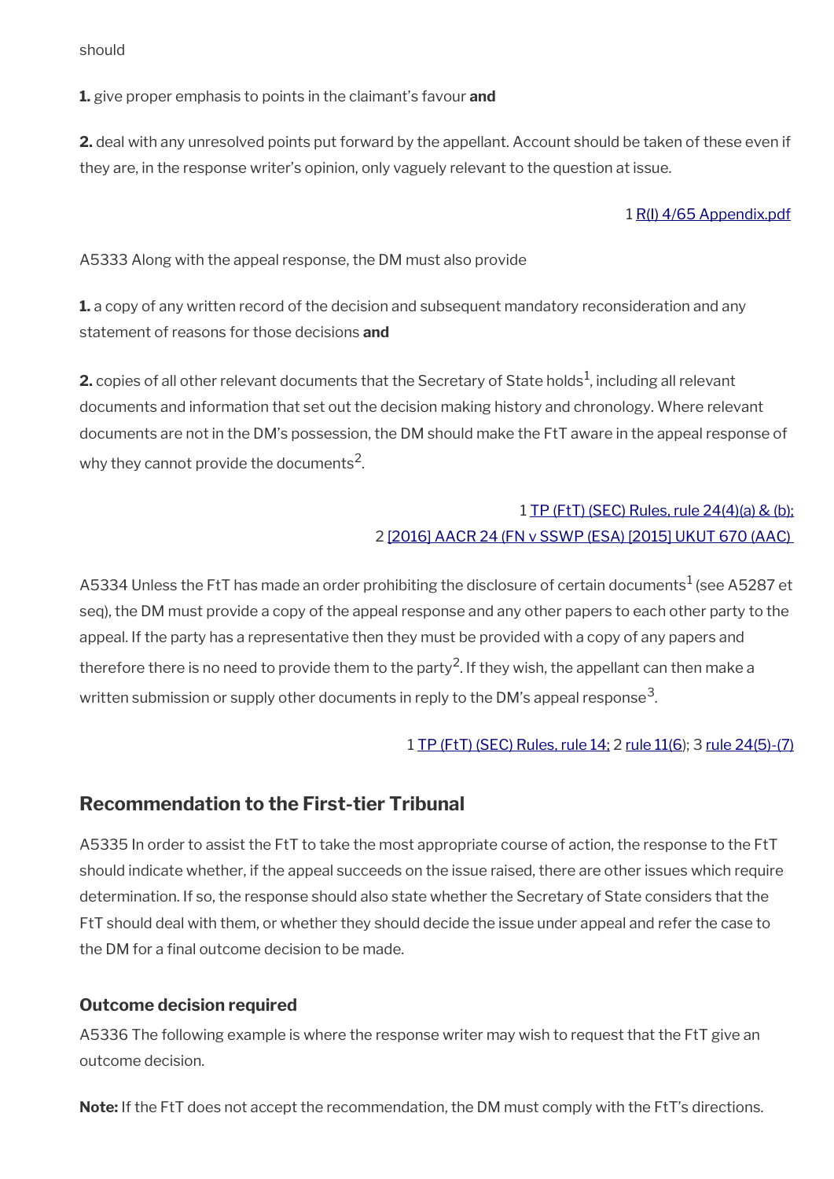should

**1.** give proper emphasis to points in the claimant's favour **and**

**2.** deal with any unresolved points put forward by the appellant. Account should be taken of these even if they are, in the response writer's opinion, only vaguely relevant to the question at issue.

1 R(I) 4/65 Appendix.pdf

A5333 Along with the appeal response, the DM must also provide

**1.** a copy of any written record of the decision and subsequent mandatory reconsideration and any statement of reasons for those decisions **and**

**2.** copies of all other relevant documents that the Secretary of State holds[1], including all relevant documents and information that set out the decision making history and chronology. Where relevant documents are not in the DM's possession, the DM should make the FtT aware in the appeal response of why they cannot provide the documents[2].

1 TP (FtT) (SEC) Rules, rule 24(4)(a) & (b);
2 [2016] AACR 24 (FN v SSWP (ESA) [2015] UKUT 670 (AAC)

A5334 Unless the FtT has made an order prohibiting the disclosure of certain documents[1] (see A5287 et seq), the DM must provide a copy of the appeal response and any other papers to each other party to the appeal. If the party has a representative then they must be provided with a copy of any papers and therefore there is no need to provide them to the party[2]. If they wish, the appellant can then make a written submission or supply other documents in reply to the DM's appeal response[3].

1 TP (FtT) (SEC) Rules, rule 14; 2 rule 11(6); 3 rule 24(5)-(7)

## Recommendation to the First-tier Tribunal

A5335 In order to assist the FtT to take the most appropriate course of action, the response to the FtT should indicate whether, if the appeal succeeds on the issue raised, there are other issues which require determination. If so, the response should also state whether the Secretary of State considers that the FtT should deal with them, or whether they should decide the issue under appeal and refer the case to the DM for a final outcome decision to be made.

### Outcome decision required

A5336 The following example is where the response writer may wish to request that the FtT give an outcome decision.

**Note:** If the FtT does not accept the recommendation, the DM must comply with the FtT's directions.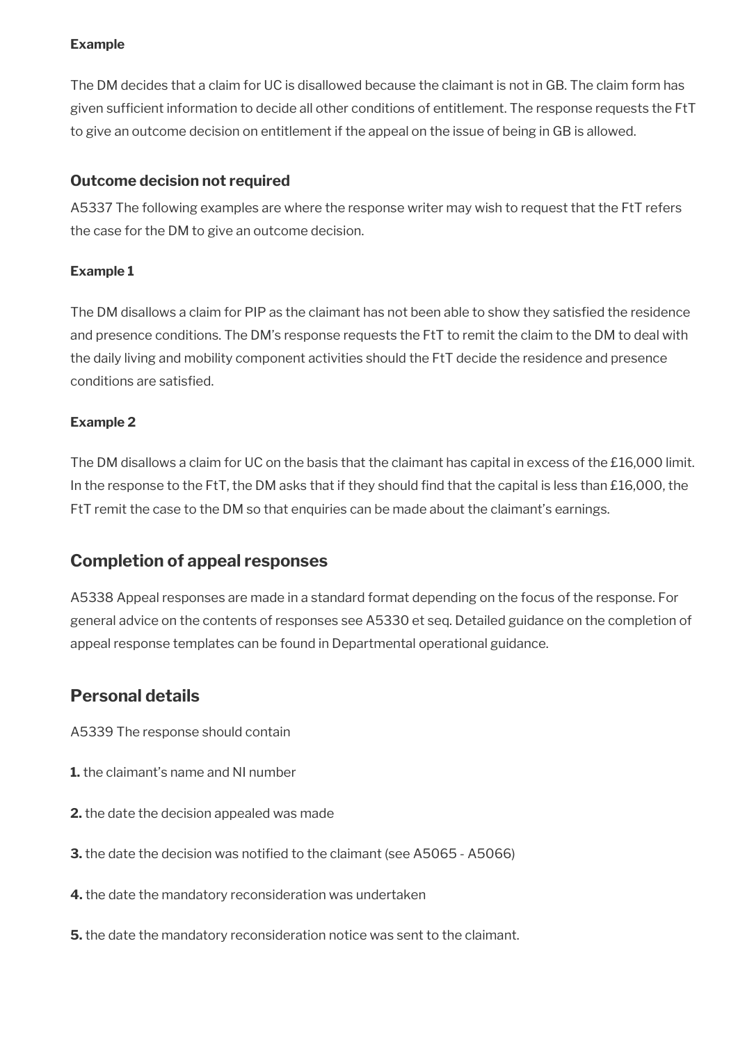**Example**

The DM decides that a claim for UC is disallowed because the claimant is not in GB. The claim form has given sufficient information to decide all other conditions of entitlement. The response requests the FtT to give an outcome decision on entitlement if the appeal on the issue of being in GB is allowed.

### Outcome decision not required

A5337 The following examples are where the response writer may wish to request that the FtT refers the case for the DM to give an outcome decision.

**Example 1**

The DM disallows a claim for PIP as the claimant has not been able to show they satisfied the residence and presence conditions. The DM's response requests the FtT to remit the claim to the DM to deal with the daily living and mobility component activities should the FtT decide the residence and presence conditions are satisfied.

**Example 2**

The DM disallows a claim for UC on the basis that the claimant has capital in excess of the £16,000 limit. In the response to the FtT, the DM asks that if they should find that the capital is less than £16,000, the FtT remit the case to the DM so that enquiries can be made about the claimant's earnings.

## Completion of appeal responses

A5338 Appeal responses are made in a standard format depending on the focus of the response. For general advice on the contents of responses see A5330 et seq. Detailed guidance on the completion of appeal response templates can be found in Departmental operational guidance.

## Personal details

A5339 The response should contain

**1.** the claimant's name and NI number

**2.** the date the decision appealed was made

**3.** the date the decision was notified to the claimant (see A5065 - A5066)

**4.** the date the mandatory reconsideration was undertaken

**5.** the date the mandatory reconsideration notice was sent to the claimant.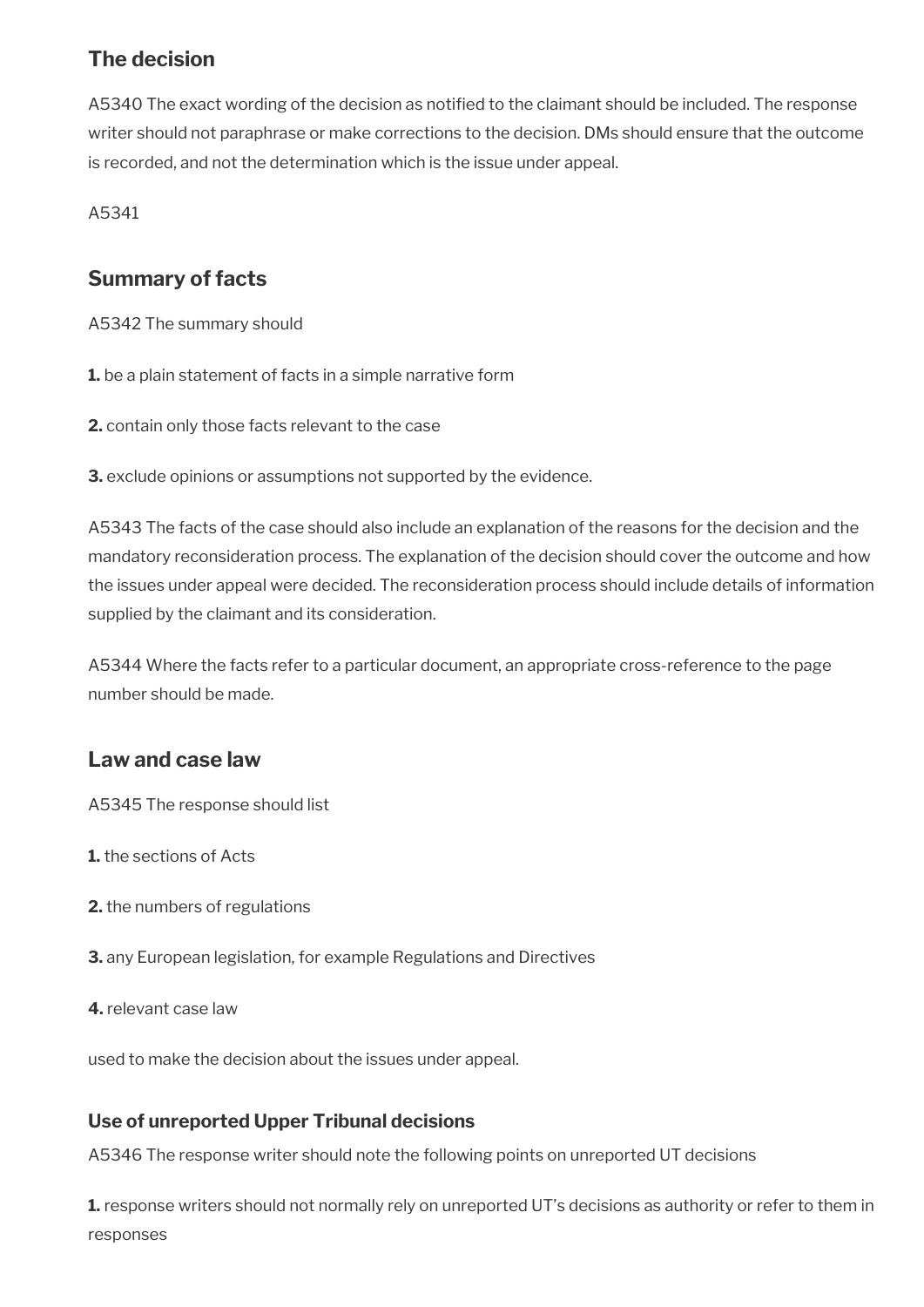## The decision

A5340 The exact wording of the decision as notified to the claimant should be included. The response writer should not paraphrase or make corrections to the decision. DMs should ensure that the outcome is recorded, and not the determination which is the issue under appeal.

A5341

## Summary of facts

A5342 The summary should

**1.** be a plain statement of facts in a simple narrative form

**2.** contain only those facts relevant to the case

**3.** exclude opinions or assumptions not supported by the evidence.

A5343 The facts of the case should also include an explanation of the reasons for the decision and the mandatory reconsideration process. The explanation of the decision should cover the outcome and how the issues under appeal were decided. The reconsideration process should include details of information supplied by the claimant and its consideration.

A5344 Where the facts refer to a particular document, an appropriate cross-reference to the page number should be made.

## Law and case law

A5345 The response should list

**1.** the sections of Acts

**2.** the numbers of regulations

**3.** any European legislation, for example Regulations and Directives

**4.** relevant case law

used to make the decision about the issues under appeal.

### Use of unreported Upper Tribunal decisions

A5346 The response writer should note the following points on unreported UT decisions

**1.** response writers should not normally rely on unreported UT's decisions as authority or refer to them in responses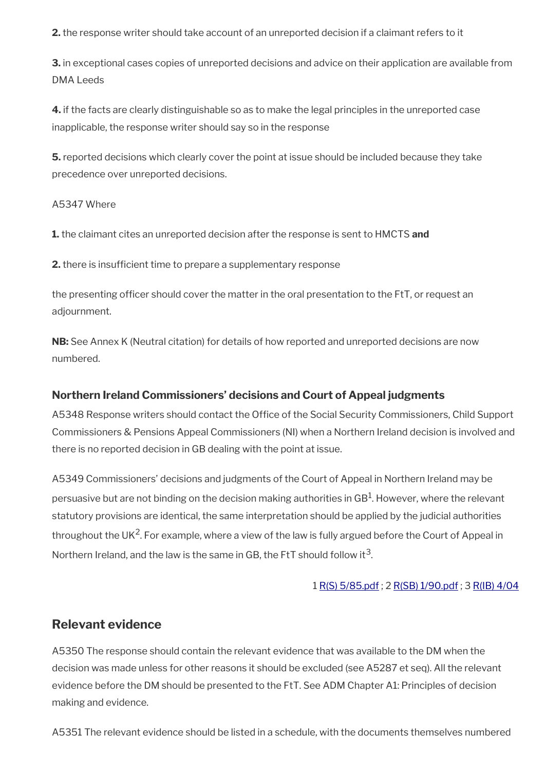**2.** the response writer should take account of an unreported decision if a claimant refers to it

**3.** in exceptional cases copies of unreported decisions and advice on their application are available from DMA Leeds

**4.** if the facts are clearly distinguishable so as to make the legal principles in the unreported case inapplicable, the response writer should say so in the response

**5.** reported decisions which clearly cover the point at issue should be included because they take precedence over unreported decisions.

A5347 Where

**1.** the claimant cites an unreported decision after the response is sent to HMCTS **and**

**2.** there is insufficient time to prepare a supplementary response

the presenting officer should cover the matter in the oral presentation to the FtT, or request an adjournment.

**NB:** See Annex K (Neutral citation) for details of how reported and unreported decisions are now numbered.

### Northern Ireland Commissioners' decisions and Court of Appeal judgments

A5348 Response writers should contact the Office of the Social Security Commissioners, Child Support Commissioners & Pensions Appeal Commissioners (NI) when a Northern Ireland decision is involved and there is no reported decision in GB dealing with the point at issue.

A5349 Commissioners' decisions and judgments of the Court of Appeal in Northern Ireland may be persuasive but are not binding on the decision making authorities in GB[1]. However, where the relevant statutory provisions are identical, the same interpretation should be applied by the judicial authorities throughout the UK[2]. For example, where a view of the law is fully argued before the Court of Appeal in Northern Ireland, and the law is the same in GB, the FtT should follow it[3].

1 R(S) 5/85.pdf ; 2 R(SB) 1/90.pdf ; 3 R(IB) 4/04

## Relevant evidence

A5350 The response should contain the relevant evidence that was available to the DM when the decision was made unless for other reasons it should be excluded (see A5287 et seq). All the relevant evidence before the DM should be presented to the FtT. See ADM Chapter A1: Principles of decision making and evidence.

A5351 The relevant evidence should be listed in a schedule, with the documents themselves numbered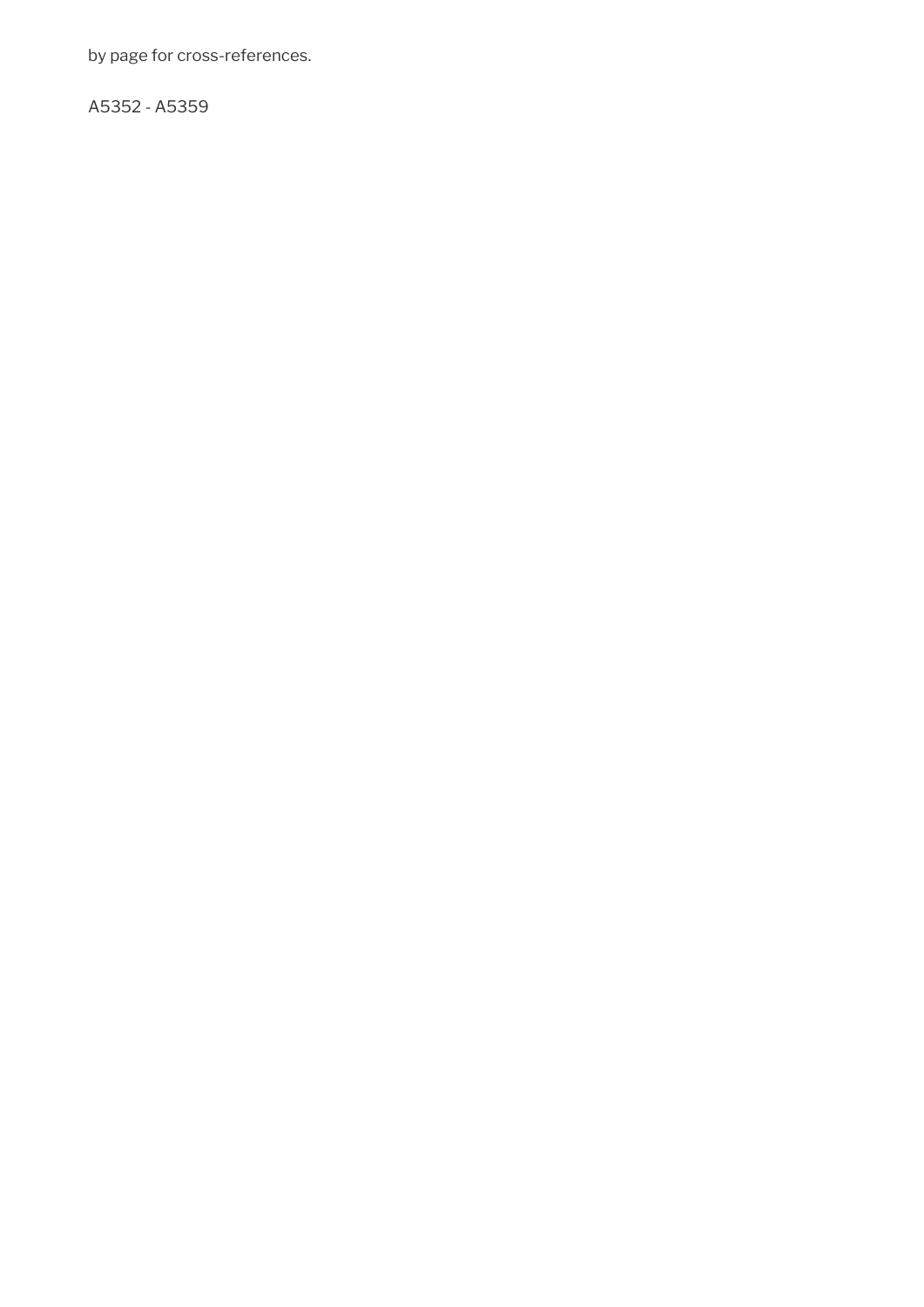by page for cross-references.

A5352 - A5359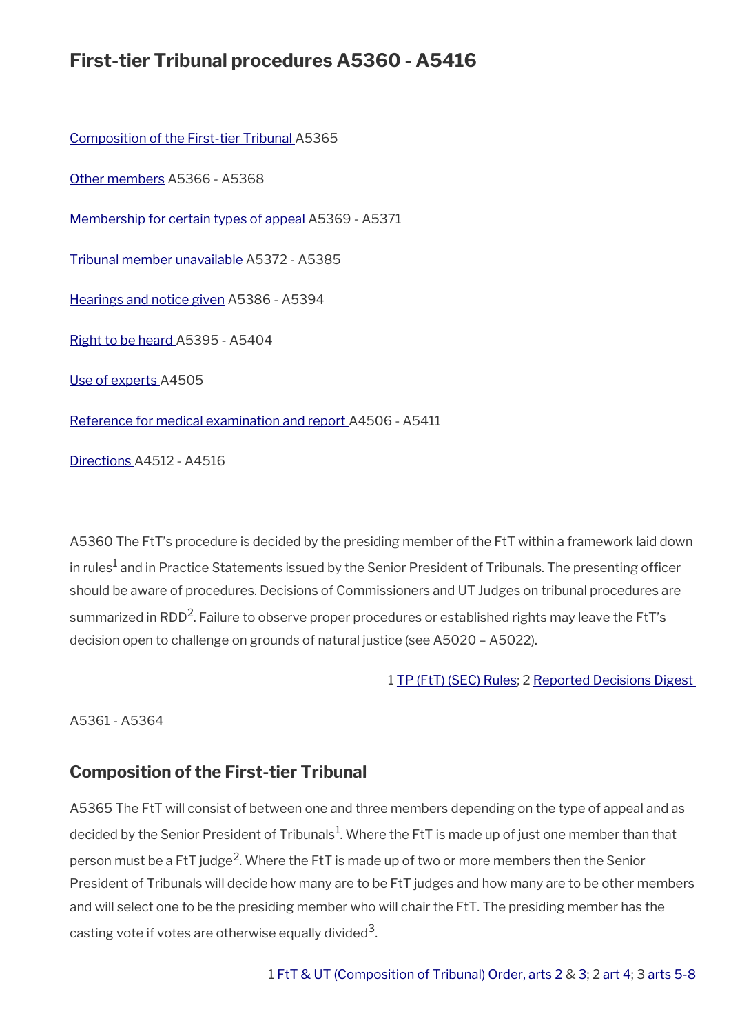# First-tier Tribunal procedures A5360 - A5416

Composition of the First-tier Tribunal A5365

Other members A5366 - A5368

Membership for certain types of appeal A5369 - A5371

Tribunal member unavailable A5372 - A5385

Hearings and notice given A5386 - A5394

Right to be heard A5395 - A5404

Use of experts A4505

Reference for medical examination and report A4506 - A5411

Directions A4512 - A4516

A5360 The FtT's procedure is decided by the presiding member of the FtT within a framework laid down in rules[1] and in Practice Statements issued by the Senior President of Tribunals. The presenting officer should be aware of procedures. Decisions of Commissioners and UT Judges on tribunal procedures are summarized in RDD[2]. Failure to observe proper procedures or established rights may leave the FtT's decision open to challenge on grounds of natural justice (see A5020 – A5022).

1 TP (FtT) (SEC) Rules; 2 Reported Decisions Digest

A5361 - A5364

## Composition of the First-tier Tribunal

A5365 The FtT will consist of between one and three members depending on the type of appeal and as decided by the Senior President of Tribunals[1]. Where the FtT is made up of just one member than that person must be a FtT judge[2]. Where the FtT is made up of two or more members then the Senior President of Tribunals will decide how many are to be FtT judges and how many are to be other members and will select one to be the presiding member who will chair the FtT. The presiding member has the casting vote if votes are otherwise equally divided[3].

1 FtT & UT (Composition of Tribunal) Order, arts 2 & 3; 2 art 4; 3 arts 5-8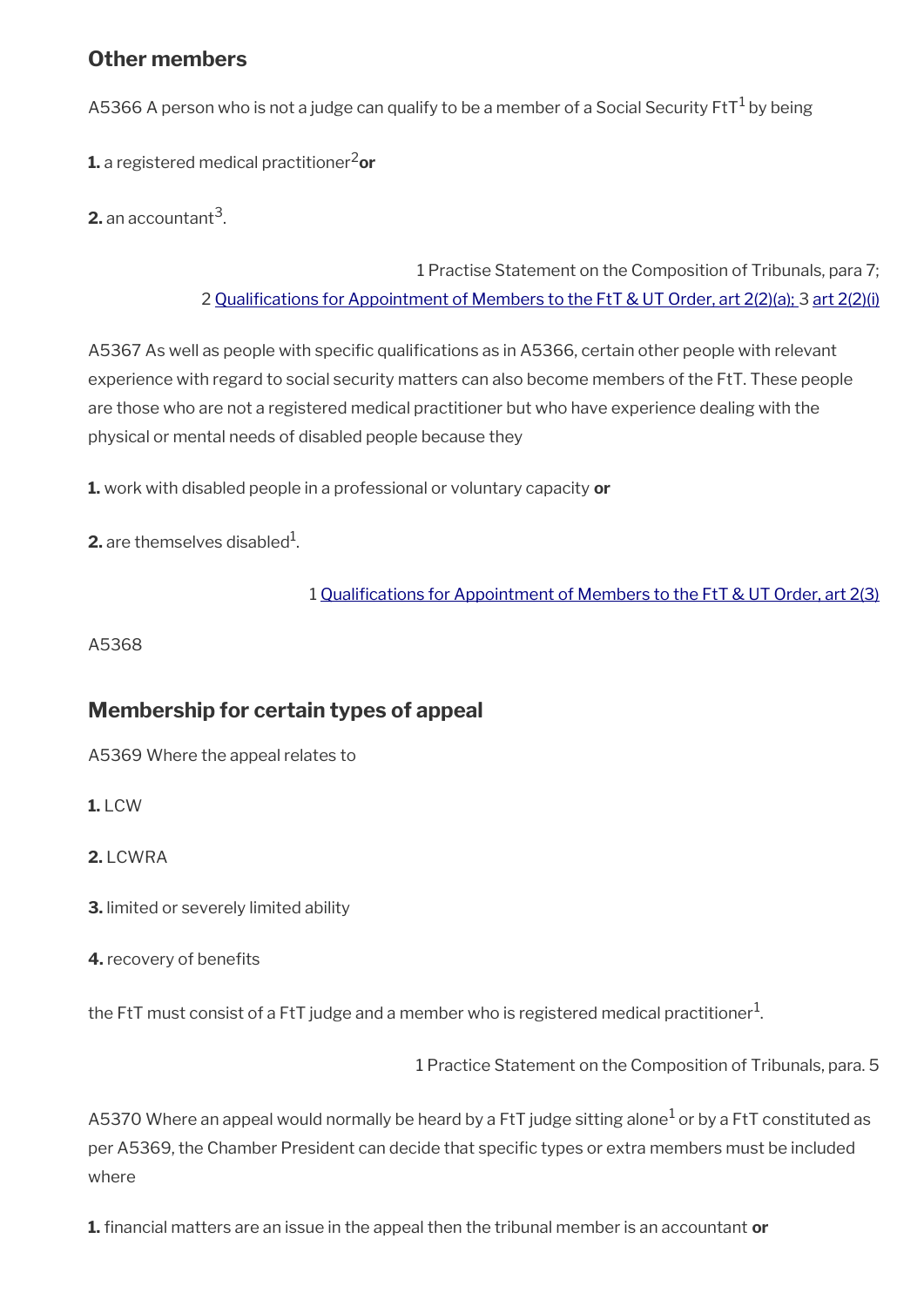## Other members

A5366 A person who is not a judge can qualify to be a member of a Social Security FtT[1] by being

**1.** a registered medical practitioner[2] **or**

**2.** an accountant[3].

1 Practise Statement on the Composition of Tribunals, para 7;
2 Qualifications for Appointment of Members to the FtT & UT Order, art 2(2)(a); 3 art 2(2)(i)

A5367 As well as people with specific qualifications as in A5366, certain other people with relevant experience with regard to social security matters can also become members of the FtT. These people are those who are not a registered medical practitioner but who have experience dealing with the physical or mental needs of disabled people because they

**1.** work with disabled people in a professional or voluntary capacity **or**

**2.** are themselves disabled[1].

1 Qualifications for Appointment of Members to the FtT & UT Order, art 2(3)

A5368

## Membership for certain types of appeal

A5369 Where the appeal relates to

**1.** LCW

**2.** LCWRA

**3.** limited or severely limited ability

**4.** recovery of benefits

the FtT must consist of a FtT judge and a member who is registered medical practitioner[1].

1 Practice Statement on the Composition of Tribunals, para. 5

A5370 Where an appeal would normally be heard by a FtT judge sitting alone[1] or by a FtT constituted as per A5369, the Chamber President can decide that specific types or extra members must be included where

**1.** financial matters are an issue in the appeal then the tribunal member is an accountant **or**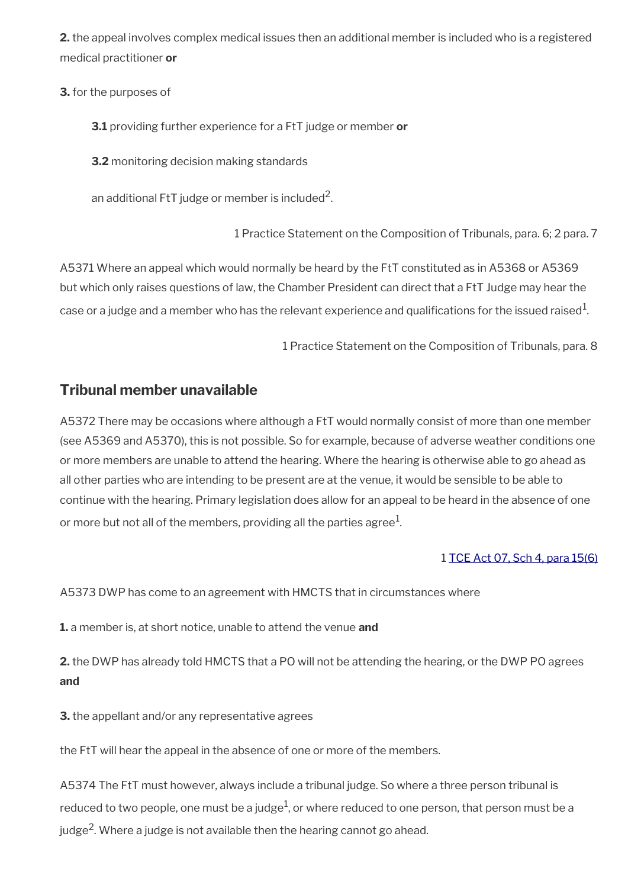**2.** the appeal involves complex medical issues then an additional member is included who is a registered medical practitioner **or**

**3.** for the purposes of

> **3.1** providing further experience for a FtT judge or member **or**
>
> **3.2** monitoring decision making standards
>
> an additional FtT judge or member is included[2].

1 Practice Statement on the Composition of Tribunals, para. 6; 2 para. 7

A5371 Where an appeal which would normally be heard by the FtT constituted as in A5368 or A5369 but which only raises questions of law, the Chamber President can direct that a FtT Judge may hear the case or a judge and a member who has the relevant experience and qualifications for the issued raised[1].

1 Practice Statement on the Composition of Tribunals, para. 8

## Tribunal member unavailable

A5372 There may be occasions where although a FtT would normally consist of more than one member (see A5369 and A5370), this is not possible. So for example, because of adverse weather conditions one or more members are unable to attend the hearing. Where the hearing is otherwise able to go ahead as all other parties who are intending to be present are at the venue, it would be sensible to be able to continue with the hearing. Primary legislation does allow for an appeal to be heard in the absence of one or more but not all of the members, providing all the parties agree[1].

1 TCE Act 07, Sch 4, para 15(6)

A5373 DWP has come to an agreement with HMCTS that in circumstances where

**1.** a member is, at short notice, unable to attend the venue **and**

**2.** the DWP has already told HMCTS that a PO will not be attending the hearing, or the DWP PO agrees **and**

**3.** the appellant and/or any representative agrees

the FtT will hear the appeal in the absence of one or more of the members.

A5374 The FtT must however, always include a tribunal judge. So where a three person tribunal is reduced to two people, one must be a judge[1], or where reduced to one person, that person must be a judge[2]. Where a judge is not available then the hearing cannot go ahead.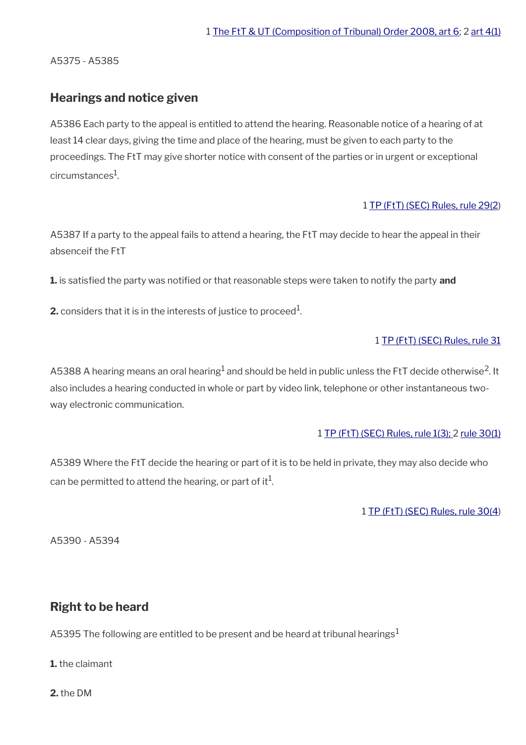1 The FtT & UT (Composition of Tribunal) Order 2008, art 6; 2 art 4(1)

A5375 - A5385

## Hearings and notice given

A5386 Each party to the appeal is entitled to attend the hearing. Reasonable notice of a hearing of at least 14 clear days, giving the time and place of the hearing, must be given to each party to the proceedings. The FtT may give shorter notice with consent of the parties or in urgent or exceptional circumstances[1].

1 TP (FtT) (SEC) Rules, rule 29(2)

A5387 If a party to the appeal fails to attend a hearing, the FtT may decide to hear the appeal in their absenceif the FtT

**1.** is satisfied the party was notified or that reasonable steps were taken to notify the party **and**

**2.** considers that it is in the interests of justice to proceed[1].

1 TP (FtT) (SEC) Rules, rule 31

A5388 A hearing means an oral hearing[1] and should be held in public unless the FtT decide otherwise[2]. It also includes a hearing conducted in whole or part by video link, telephone or other instantaneous two-way electronic communication.

1 TP (FtT) (SEC) Rules, rule 1(3); 2 rule 30(1)

A5389 Where the FtT decide the hearing or part of it is to be held in private, they may also decide who can be permitted to attend the hearing, or part of it[1].

1 TP (FtT) (SEC) Rules, rule 30(4)

A5390 - A5394

## Right to be heard

A5395 The following are entitled to be present and be heard at tribunal hearings[1]

**1.** the claimant

**2.** the DM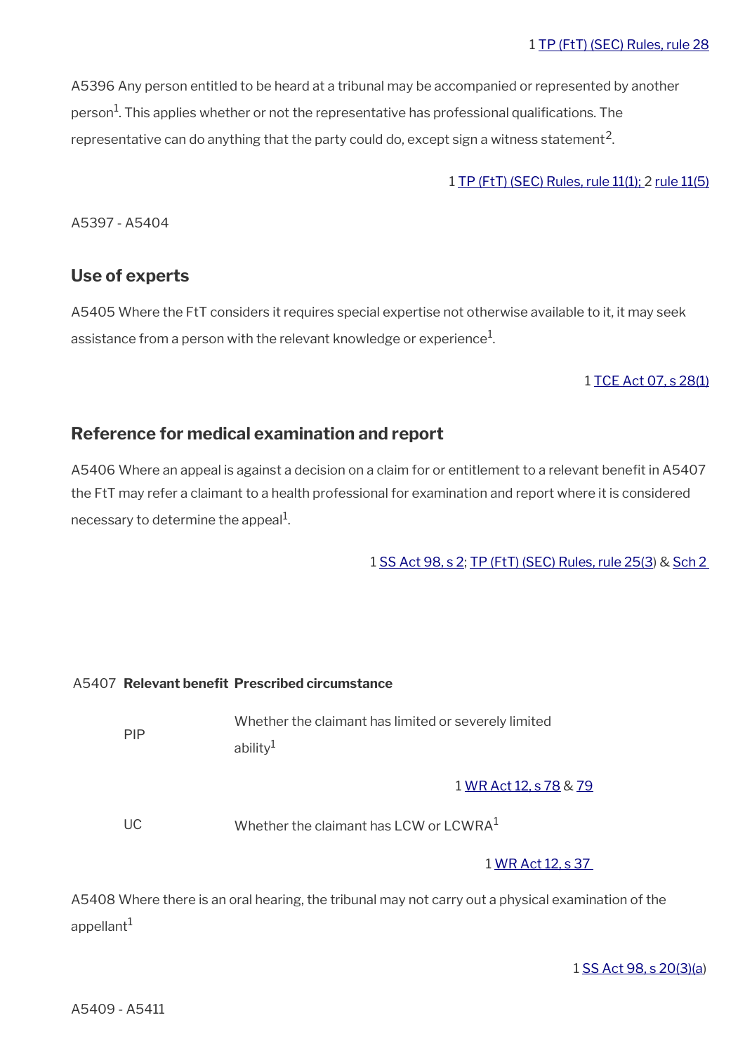1 TP (FtT) (SEC) Rules, rule 28

A5396 Any person entitled to be heard at a tribunal may be accompanied or represented by another person[1]. This applies whether or not the representative has professional qualifications. The representative can do anything that the party could do, except sign a witness statement[2].

1 TP (FtT) (SEC) Rules, rule 11(1); 2 rule 11(5)

A5397 - A5404

## Use of experts

A5405 Where the FtT considers it requires special expertise not otherwise available to it, it may seek assistance from a person with the relevant knowledge or experience[1].

1 TCE Act 07, s 28(1)

## Reference for medical examination and report

A5406 Where an appeal is against a decision on a claim for or entitlement to a relevant benefit in A5407 the FtT may refer a claimant to a health professional for examination and report where it is considered necessary to determine the appeal[1].

1 SS Act 98, s 2; TP (FtT) (SEC) Rules, rule 25(3) & Sch 2

| A5407 | Relevant benefit | Prescribed circumstance |
| --- | --- | --- |
| | PIP | Whether the claimant has limited or severely limited ability[1]<br>1 WR Act 12, s 78 & 79 |
| | UC | Whether the claimant has LCW or LCWRA[1]<br>1 WR Act 12, s 37 |

A5408 Where there is an oral hearing, the tribunal may not carry out a physical examination of the appellant[1]

1 SS Act 98, s 20(3)(a)

A5409 - A5411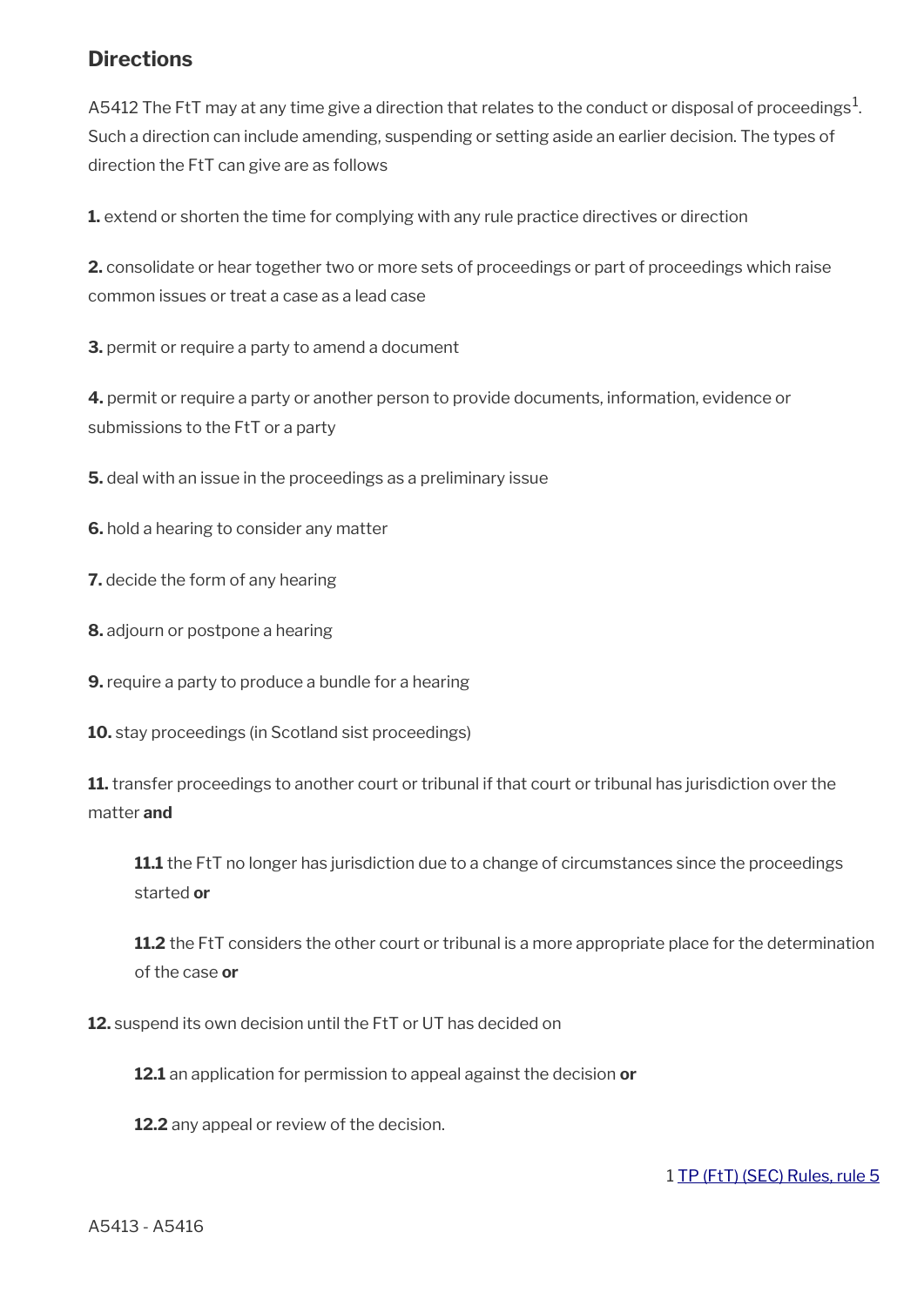## Directions

A5412 The FtT may at any time give a direction that relates to the conduct or disposal of proceedings[1]. Such a direction can include amending, suspending or setting aside an earlier decision. The types of direction the FtT can give are as follows

**1.** extend or shorten the time for complying with any rule practice directives or direction

**2.** consolidate or hear together two or more sets of proceedings or part of proceedings which raise common issues or treat a case as a lead case

**3.** permit or require a party to amend a document

**4.** permit or require a party or another person to provide documents, information, evidence or submissions to the FtT or a party

**5.** deal with an issue in the proceedings as a preliminary issue

**6.** hold a hearing to consider any matter

**7.** decide the form of any hearing

**8.** adjourn or postpone a hearing

**9.** require a party to produce a bundle for a hearing

**10.** stay proceedings (in Scotland sist proceedings)

**11.** transfer proceedings to another court or tribunal if that court or tribunal has jurisdiction over the matter **and**

> **11.1** the FtT no longer has jurisdiction due to a change of circumstances since the proceedings started **or**
>
> **11.2** the FtT considers the other court or tribunal is a more appropriate place for the determination of the case **or**

**12.** suspend its own decision until the FtT or UT has decided on

> **12.1** an application for permission to appeal against the decision **or**
>
> **12.2** any appeal or review of the decision.

1 TP (FtT) (SEC) Rules, rule 5

A5413 - A5416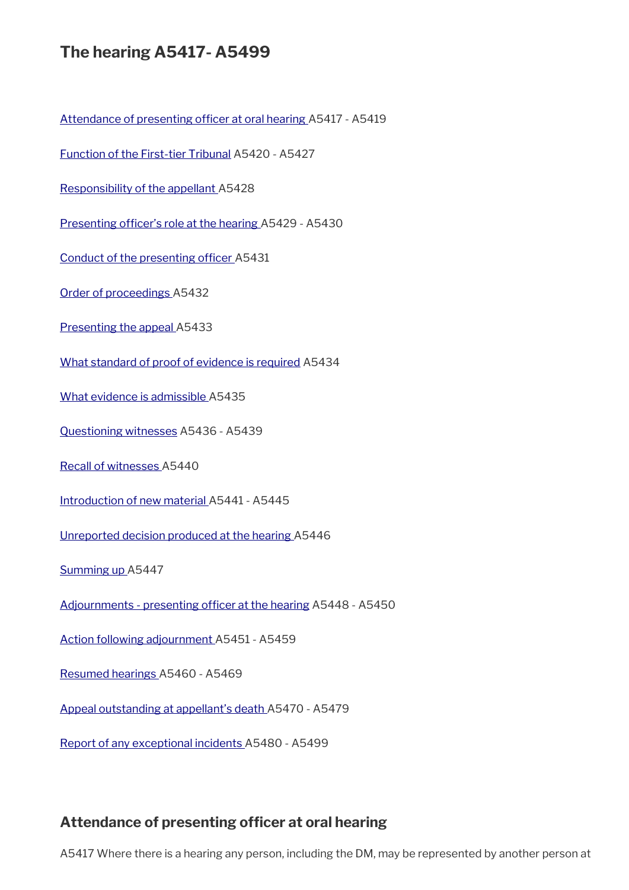## The hearing A5417- A5499

[Attendance of presenting officer at oral hearing](#) A5417 - A5419

[Function of the First-tier Tribunal](#) A5420 - A5427

[Responsibility of the appellant](#) A5428

[Presenting officer's role at the hearing](#) A5429 - A5430

[Conduct of the presenting officer](#) A5431

[Order of proceedings](#) A5432

[Presenting the appeal](#) A5433

[What standard of proof of evidence is required](#) A5434

[What evidence is admissible](#) A5435

[Questioning witnesses](#) A5436 - A5439

[Recall of witnesses](#) A5440

[Introduction of new material](#) A5441 - A5445

[Unreported decision produced at the hearing](#) A5446

[Summing up](#) A5447

[Adjournments - presenting officer at the hearing](#) A5448 - A5450

[Action following adjournment](#) A5451 - A5459

[Resumed hearings](#) A5460 - A5469

[Appeal outstanding at appellant's death](#) A5470 - A5479

[Report of any exceptional incidents](#) A5480 - A5499

### Attendance of presenting officer at oral hearing

A5417 Where there is a hearing any person, including the DM, may be represented by another person at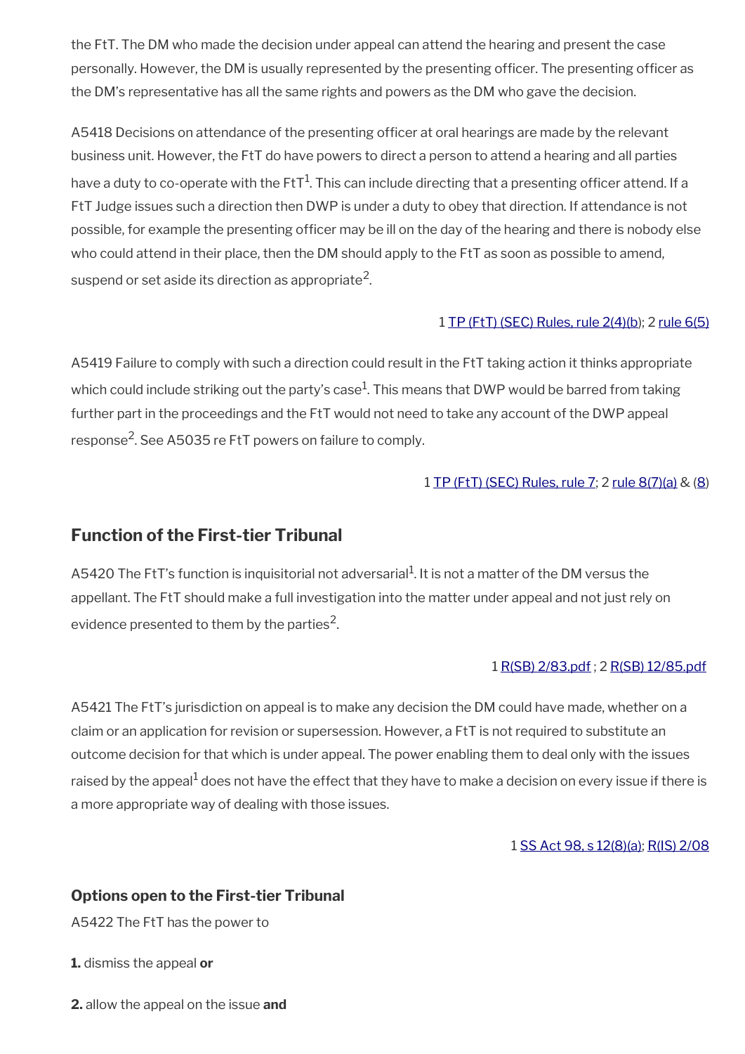the FtT. The DM who made the decision under appeal can attend the hearing and present the case personally. However, the DM is usually represented by the presenting officer. The presenting officer as the DM's representative has all the same rights and powers as the DM who gave the decision.

A5418 Decisions on attendance of the presenting officer at oral hearings are made by the relevant business unit. However, the FtT do have powers to direct a person to attend a hearing and all parties have a duty to co-operate with the FtT[1]. This can include directing that a presenting officer attend. If a FtT Judge issues such a direction then DWP is under a duty to obey that direction. If attendance is not possible, for example the presenting officer may be ill on the day of the hearing and there is nobody else who could attend in their place, then the DM should apply to the FtT as soon as possible to amend, suspend or set aside its direction as appropriate[2].

1 TP (FtT) (SEC) Rules, rule 2(4)(b); 2 rule 6(5)

A5419 Failure to comply with such a direction could result in the FtT taking action it thinks appropriate which could include striking out the party's case[1]. This means that DWP would be barred from taking further part in the proceedings and the FtT would not need to take any account of the DWP appeal response[2]. See A5035 re FtT powers on failure to comply.

1 TP (FtT) (SEC) Rules, rule 7; 2 rule 8(7)(a) & (8)

## Function of the First-tier Tribunal

A5420 The FtT's function is inquisitorial not adversarial[1]. It is not a matter of the DM versus the appellant. The FtT should make a full investigation into the matter under appeal and not just rely on evidence presented to them by the parties[2].

1 R(SB) 2/83.pdf ; 2 R(SB) 12/85.pdf

A5421 The FtT's jurisdiction on appeal is to make any decision the DM could have made, whether on a claim or an application for revision or supersession. However, a FtT is not required to substitute an outcome decision for that which is under appeal. The power enabling them to deal only with the issues raised by the appeal[1] does not have the effect that they have to make a decision on every issue if there is a more appropriate way of dealing with those issues.

1 SS Act 98, s 12(8)(a); R(IS) 2/08

### Options open to the First-tier Tribunal

A5422 The FtT has the power to

**1.** dismiss the appeal **or**

**2.** allow the appeal on the issue **and**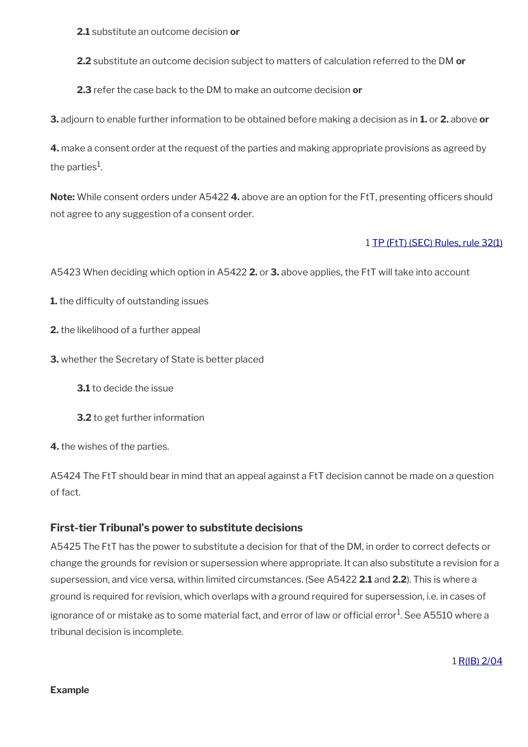**2.1** substitute an outcome decision **or**

**2.2** substitute an outcome decision subject to matters of calculation referred to the DM **or**

**2.3** refer the case back to the DM to make an outcome decision **or**

**3.** adjourn to enable further information to be obtained before making a decision as in **1.** or **2.** above **or**

**4.** make a consent order at the request of the parties and making appropriate provisions as agreed by the parties[1].

**Note:** While consent orders under A5422 **4.** above are an option for the FtT, presenting officers should not agree to any suggestion of a consent order.

1 TP (FtT) (SEC) Rules, rule 32(1)

A5423 When deciding which option in A5422 **2.** or **3.** above applies, the FtT will take into account

**1.** the difficulty of outstanding issues

**2.** the likelihood of a further appeal

**3.** whether the Secretary of State is better placed

**3.1** to decide the issue

**3.2** to get further information

**4.** the wishes of the parties.

A5424 The FtT should bear in mind that an appeal against a FtT decision cannot be made on a question of fact.

### First-tier Tribunal's power to substitute decisions

A5425 The FtT has the power to substitute a decision for that of the DM, in order to correct defects or change the grounds for revision or supersession where appropriate. It can also substitute a revision for a supersession, and vice versa, within limited circumstances. (See A5422 **2.1** and **2.2**). This is where a ground is required for revision, which overlaps with a ground required for supersession, i.e. in cases of ignorance of or mistake as to some material fact, and error of law or official error[1]. See A5510 where a tribunal decision is incomplete.

1 R(IB) 2/04

**Example**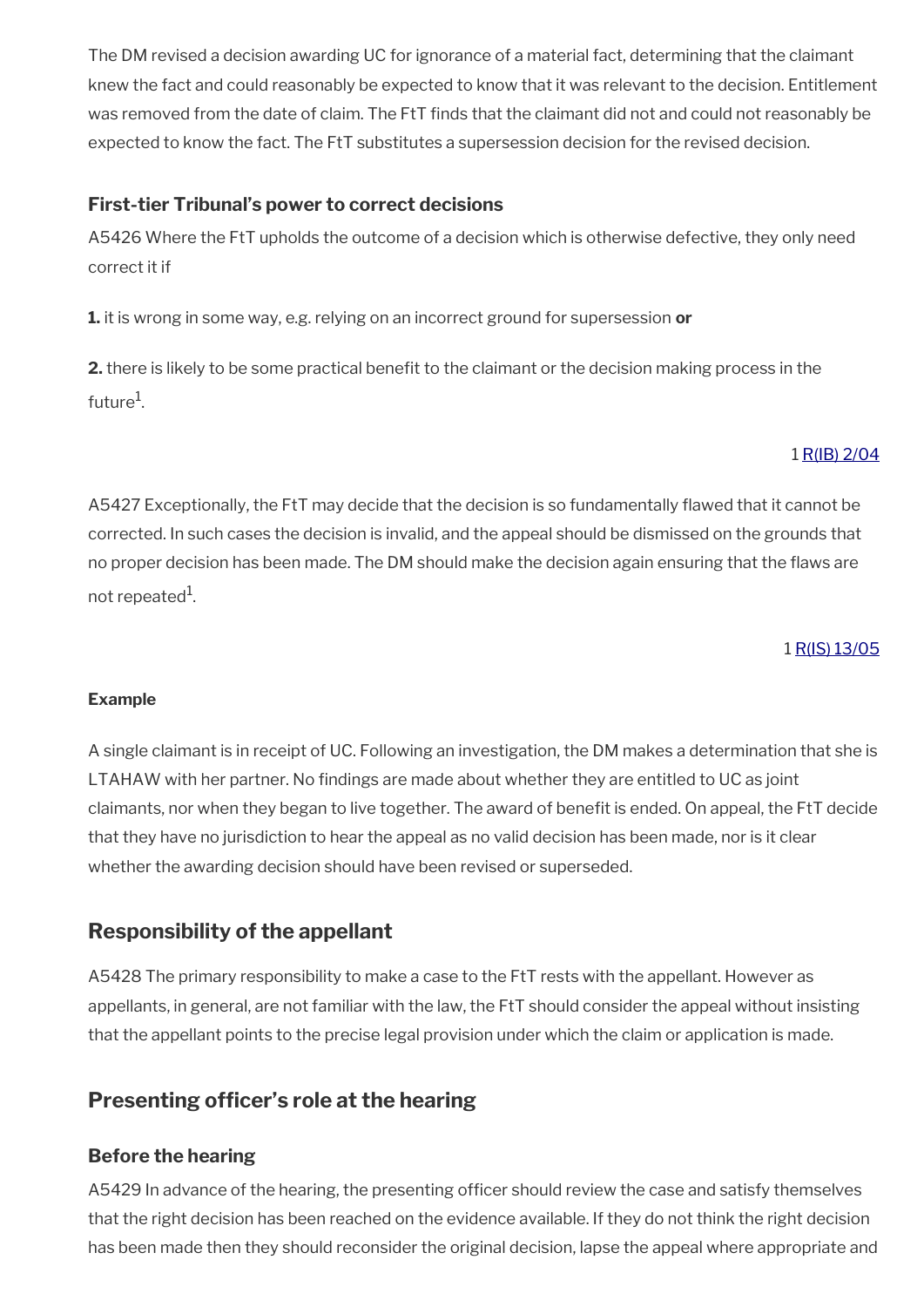The DM revised a decision awarding UC for ignorance of a material fact, determining that the claimant knew the fact and could reasonably be expected to know that it was relevant to the decision. Entitlement was removed from the date of claim. The FtT finds that the claimant did not and could not reasonably be expected to know the fact. The FtT substitutes a supersession decision for the revised decision.

### First-tier Tribunal's power to correct decisions

A5426 Where the FtT upholds the outcome of a decision which is otherwise defective, they only need correct it if

**1.** it is wrong in some way, e.g. relying on an incorrect ground for supersession **or**

**2.** there is likely to be some practical benefit to the claimant or the decision making process in the future[1].

1 [R(IB) 2/04](https://www.gov.uk/)

A5427 Exceptionally, the FtT may decide that the decision is so fundamentally flawed that it cannot be corrected. In such cases the decision is invalid, and the appeal should be dismissed on the grounds that no proper decision has been made. The DM should make the decision again ensuring that the flaws are not repeated[1].

1 [R(IS) 13/05](https://www.gov.uk/)

#### Example

A single claimant is in receipt of UC. Following an investigation, the DM makes a determination that she is LTAHAW with her partner. No findings are made about whether they are entitled to UC as joint claimants, nor when they began to live together. The award of benefit is ended. On appeal, the FtT decide that they have no jurisdiction to hear the appeal as no valid decision has been made, nor is it clear whether the awarding decision should have been revised or superseded.

## Responsibility of the appellant

A5428 The primary responsibility to make a case to the FtT rests with the appellant. However as appellants, in general, are not familiar with the law, the FtT should consider the appeal without insisting that the appellant points to the precise legal provision under which the claim or application is made.

## Presenting officer's role at the hearing

### Before the hearing

A5429 In advance of the hearing, the presenting officer should review the case and satisfy themselves that the right decision has been reached on the evidence available. If they do not think the right decision has been made then they should reconsider the original decision, lapse the appeal where appropriate and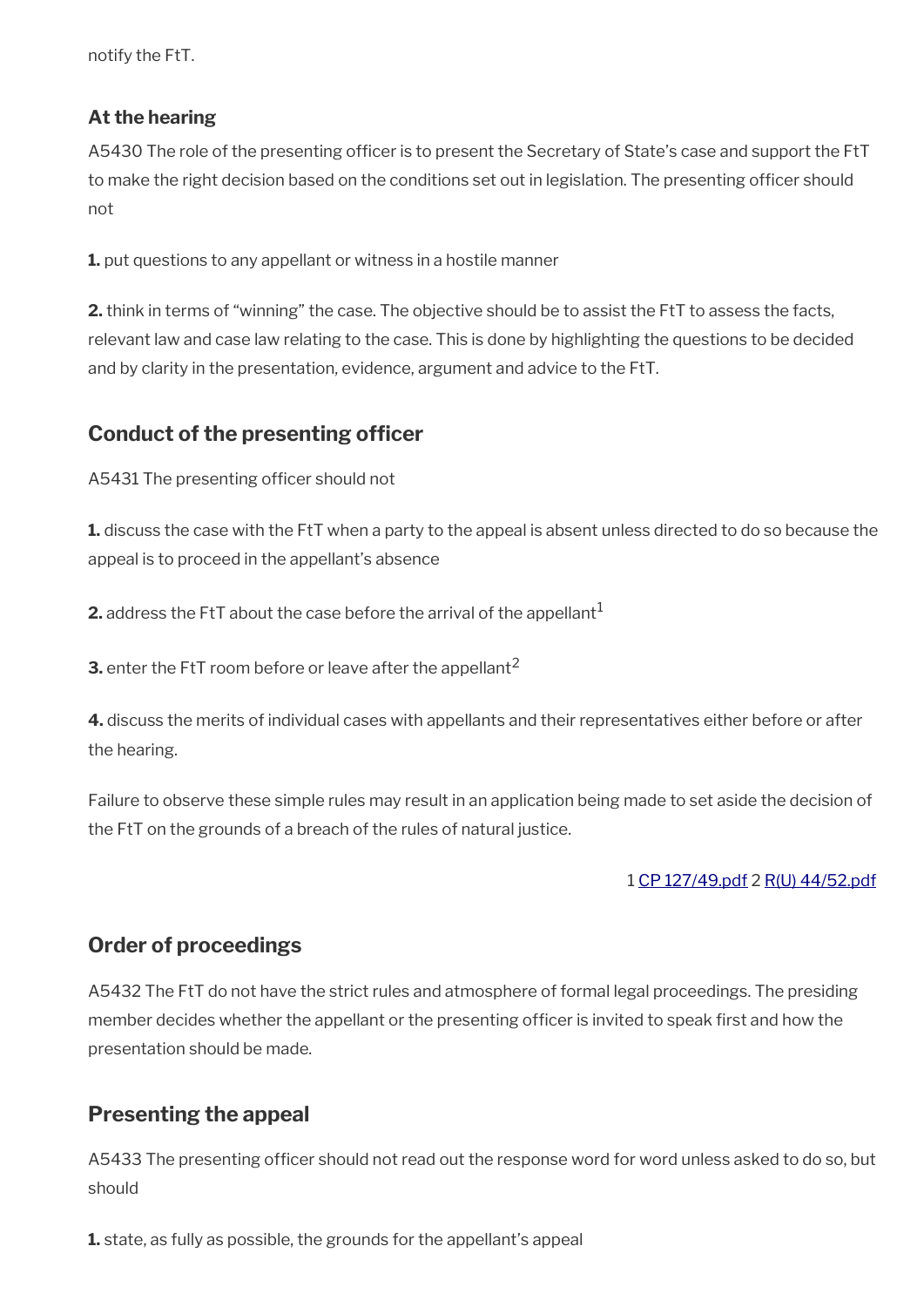notify the FtT.

### At the hearing

A5430 The role of the presenting officer is to present the Secretary of State's case and support the FtT to make the right decision based on the conditions set out in legislation. The presenting officer should not

**1.** put questions to any appellant or witness in a hostile manner

**2.** think in terms of "winning" the case. The objective should be to assist the FtT to assess the facts, relevant law and case law relating to the case. This is done by highlighting the questions to be decided and by clarity in the presentation, evidence, argument and advice to the FtT.

## Conduct of the presenting officer

A5431 The presenting officer should not

**1.** discuss the case with the FtT when a party to the appeal is absent unless directed to do so because the appeal is to proceed in the appellant's absence

**2.** address the FtT about the case before the arrival of the appellant[1]

**3.** enter the FtT room before or leave after the appellant[2]

**4.** discuss the merits of individual cases with appellants and their representatives either before or after the hearing.

Failure to observe these simple rules may result in an application being made to set aside the decision of the FtT on the grounds of a breach of the rules of natural justice.

1 [CP 127/49.pdf]() 2 [R(U) 44/52.pdf]()

## Order of proceedings

A5432 The FtT do not have the strict rules and atmosphere of formal legal proceedings. The presiding member decides whether the appellant or the presenting officer is invited to speak first and how the presentation should be made.

## Presenting the appeal

A5433 The presenting officer should not read out the response word for word unless asked to do so, but should

**1.** state, as fully as possible, the grounds for the appellant's appeal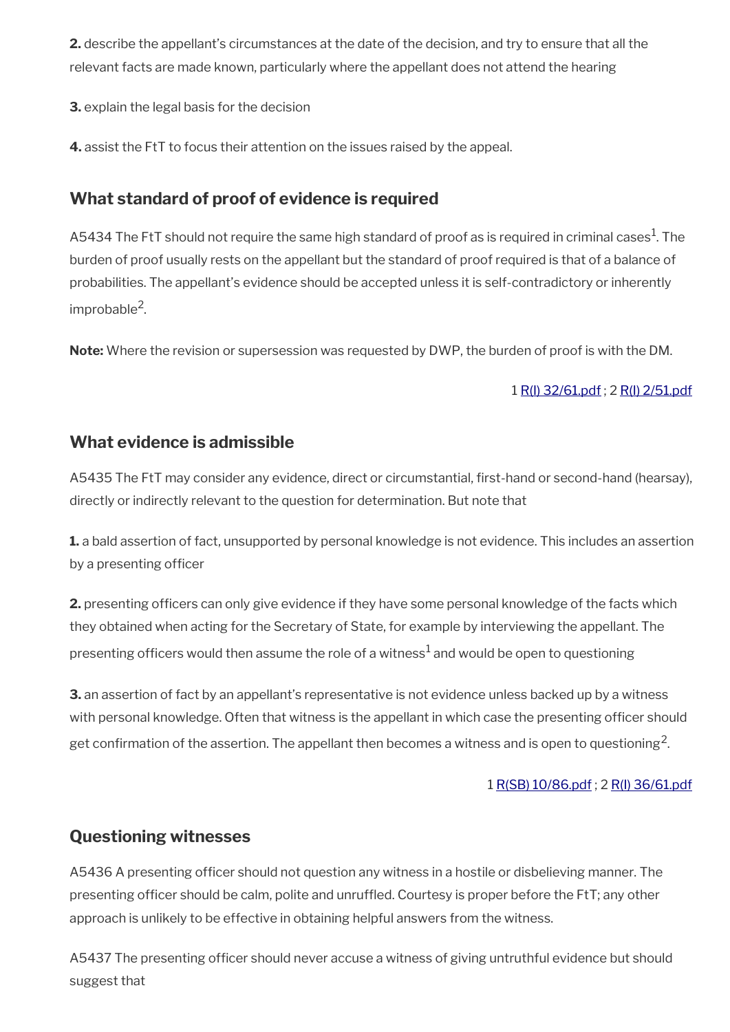**2.** describe the appellant's circumstances at the date of the decision, and try to ensure that all the relevant facts are made known, particularly where the appellant does not attend the hearing

**3.** explain the legal basis for the decision

**4.** assist the FtT to focus their attention on the issues raised by the appeal.

## What standard of proof of evidence is required

A5434 The FtT should not require the same high standard of proof as is required in criminal cases[1]. The burden of proof usually rests on the appellant but the standard of proof required is that of a balance of probabilities. The appellant's evidence should be accepted unless it is self-contradictory or inherently improbable[2].

**Note:** Where the revision or supersession was requested by DWP, the burden of proof is with the DM.

1 R(I) 32/61.pdf ; 2 R(I) 2/51.pdf

## What evidence is admissible

A5435 The FtT may consider any evidence, direct or circumstantial, first-hand or second-hand (hearsay), directly or indirectly relevant to the question for determination. But note that

**1.** a bald assertion of fact, unsupported by personal knowledge is not evidence. This includes an assertion by a presenting officer

**2.** presenting officers can only give evidence if they have some personal knowledge of the facts which they obtained when acting for the Secretary of State, for example by interviewing the appellant. The presenting officers would then assume the role of a witness[1] and would be open to questioning

**3.** an assertion of fact by an appellant's representative is not evidence unless backed up by a witness with personal knowledge. Often that witness is the appellant in which case the presenting officer should get confirmation of the assertion. The appellant then becomes a witness and is open to questioning[2].

1 R(SB) 10/86.pdf ; 2 R(I) 36/61.pdf

## Questioning witnesses

A5436 A presenting officer should not question any witness in a hostile or disbelieving manner. The presenting officer should be calm, polite and unruffled. Courtesy is proper before the FtT; any other approach is unlikely to be effective in obtaining helpful answers from the witness.

A5437 The presenting officer should never accuse a witness of giving untruthful evidence but should suggest that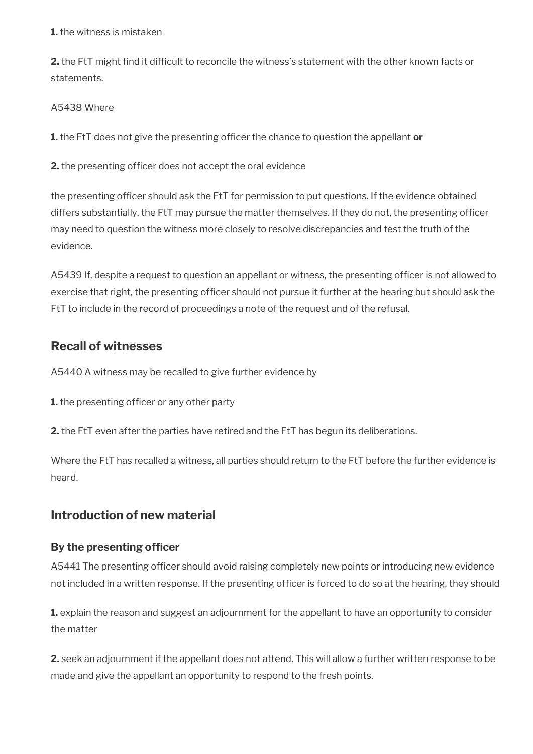**1.** the witness is mistaken

**2.** the FtT might find it difficult to reconcile the witness's statement with the other known facts or statements.

A5438 Where

**1.** the FtT does not give the presenting officer the chance to question the appellant **or**

**2.** the presenting officer does not accept the oral evidence

the presenting officer should ask the FtT for permission to put questions. If the evidence obtained differs substantially, the FtT may pursue the matter themselves. If they do not, the presenting officer may need to question the witness more closely to resolve discrepancies and test the truth of the evidence.

A5439 If, despite a request to question an appellant or witness, the presenting officer is not allowed to exercise that right, the presenting officer should not pursue it further at the hearing but should ask the FtT to include in the record of proceedings a note of the request and of the refusal.

## Recall of witnesses

A5440 A witness may be recalled to give further evidence by

**1.** the presenting officer or any other party

**2.** the FtT even after the parties have retired and the FtT has begun its deliberations.

Where the FtT has recalled a witness, all parties should return to the FtT before the further evidence is heard.

## Introduction of new material

### By the presenting officer

A5441 The presenting officer should avoid raising completely new points or introducing new evidence not included in a written response. If the presenting officer is forced to do so at the hearing, they should

**1.** explain the reason and suggest an adjournment for the appellant to have an opportunity to consider the matter

**2.** seek an adjournment if the appellant does not attend. This will allow a further written response to be made and give the appellant an opportunity to respond to the fresh points.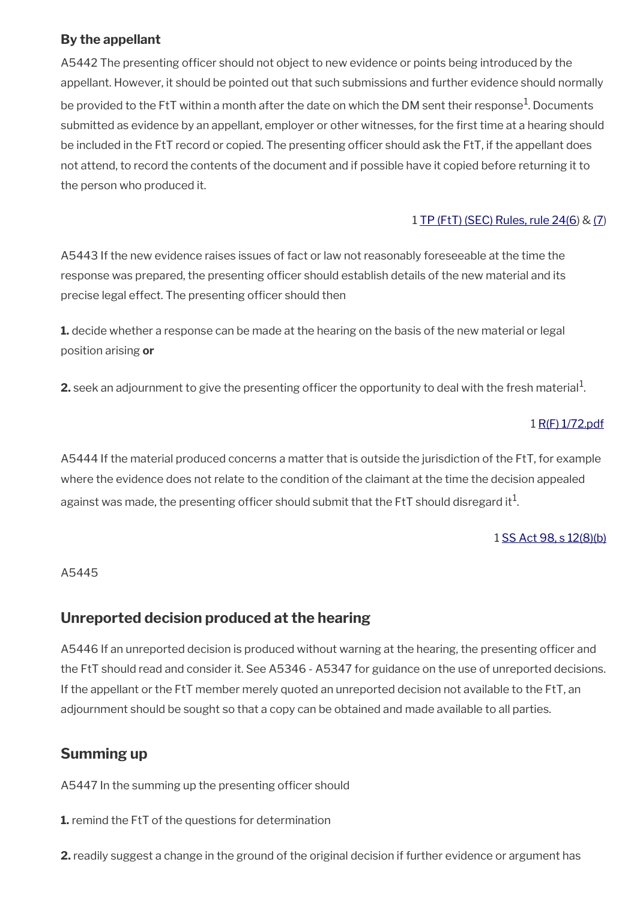### By the appellant

A5442 The presenting officer should not object to new evidence or points being introduced by the appellant. However, it should be pointed out that such submissions and further evidence should normally be provided to the FtT within a month after the date on which the DM sent their response[1]. Documents submitted as evidence by an appellant, employer or other witnesses, for the first time at a hearing should be included in the FtT record or copied. The presenting officer should ask the FtT, if the appellant does not attend, to record the contents of the document and if possible have it copied before returning it to the person who produced it.

1 TP (FtT) (SEC) Rules, rule 24(6) & (7)

A5443 If the new evidence raises issues of fact or law not reasonably foreseeable at the time the response was prepared, the presenting officer should establish details of the new material and its precise legal effect. The presenting officer should then

**1.** decide whether a response can be made at the hearing on the basis of the new material or legal position arising **or**

**2.** seek an adjournment to give the presenting officer the opportunity to deal with the fresh material[1].

1 R(F) 1/72.pdf

A5444 If the material produced concerns a matter that is outside the jurisdiction of the FtT, for example where the evidence does not relate to the condition of the claimant at the time the decision appealed against was made, the presenting officer should submit that the FtT should disregard it[1].

1 SS Act 98, s 12(8)(b)

A5445

## Unreported decision produced at the hearing

A5446 If an unreported decision is produced without warning at the hearing, the presenting officer and the FtT should read and consider it. See A5346 - A5347 for guidance on the use of unreported decisions. If the appellant or the FtT member merely quoted an unreported decision not available to the FtT, an adjournment should be sought so that a copy can be obtained and made available to all parties.

## Summing up

A5447 In the summing up the presenting officer should

**1.** remind the FtT of the questions for determination

**2.** readily suggest a change in the ground of the original decision if further evidence or argument has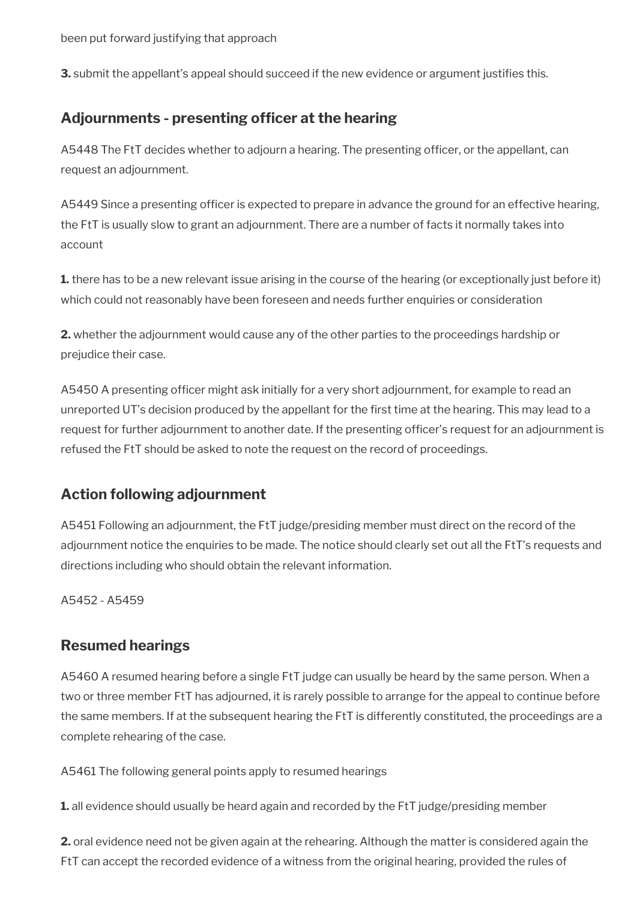been put forward justifying that approach

**3.** submit the appellant's appeal should succeed if the new evidence or argument justifies this.

## Adjournments - presenting officer at the hearing

A5448 The FtT decides whether to adjourn a hearing. The presenting officer, or the appellant, can request an adjournment.

A5449 Since a presenting officer is expected to prepare in advance the ground for an effective hearing, the FtT is usually slow to grant an adjournment. There are a number of facts it normally takes into account

**1.** there has to be a new relevant issue arising in the course of the hearing (or exceptionally just before it) which could not reasonably have been foreseen and needs further enquiries or consideration

**2.** whether the adjournment would cause any of the other parties to the proceedings hardship or prejudice their case.

A5450 A presenting officer might ask initially for a very short adjournment, for example to read an unreported UT's decision produced by the appellant for the first time at the hearing. This may lead to a request for further adjournment to another date. If the presenting officer's request for an adjournment is refused the FtT should be asked to note the request on the record of proceedings.

## Action following adjournment

A5451 Following an adjournment, the FtT judge/presiding member must direct on the record of the adjournment notice the enquiries to be made. The notice should clearly set out all the FtT's requests and directions including who should obtain the relevant information.

A5452 - A5459

## Resumed hearings

A5460 A resumed hearing before a single FtT judge can usually be heard by the same person. When a two or three member FtT has adjourned, it is rarely possible to arrange for the appeal to continue before the same members. If at the subsequent hearing the FtT is differently constituted, the proceedings are a complete rehearing of the case.

A5461 The following general points apply to resumed hearings

**1.** all evidence should usually be heard again and recorded by the FtT judge/presiding member

**2.** oral evidence need not be given again at the rehearing. Although the matter is considered again the FtT can accept the recorded evidence of a witness from the original hearing, provided the rules of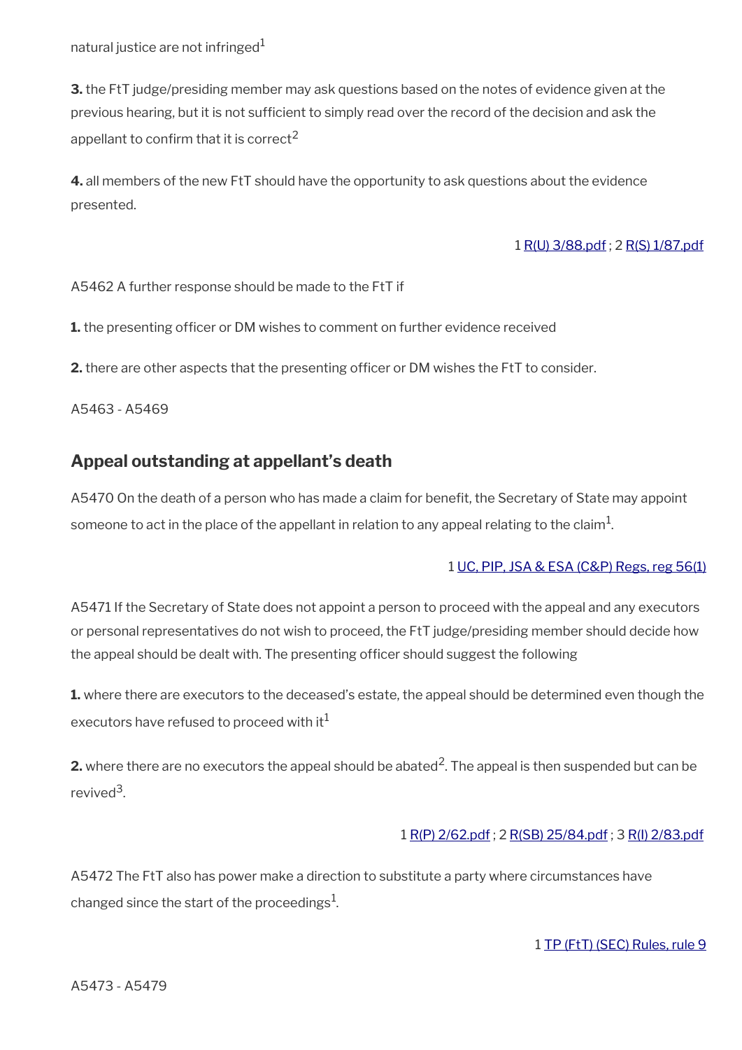natural justice are not infringed[1]

**3.** the FtT judge/presiding member may ask questions based on the notes of evidence given at the previous hearing, but it is not sufficient to simply read over the record of the decision and ask the appellant to confirm that it is correct[2]

**4.** all members of the new FtT should have the opportunity to ask questions about the evidence presented.

1 R(U) 3/88.pdf ; 2 R(S) 1/87.pdf

A5462 A further response should be made to the FtT if

**1.** the presenting officer or DM wishes to comment on further evidence received

**2.** there are other aspects that the presenting officer or DM wishes the FtT to consider.

A5463 - A5469

## Appeal outstanding at appellant's death

A5470 On the death of a person who has made a claim for benefit, the Secretary of State may appoint someone to act in the place of the appellant in relation to any appeal relating to the claim[1].

1 UC, PIP, JSA & ESA (C&P) Regs, reg 56(1)

A5471 If the Secretary of State does not appoint a person to proceed with the appeal and any executors or personal representatives do not wish to proceed, the FtT judge/presiding member should decide how the appeal should be dealt with. The presenting officer should suggest the following

**1.** where there are executors to the deceased's estate, the appeal should be determined even though the executors have refused to proceed with it[1]

**2.** where there are no executors the appeal should be abated[2]. The appeal is then suspended but can be revived[3].

1 R(P) 2/62.pdf ; 2 R(SB) 25/84.pdf ; 3 R(I) 2/83.pdf

A5472 The FtT also has power make a direction to substitute a party where circumstances have changed since the start of the proceedings[1].

1 TP (FtT) (SEC) Rules, rule 9

A5473 - A5479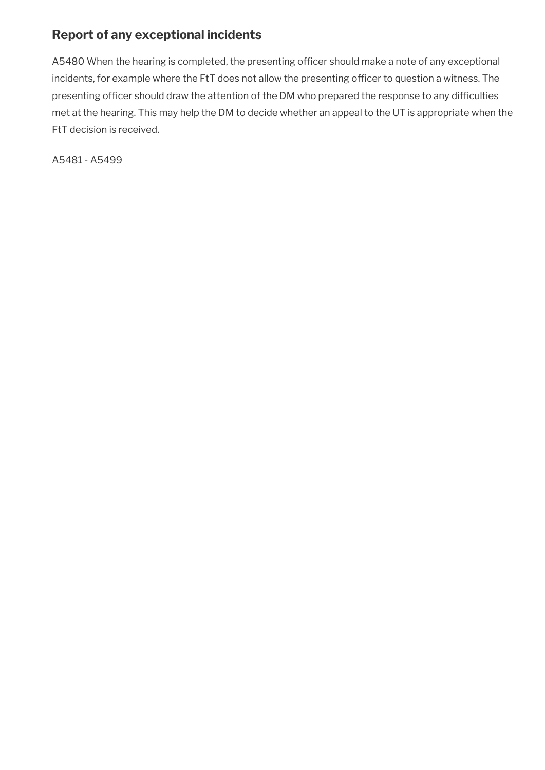## Report of any exceptional incidents

A5480 When the hearing is completed, the presenting officer should make a note of any exceptional incidents, for example where the FtT does not allow the presenting officer to question a witness. The presenting officer should draw the attention of the DM who prepared the response to any difficulties met at the hearing. This may help the DM to decide whether an appeal to the UT is appropriate when the FtT decision is received.

A5481 - A5499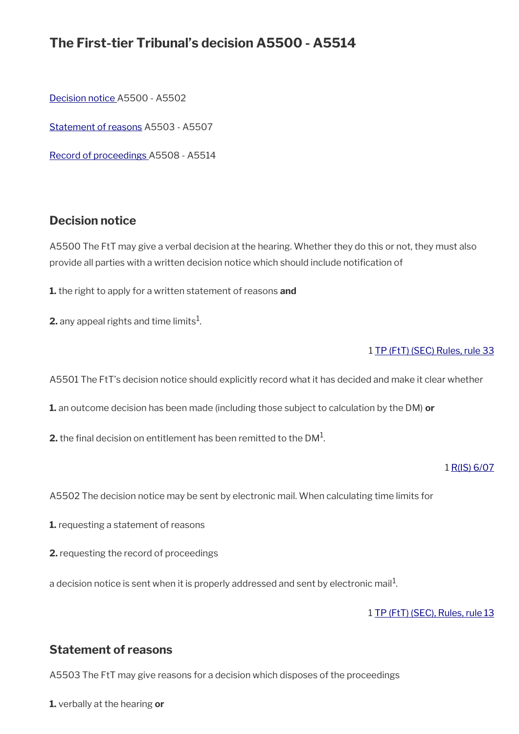# The First-tier Tribunal's decision A5500 - A5514

Decision notice A5500 - A5502

Statement of reasons A5503 - A5507

Record of proceedings A5508 - A5514

## Decision notice

A5500 The FtT may give a verbal decision at the hearing. Whether they do this or not, they must also provide all parties with a written decision notice which should include notification of

**1.** the right to apply for a written statement of reasons **and**

**2.** any appeal rights and time limits[1].

1 TP (FtT) (SEC) Rules, rule 33

A5501 The FtT's decision notice should explicitly record what it has decided and make it clear whether

**1.** an outcome decision has been made (including those subject to calculation by the DM) **or**

**2.** the final decision on entitlement has been remitted to the DM[1].

1 R(IS) 6/07

A5502 The decision notice may be sent by electronic mail. When calculating time limits for

**1.** requesting a statement of reasons

**2.** requesting the record of proceedings

a decision notice is sent when it is properly addressed and sent by electronic mail[1].

1 TP (FtT) (SEC), Rules, rule 13

## Statement of reasons

A5503 The FtT may give reasons for a decision which disposes of the proceedings

**1.** verbally at the hearing **or**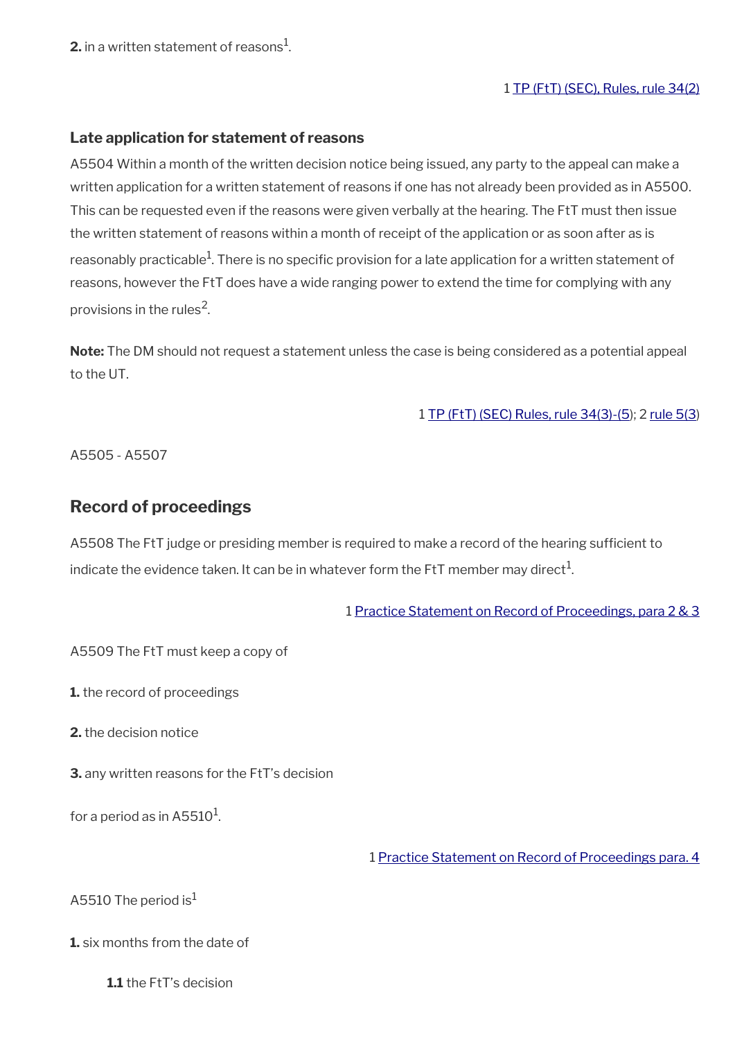**2.** in a written statement of reasons[1].

1 TP (FtT) (SEC), Rules, rule 34(2)

### Late application for statement of reasons

A5504 Within a month of the written decision notice being issued, any party to the appeal can make a written application for a written statement of reasons if one has not already been provided as in A5500. This can be requested even if the reasons were given verbally at the hearing. The FtT must then issue the written statement of reasons within a month of receipt of the application or as soon after as is reasonably practicable[1]. There is no specific provision for a late application for a written statement of reasons, however the FtT does have a wide ranging power to extend the time for complying with any provisions in the rules[2].

**Note:** The DM should not request a statement unless the case is being considered as a potential appeal to the UT.

1 TP (FtT) (SEC) Rules, rule 34(3)-(5); 2 rule 5(3)

A5505 - A5507

## Record of proceedings

A5508 The FtT judge or presiding member is required to make a record of the hearing sufficient to indicate the evidence taken. It can be in whatever form the FtT member may direct[1].

1 Practice Statement on Record of Proceedings, para 2 & 3

A5509 The FtT must keep a copy of

**1.** the record of proceedings

**2.** the decision notice

**3.** any written reasons for the FtT's decision

for a period as in A5510[1].

1 Practice Statement on Record of Proceedings para. 4

A5510 The period is[1]

**1.** six months from the date of

**1.1** the FtT's decision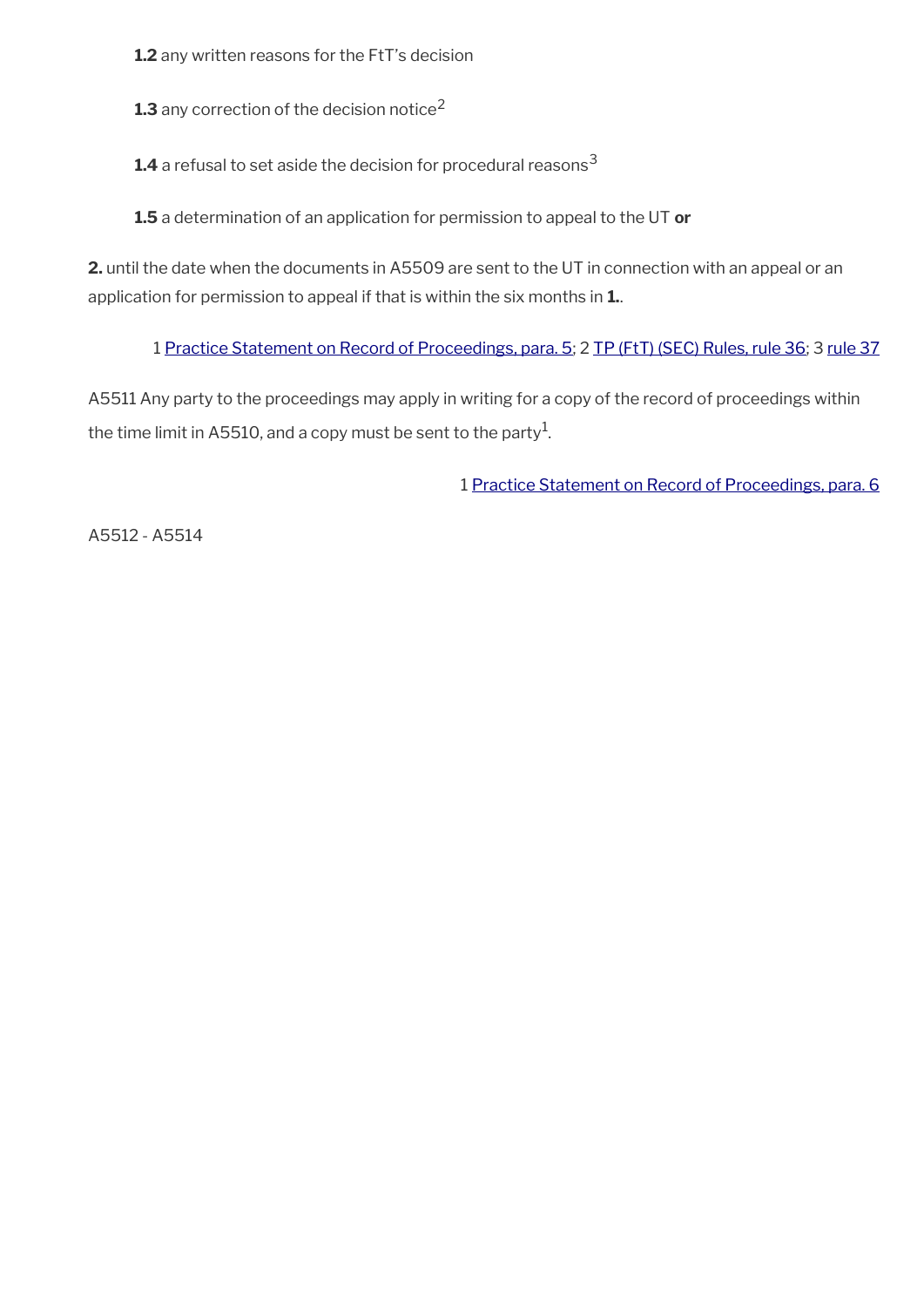**1.2** any written reasons for the FtT's decision

**1.3** any correction of the decision notice[2]

**1.4** a refusal to set aside the decision for procedural reasons[3]

**1.5** a determination of an application for permission to appeal to the UT **or**

**2.** until the date when the documents in A5509 are sent to the UT in connection with an appeal or an application for permission to appeal if that is within the six months in **1.**.

1 Practice Statement on Record of Proceedings, para. 5; 2 TP (FtT) (SEC) Rules, rule 36; 3 rule 37

A5511 Any party to the proceedings may apply in writing for a copy of the record of proceedings within the time limit in A5510, and a copy must be sent to the party[1].

1 Practice Statement on Record of Proceedings, para. 6

A5512 - A5514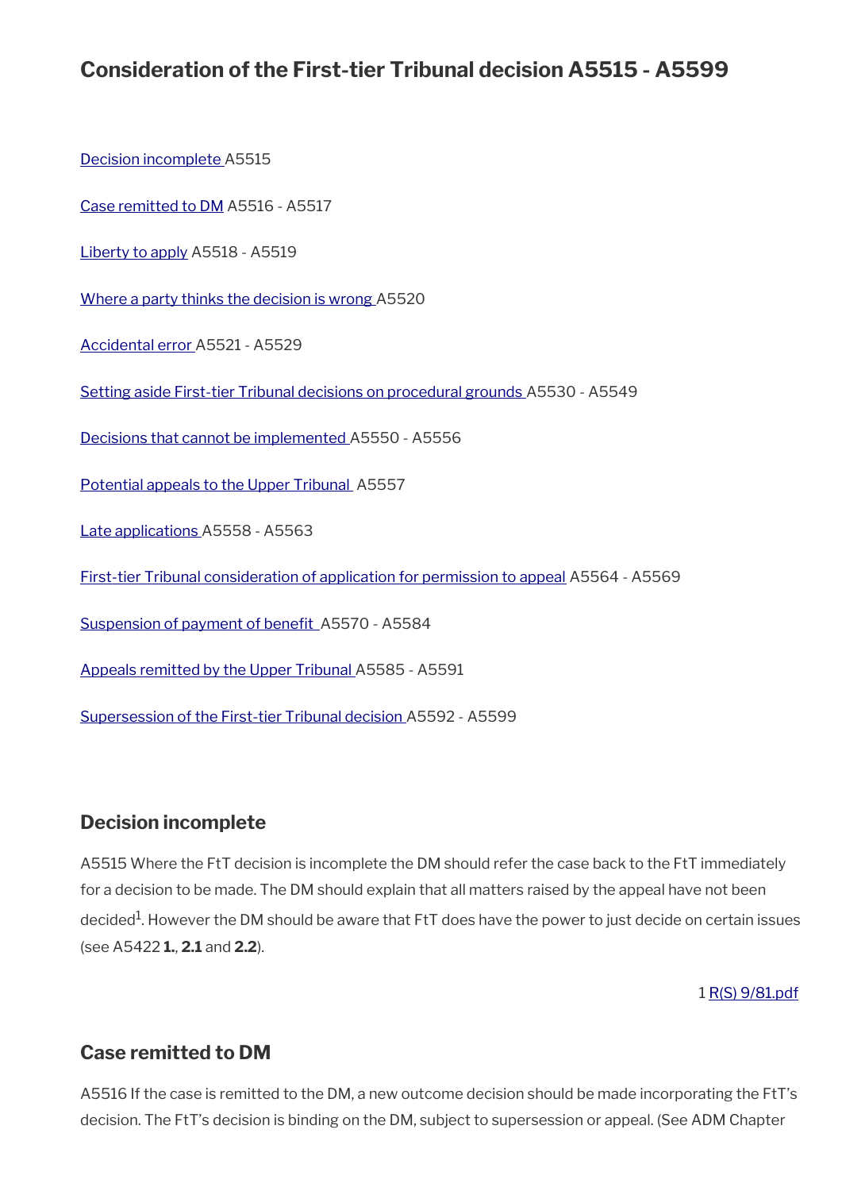## Consideration of the First-tier Tribunal decision A5515 - A5599

Decision incomplete A5515

Case remitted to DM A5516 - A5517

Liberty to apply A5518 - A5519

Where a party thinks the decision is wrong A5520

Accidental error A5521 - A5529

Setting aside First-tier Tribunal decisions on procedural grounds A5530 - A5549

Decisions that cannot be implemented A5550 - A5556

Potential appeals to the Upper Tribunal A5557

Late applications A5558 - A5563

First-tier Tribunal consideration of application for permission to appeal A5564 - A5569

Suspension of payment of benefit A5570 - A5584

Appeals remitted by the Upper Tribunal A5585 - A5591

Supersession of the First-tier Tribunal decision A5592 - A5599

### Decision incomplete

A5515 Where the FtT decision is incomplete the DM should refer the case back to the FtT immediately for a decision to be made. The DM should explain that all matters raised by the appeal have not been decided[1]. However the DM should be aware that FtT does have the power to just decide on certain issues (see A5422 **1.**, **2.1** and **2.2**).

1 R(S) 9/81.pdf

### Case remitted to DM

A5516 If the case is remitted to the DM, a new outcome decision should be made incorporating the FtT's decision. The FtT's decision is binding on the DM, subject to supersession or appeal. (See ADM Chapter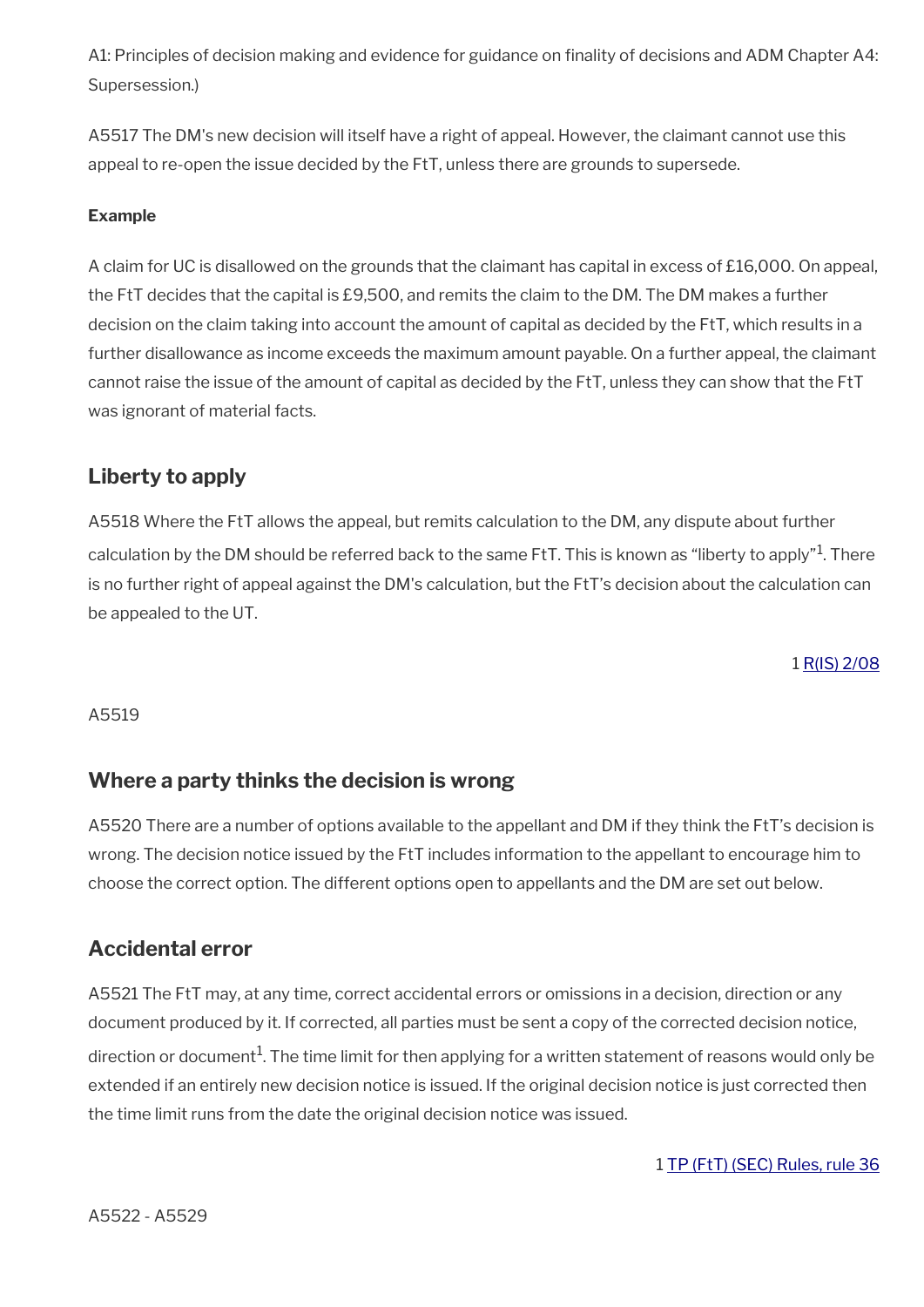A1: Principles of decision making and evidence for guidance on finality of decisions and ADM Chapter A4: Supersession.)

A5517 The DM's new decision will itself have a right of appeal. However, the claimant cannot use this appeal to re-open the issue decided by the FtT, unless there are grounds to supersede.

**Example**

A claim for UC is disallowed on the grounds that the claimant has capital in excess of £16,000. On appeal, the FtT decides that the capital is £9,500, and remits the claim to the DM. The DM makes a further decision on the claim taking into account the amount of capital as decided by the FtT, which results in a further disallowance as income exceeds the maximum amount payable. On a further appeal, the claimant cannot raise the issue of the amount of capital as decided by the FtT, unless they can show that the FtT was ignorant of material facts.

## Liberty to apply

A5518 Where the FtT allows the appeal, but remits calculation to the DM, any dispute about further calculation by the DM should be referred back to the same FtT. This is known as "liberty to apply"[1]. There is no further right of appeal against the DM's calculation, but the FtT's decision about the calculation can be appealed to the UT.

1 R(IS) 2/08

A5519

## Where a party thinks the decision is wrong

A5520 There are a number of options available to the appellant and DM if they think the FtT's decision is wrong. The decision notice issued by the FtT includes information to the appellant to encourage him to choose the correct option. The different options open to appellants and the DM are set out below.

## Accidental error

A5521 The FtT may, at any time, correct accidental errors or omissions in a decision, direction or any document produced by it. If corrected, all parties must be sent a copy of the corrected decision notice, direction or document[1]. The time limit for then applying for a written statement of reasons would only be extended if an entirely new decision notice is issued. If the original decision notice is just corrected then the time limit runs from the date the original decision notice was issued.

1 TP (FtT) (SEC) Rules, rule 36

A5522 - A5529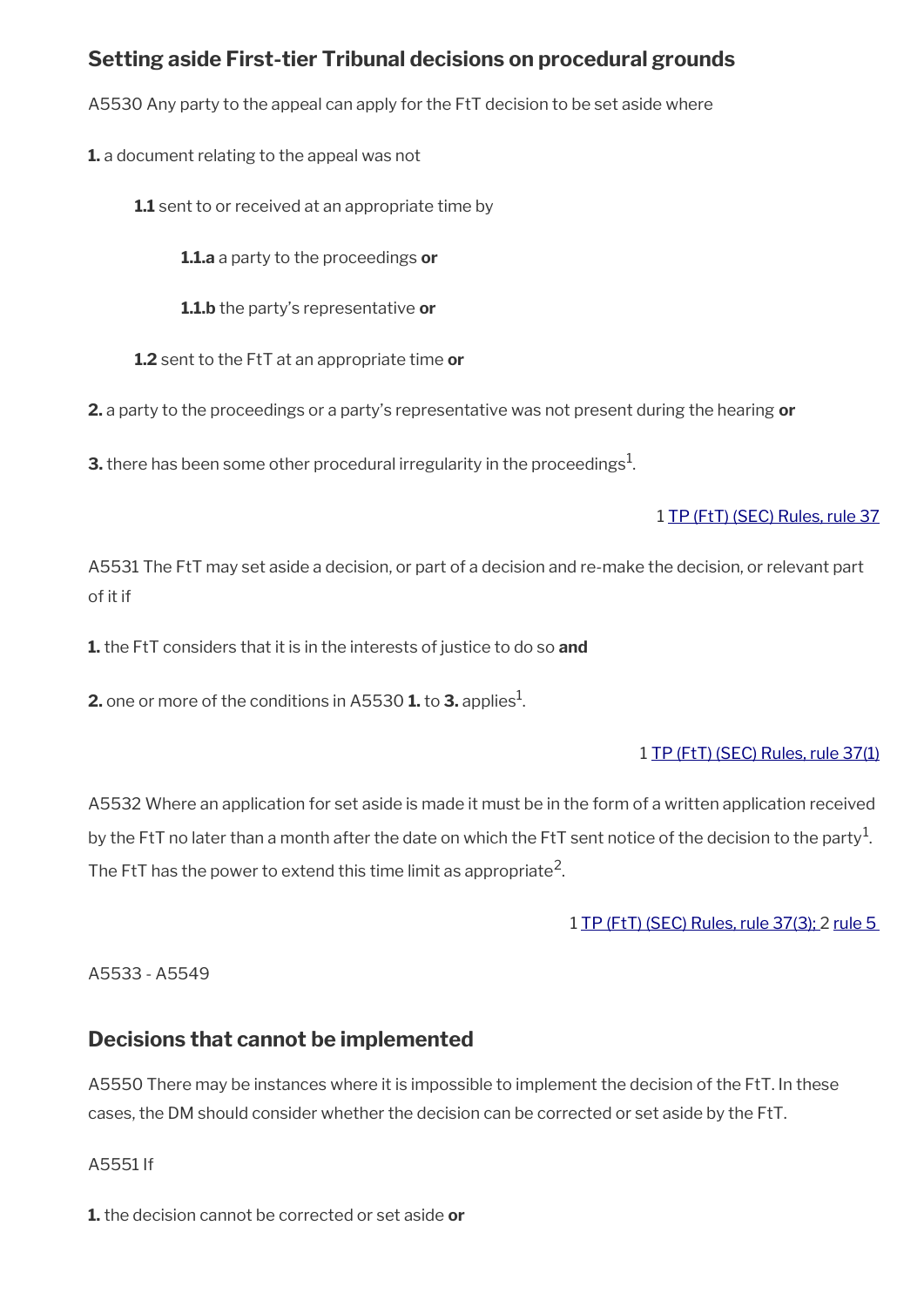## Setting aside First-tier Tribunal decisions on procedural grounds

A5530 Any party to the appeal can apply for the FtT decision to be set aside where

**1.** a document relating to the appeal was not

> **1.1** sent to or received at an appropriate time by
>
> > **1.1.a** a party to the proceedings **or**
> >
> > **1.1.b** the party's representative **or**
>
> **1.2** sent to the FtT at an appropriate time **or**

**2.** a party to the proceedings or a party's representative was not present during the hearing **or**

**3.** there has been some other procedural irregularity in the proceedings[1].

1 TP (FtT) (SEC) Rules, rule 37

A5531 The FtT may set aside a decision, or part of a decision and re-make the decision, or relevant part of it if

**1.** the FtT considers that it is in the interests of justice to do so **and**

**2.** one or more of the conditions in A5530 **1.** to **3.** applies[1].

1 TP (FtT) (SEC) Rules, rule 37(1)

A5532 Where an application for set aside is made it must be in the form of a written application received by the FtT no later than a month after the date on which the FtT sent notice of the decision to the party[1]. The FtT has the power to extend this time limit as appropriate[2].

1 TP (FtT) (SEC) Rules, rule 37(3); 2 rule 5

A5533 - A5549

## Decisions that cannot be implemented

A5550 There may be instances where it is impossible to implement the decision of the FtT. In these cases, the DM should consider whether the decision can be corrected or set aside by the FtT.

A5551 If

**1.** the decision cannot be corrected or set aside **or**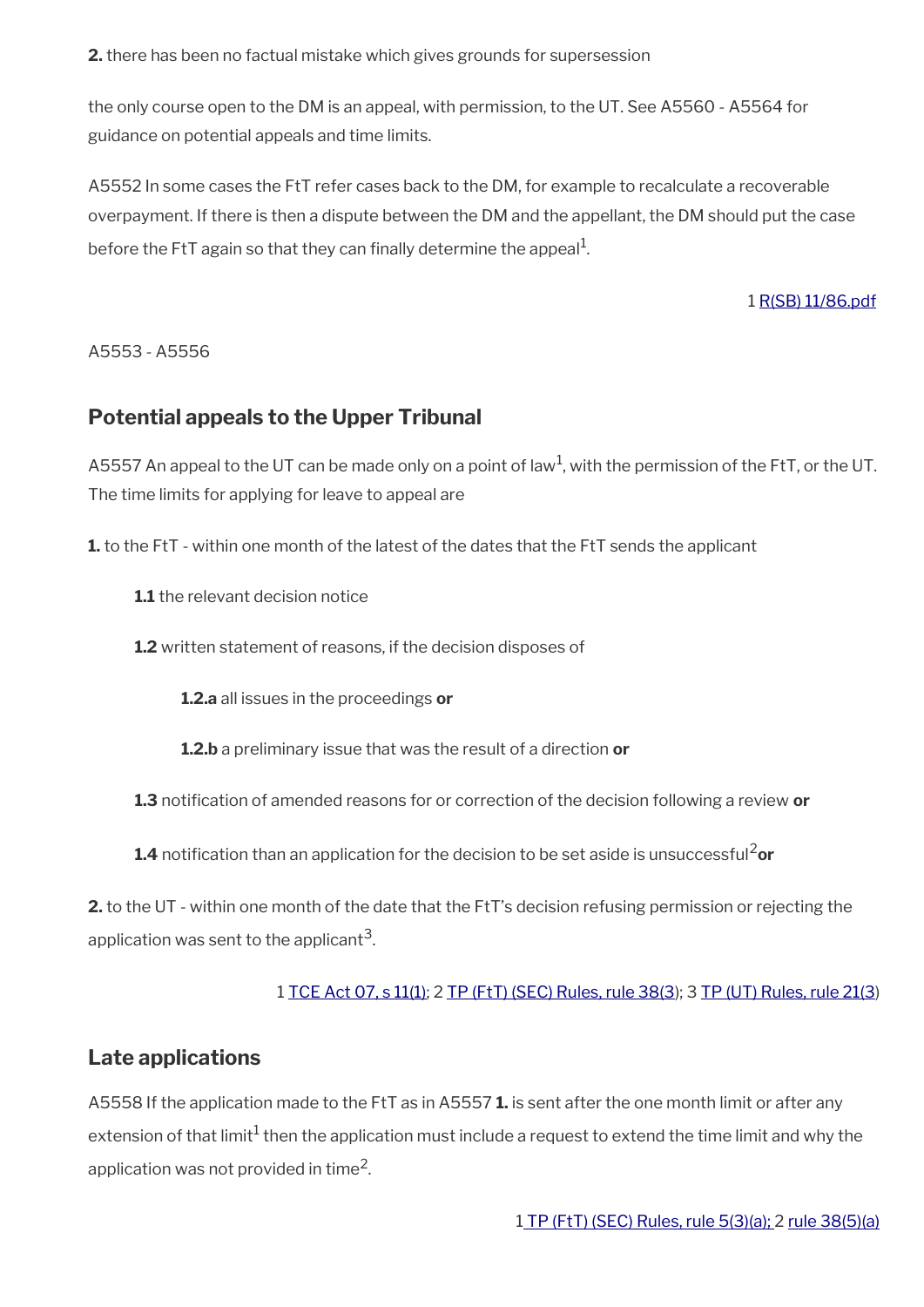**2.** there has been no factual mistake which gives grounds for supersession

the only course open to the DM is an appeal, with permission, to the UT. See A5560 - A5564 for guidance on potential appeals and time limits.

A5552 In some cases the FtT refer cases back to the DM, for example to recalculate a recoverable overpayment. If there is then a dispute between the DM and the appellant, the DM should put the case before the FtT again so that they can finally determine the appeal[1].

1 [R(SB) 11/86.pdf]

A5553 - A5556

## Potential appeals to the Upper Tribunal

A5557 An appeal to the UT can be made only on a point of law[1], with the permission of the FtT, or the UT. The time limits for applying for leave to appeal are

**1.** to the FtT - within one month of the latest of the dates that the FtT sends the applicant

- **1.1** the relevant decision notice
- **1.2** written statement of reasons, if the decision disposes of
  - **1.2.a** all issues in the proceedings **or**
  - **1.2.b** a preliminary issue that was the result of a direction **or**
- **1.3** notification of amended reasons for or correction of the decision following a review **or**
- **1.4** notification than an application for the decision to be set aside is unsuccessful[2] **or**

**2.** to the UT - within one month of the date that the FtT's decision refusing permission or rejecting the application was sent to the applicant[3].

1 TCE Act 07, s 11(1); 2 TP (FtT) (SEC) Rules, rule 38(3); 3 TP (UT) Rules, rule 21(3)

## Late applications

A5558 If the application made to the FtT as in A5557 **1.** is sent after the one month limit or after any extension of that limit[1] then the application must include a request to extend the time limit and why the application was not provided in time[2].

1 TP (FtT) (SEC) Rules, rule 5(3)(a); 2 rule 38(5)(a)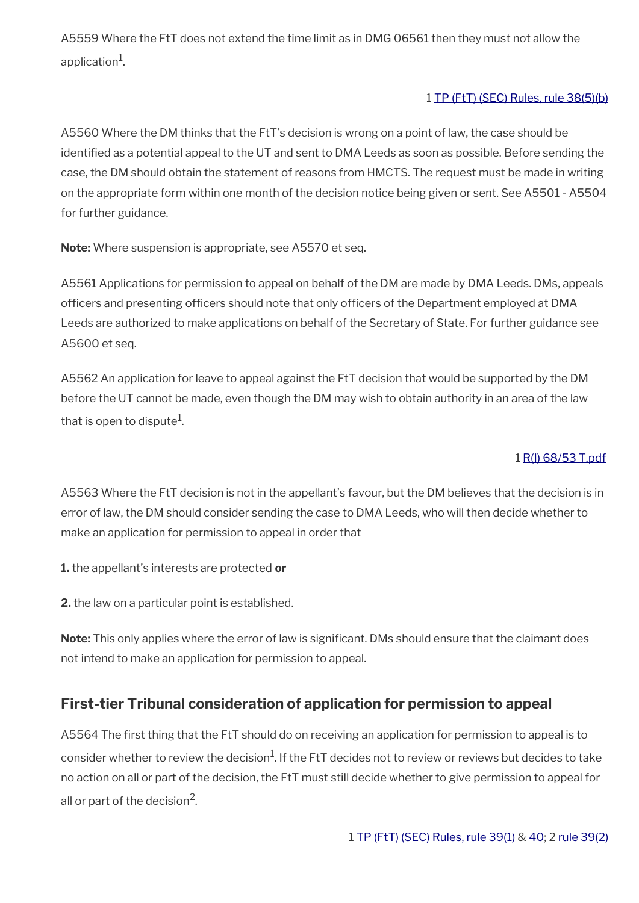A5559 Where the FtT does not extend the time limit as in DMG 06561 then they must not allow the application[1].

1 TP (FtT) (SEC) Rules, rule 38(5)(b)

A5560 Where the DM thinks that the FtT's decision is wrong on a point of law, the case should be identified as a potential appeal to the UT and sent to DMA Leeds as soon as possible. Before sending the case, the DM should obtain the statement of reasons from HMCTS. The request must be made in writing on the appropriate form within one month of the decision notice being given or sent. See A5501 - A5504 for further guidance.

**Note:** Where suspension is appropriate, see A5570 et seq.

A5561 Applications for permission to appeal on behalf of the DM are made by DMA Leeds. DMs, appeals officers and presenting officers should note that only officers of the Department employed at DMA Leeds are authorized to make applications on behalf of the Secretary of State. For further guidance see A5600 et seq.

A5562 An application for leave to appeal against the FtT decision that would be supported by the DM before the UT cannot be made, even though the DM may wish to obtain authority in an area of the law that is open to dispute[1].

1 R(I) 68/53 T.pdf

A5563 Where the FtT decision is not in the appellant's favour, but the DM believes that the decision is in error of law, the DM should consider sending the case to DMA Leeds, who will then decide whether to make an application for permission to appeal in order that

**1.** the appellant's interests are protected **or**

**2.** the law on a particular point is established.

**Note:** This only applies where the error of law is significant. DMs should ensure that the claimant does not intend to make an application for permission to appeal.

## First-tier Tribunal consideration of application for permission to appeal

A5564 The first thing that the FtT should do on receiving an application for permission to appeal is to consider whether to review the decision[1]. If the FtT decides not to review or reviews but decides to take no action on all or part of the decision, the FtT must still decide whether to give permission to appeal for all or part of the decision[2].

1 TP (FtT) (SEC) Rules, rule 39(1) & 40; 2 rule 39(2)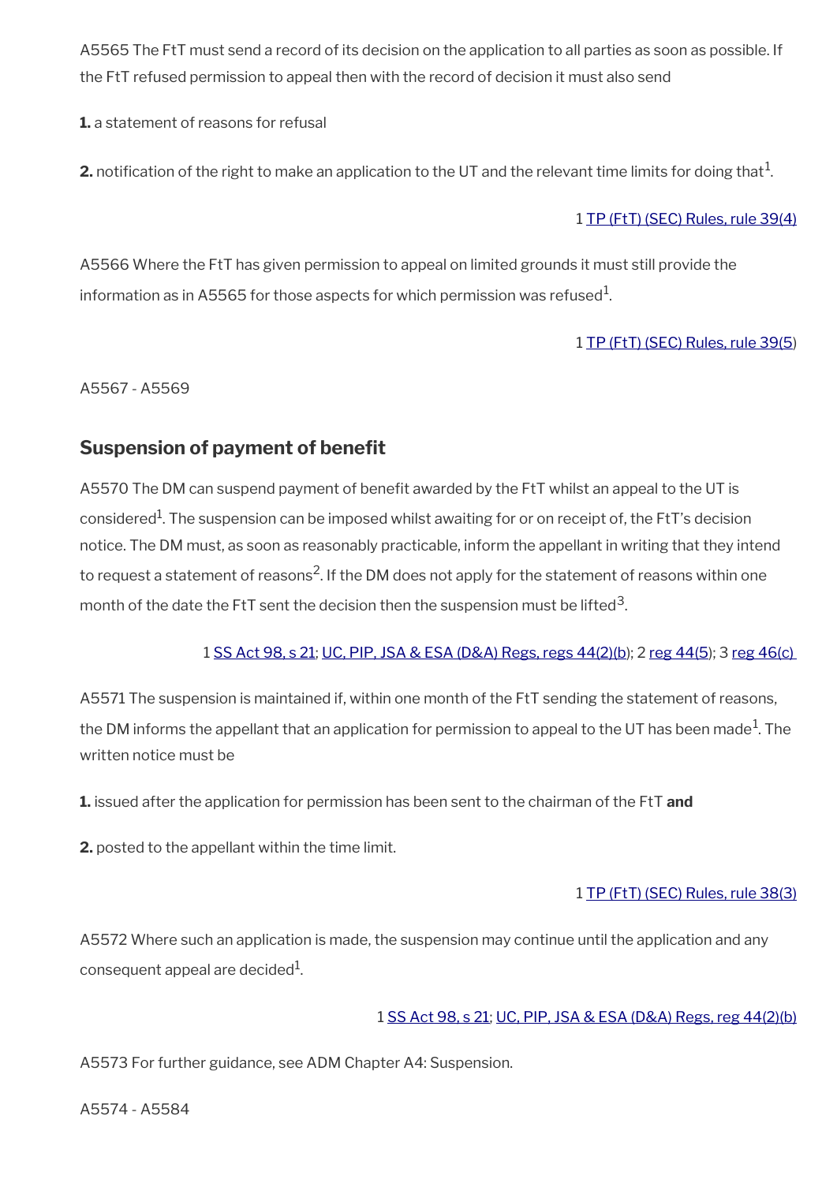A5565 The FtT must send a record of its decision on the application to all parties as soon as possible. If the FtT refused permission to appeal then with the record of decision it must also send

**1.** a statement of reasons for refusal

**2.** notification of the right to make an application to the UT and the relevant time limits for doing that[1].

1 TP (FtT) (SEC) Rules, rule 39(4)

A5566 Where the FtT has given permission to appeal on limited grounds it must still provide the information as in A5565 for those aspects for which permission was refused[1].

1 TP (FtT) (SEC) Rules, rule 39(5)

A5567 - A5569

## Suspension of payment of benefit

A5570 The DM can suspend payment of benefit awarded by the FtT whilst an appeal to the UT is considered[1]. The suspension can be imposed whilst awaiting for or on receipt of, the FtT's decision notice. The DM must, as soon as reasonably practicable, inform the appellant in writing that they intend to request a statement of reasons[2]. If the DM does not apply for the statement of reasons within one month of the date the FtT sent the decision then the suspension must be lifted[3].

1 SS Act 98, s 21; UC, PIP, JSA & ESA (D&A) Regs, regs 44(2)(b); 2 reg 44(5); 3 reg 46(c)

A5571 The suspension is maintained if, within one month of the FtT sending the statement of reasons, the DM informs the appellant that an application for permission to appeal to the UT has been made[1]. The written notice must be

**1.** issued after the application for permission has been sent to the chairman of the FtT **and**

**2.** posted to the appellant within the time limit.

1 TP (FtT) (SEC) Rules, rule 38(3)

A5572 Where such an application is made, the suspension may continue until the application and any consequent appeal are decided[1].

1 SS Act 98, s 21; UC, PIP, JSA & ESA (D&A) Regs, reg 44(2)(b)

A5573 For further guidance, see ADM Chapter A4: Suspension.

A5574 - A5584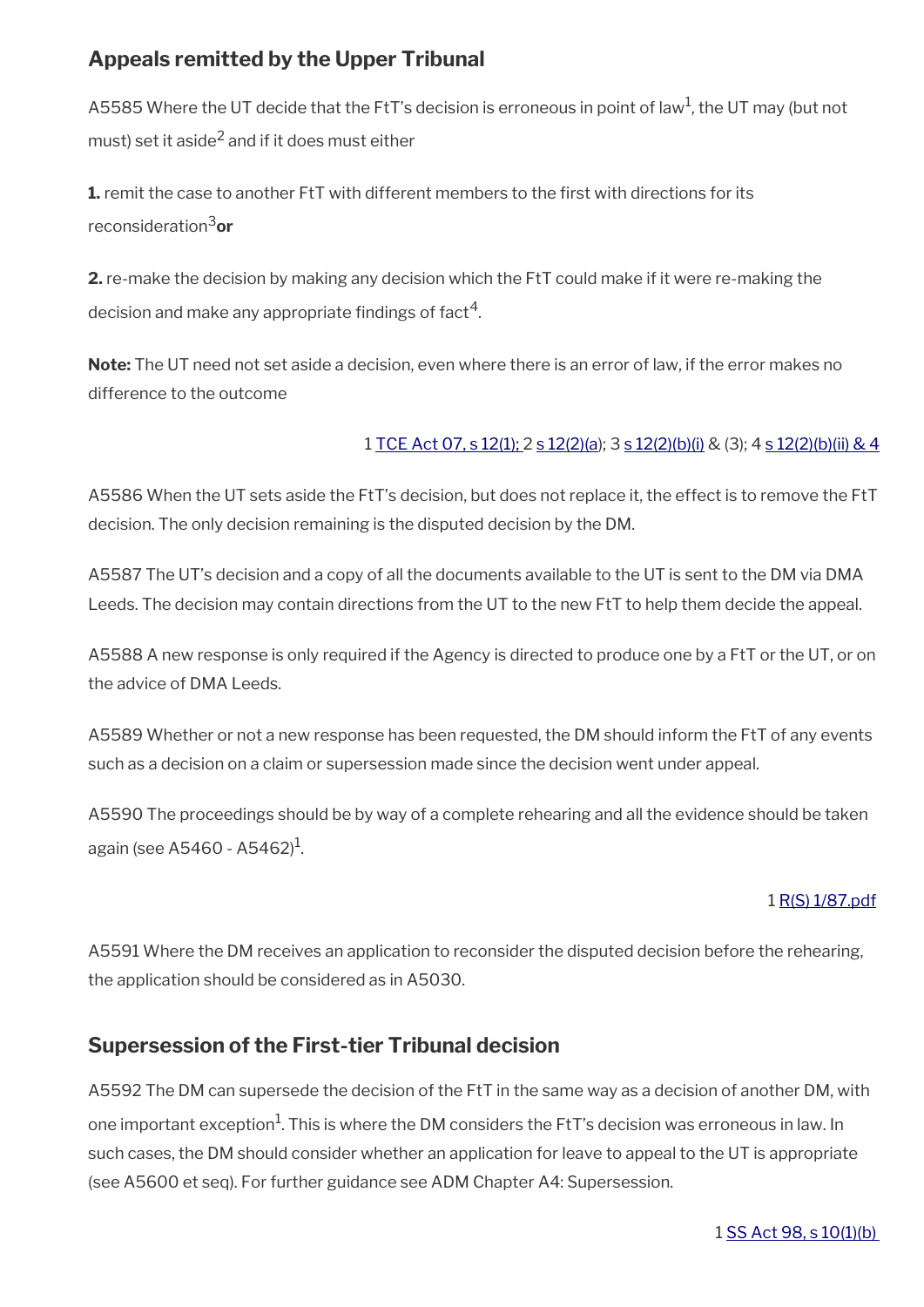## Appeals remitted by the Upper Tribunal

A5585 Where the UT decide that the FtT's decision is erroneous in point of law[1], the UT may (but not must) set it aside[2] and if it does must either

**1.** remit the case to another FtT with different members to the first with directions for its reconsideration[3] **or**

**2.** re-make the decision by making any decision which the FtT could make if it were re-making the decision and make any appropriate findings of fact[4].

**Note:** The UT need not set aside a decision, even where there is an error of law, if the error makes no difference to the outcome

1 TCE Act 07, s 12(1); 2 s 12(2)(a); 3 s 12(2)(b)(i) & (3); 4 s 12(2)(b)(ii) & 4

A5586 When the UT sets aside the FtT's decision, but does not replace it, the effect is to remove the FtT decision. The only decision remaining is the disputed decision by the DM.

A5587 The UT's decision and a copy of all the documents available to the UT is sent to the DM via DMA Leeds. The decision may contain directions from the UT to the new FtT to help them decide the appeal.

A5588 A new response is only required if the Agency is directed to produce one by a FtT or the UT, or on the advice of DMA Leeds.

A5589 Whether or not a new response has been requested, the DM should inform the FtT of any events such as a decision on a claim or supersession made since the decision went under appeal.

A5590 The proceedings should be by way of a complete rehearing and all the evidence should be taken again (see A5460 - A5462)[1].

1 R(S) 1/87.pdf

A5591 Where the DM receives an application to reconsider the disputed decision before the rehearing, the application should be considered as in A5030.

## Supersession of the First-tier Tribunal decision

A5592 The DM can supersede the decision of the FtT in the same way as a decision of another DM, with one important exception[1]. This is where the DM considers the FtT's decision was erroneous in law. In such cases, the DM should consider whether an application for leave to appeal to the UT is appropriate (see A5600 et seq). For further guidance see ADM Chapter A4: Supersession.

1 SS Act 98, s 10(1)(b)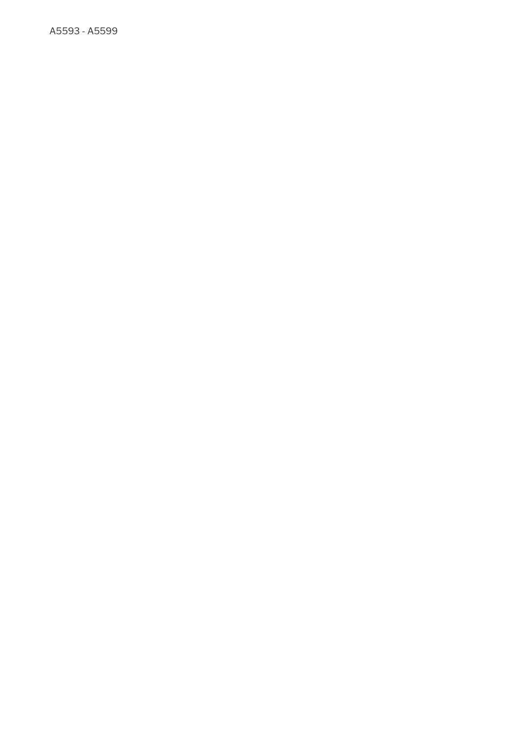A5593 - A5599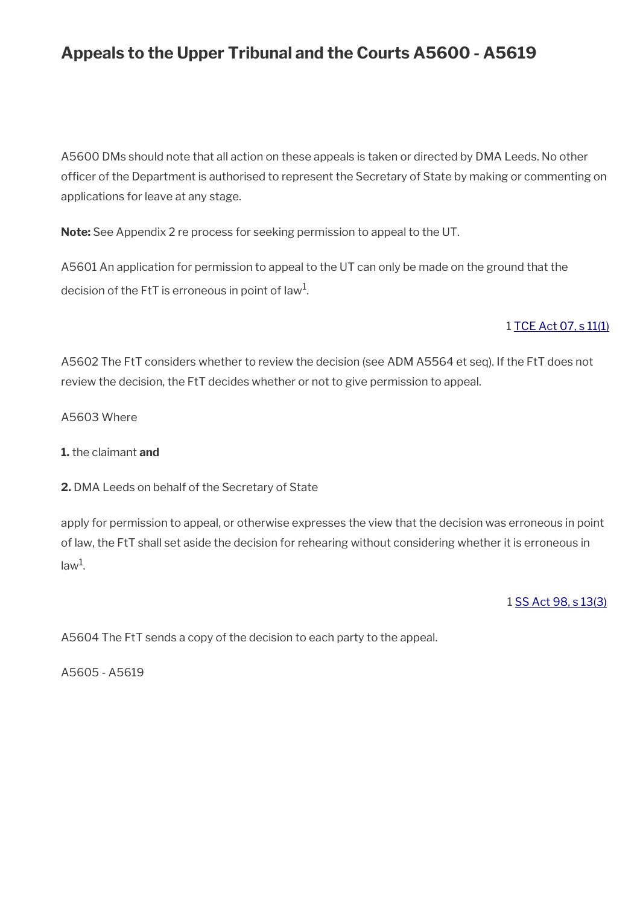# Appeals to the Upper Tribunal and the Courts A5600 - A5619

A5600 DMs should note that all action on these appeals is taken or directed by DMA Leeds. No other officer of the Department is authorised to represent the Secretary of State by making or commenting on applications for leave at any stage.

**Note:** See Appendix 2 re process for seeking permission to appeal to the UT.

A5601 An application for permission to appeal to the UT can only be made on the ground that the decision of the FtT is erroneous in point of law[1].

1 TCE Act 07, s 11(1)

A5602 The FtT considers whether to review the decision (see ADM A5564 et seq). If the FtT does not review the decision, the FtT decides whether or not to give permission to appeal.

A5603 Where

**1.** the claimant **and**

**2.** DMA Leeds on behalf of the Secretary of State

apply for permission to appeal, or otherwise expresses the view that the decision was erroneous in point of law, the FtT shall set aside the decision for rehearing without considering whether it is erroneous in law[1].

1 SS Act 98, s 13(3)

A5604 The FtT sends a copy of the decision to each party to the appeal.

A5605 - A5619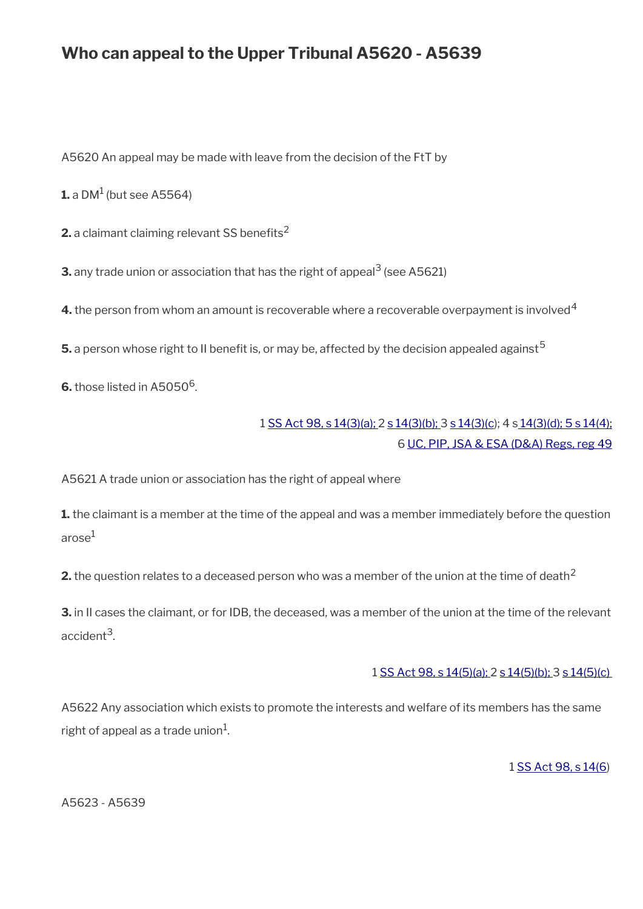# Who can appeal to the Upper Tribunal A5620 - A5639

A5620 An appeal may be made with leave from the decision of the FtT by

**1.** a DM[1] (but see A5564)

**2.** a claimant claiming relevant SS benefits[2]

**3.** any trade union or association that has the right of appeal[3] (see A5621)

**4.** the person from whom an amount is recoverable where a recoverable overpayment is involved[4]

**5.** a person whose right to II benefit is, or may be, affected by the decision appealed against[5]

**6.** those listed in A5050[6].

1 SS Act 98, s 14(3)(a); 2 s 14(3)(b); 3 s 14(3)(c); 4 s 14(3)(d); 5 s 14(4);
6 UC, PIP, JSA & ESA (D&A) Regs, reg 49

A5621 A trade union or association has the right of appeal where

**1.** the claimant is a member at the time of the appeal and was a member immediately before the question arose[1]

**2.** the question relates to a deceased person who was a member of the union at the time of death[2]

**3.** in II cases the claimant, or for IDB, the deceased, was a member of the union at the time of the relevant accident[3].

1 SS Act 98, s 14(5)(a); 2 s 14(5)(b); 3 s 14(5)(c)

A5622 Any association which exists to promote the interests and welfare of its members has the same right of appeal as a trade union[1].

1 SS Act 98, s 14(6)

A5623 - A5639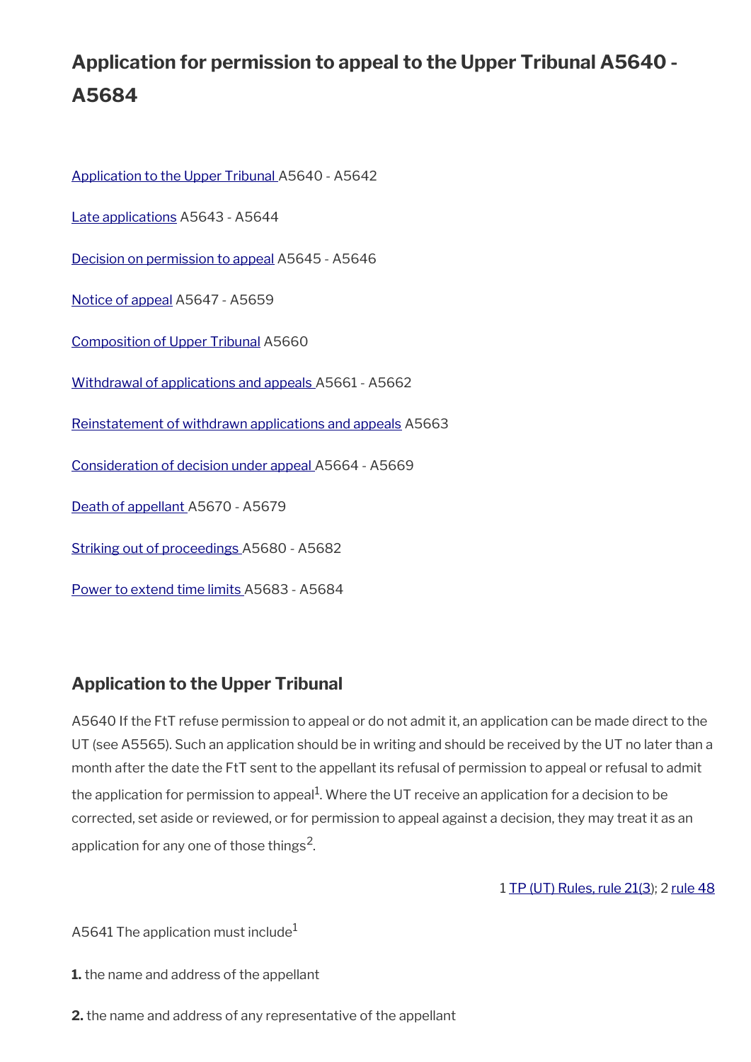# Application for permission to appeal to the Upper Tribunal A5640 - A5684

[Application to the Upper Tribunal](#) A5640 - A5642

[Late applications](#) A5643 - A5644

[Decision on permission to appeal](#) A5645 - A5646

[Notice of appeal](#) A5647 - A5659

[Composition of Upper Tribunal](#) A5660

[Withdrawal of applications and appeals](#) A5661 - A5662

[Reinstatement of withdrawn applications and appeals](#) A5663

[Consideration of decision under appeal](#) A5664 - A5669

[Death of appellant](#) A5670 - A5679

[Striking out of proceedings](#) A5680 - A5682

[Power to extend time limits](#) A5683 - A5684

## Application to the Upper Tribunal

A5640 If the FtT refuse permission to appeal or do not admit it, an application can be made direct to the UT (see A5565). Such an application should be in writing and should be received by the UT no later than a month after the date the FtT sent to the appellant its refusal of permission to appeal or refusal to admit the application for permission to appeal[1]. Where the UT receive an application for a decision to be corrected, set aside or reviewed, or for permission to appeal against a decision, they may treat it as an application for any one of those things[2].

1 [TP (UT) Rules, rule 21(3)](#); 2 [rule 48](#)

A5641 The application must include[1]

**1.** the name and address of the appellant

**2.** the name and address of any representative of the appellant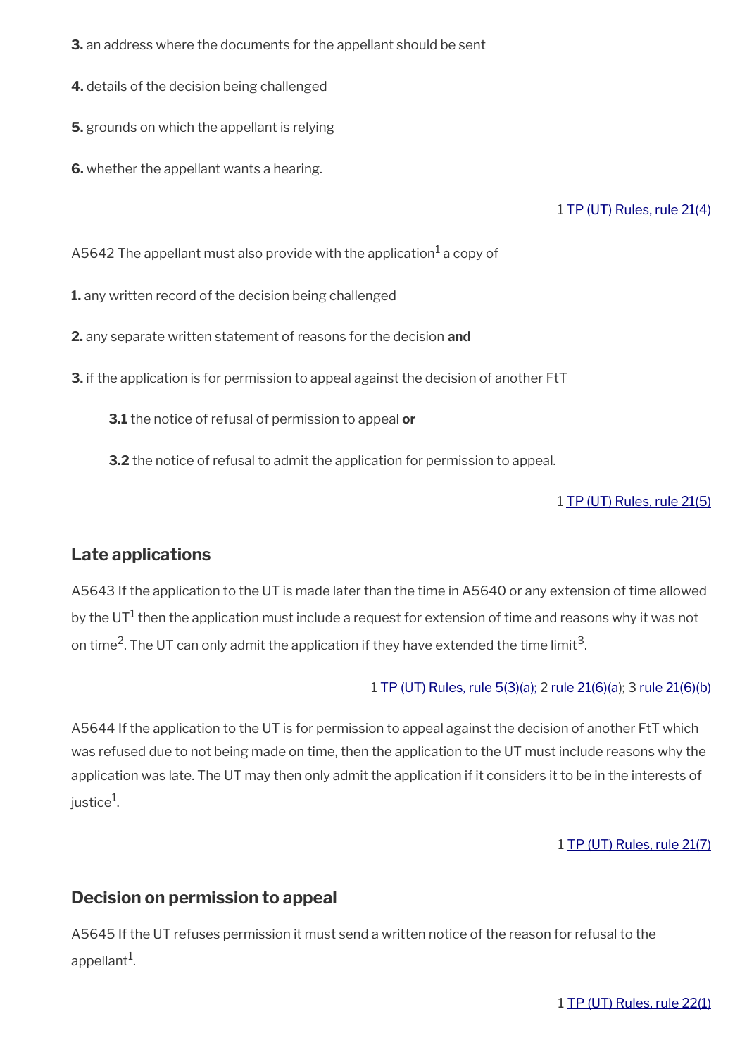**3.** an address where the documents for the appellant should be sent

**4.** details of the decision being challenged

**5.** grounds on which the appellant is relying

**6.** whether the appellant wants a hearing.

1 TP (UT) Rules, rule 21(4)

A5642 The appellant must also provide with the application[1] a copy of

**1.** any written record of the decision being challenged

**2.** any separate written statement of reasons for the decision **and**

**3.** if the application is for permission to appeal against the decision of another FtT

**3.1** the notice of refusal of permission to appeal **or**

**3.2** the notice of refusal to admit the application for permission to appeal.

1 TP (UT) Rules, rule 21(5)

## Late applications

A5643 If the application to the UT is made later than the time in A5640 or any extension of time allowed by the UT[1] then the application must include a request for extension of time and reasons why it was not on time[2]. The UT can only admit the application if they have extended the time limit[3].

1 TP (UT) Rules, rule 5(3)(a); 2 rule 21(6)(a); 3 rule 21(6)(b)

A5644 If the application to the UT is for permission to appeal against the decision of another FtT which was refused due to not being made on time, then the application to the UT must include reasons why the application was late. The UT may then only admit the application if it considers it to be in the interests of justice[1].

1 TP (UT) Rules, rule 21(7)

## Decision on permission to appeal

A5645 If the UT refuses permission it must send a written notice of the reason for refusal to the appellant[1].

1 TP (UT) Rules, rule 22(1)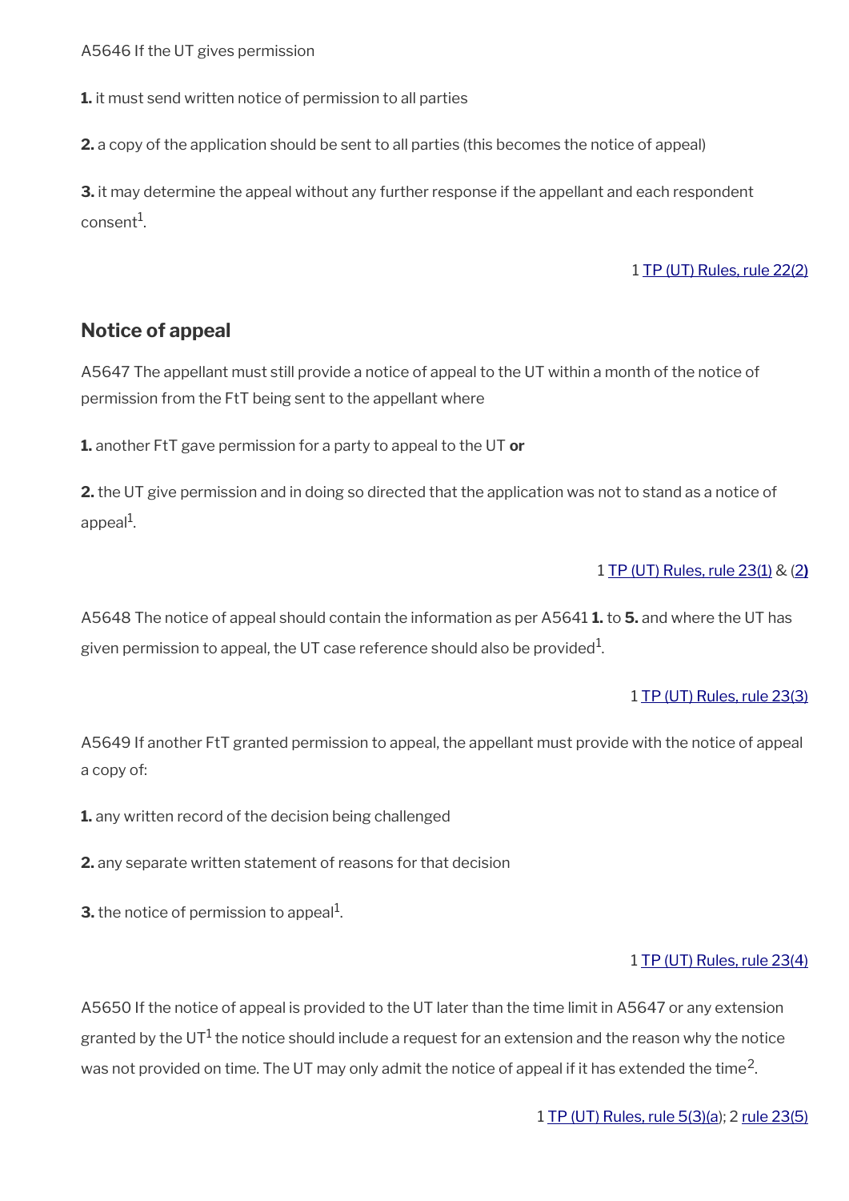A5646 If the UT gives permission

**1.** it must send written notice of permission to all parties

**2.** a copy of the application should be sent to all parties (this becomes the notice of appeal)

**3.** it may determine the appeal without any further response if the appellant and each respondent consent[1].

1 TP (UT) Rules, rule 22(2)

## Notice of appeal

A5647 The appellant must still provide a notice of appeal to the UT within a month of the notice of permission from the FtT being sent to the appellant where

**1.** another FtT gave permission for a party to appeal to the UT **or**

**2.** the UT give permission and in doing so directed that the application was not to stand as a notice of appeal[1].

1 TP (UT) Rules, rule 23(1) & (2)

A5648 The notice of appeal should contain the information as per A5641 **1.** to **5.** and where the UT has given permission to appeal, the UT case reference should also be provided[1].

1 TP (UT) Rules, rule 23(3)

A5649 If another FtT granted permission to appeal, the appellant must provide with the notice of appeal a copy of:

**1.** any written record of the decision being challenged

**2.** any separate written statement of reasons for that decision

**3.** the notice of permission to appeal[1].

1 TP (UT) Rules, rule 23(4)

A5650 If the notice of appeal is provided to the UT later than the time limit in A5647 or any extension granted by the UT[1] the notice should include a request for an extension and the reason why the notice was not provided on time. The UT may only admit the notice of appeal if it has extended the time[2].

1 TP (UT) Rules, rule 5(3)(a); 2 rule 23(5)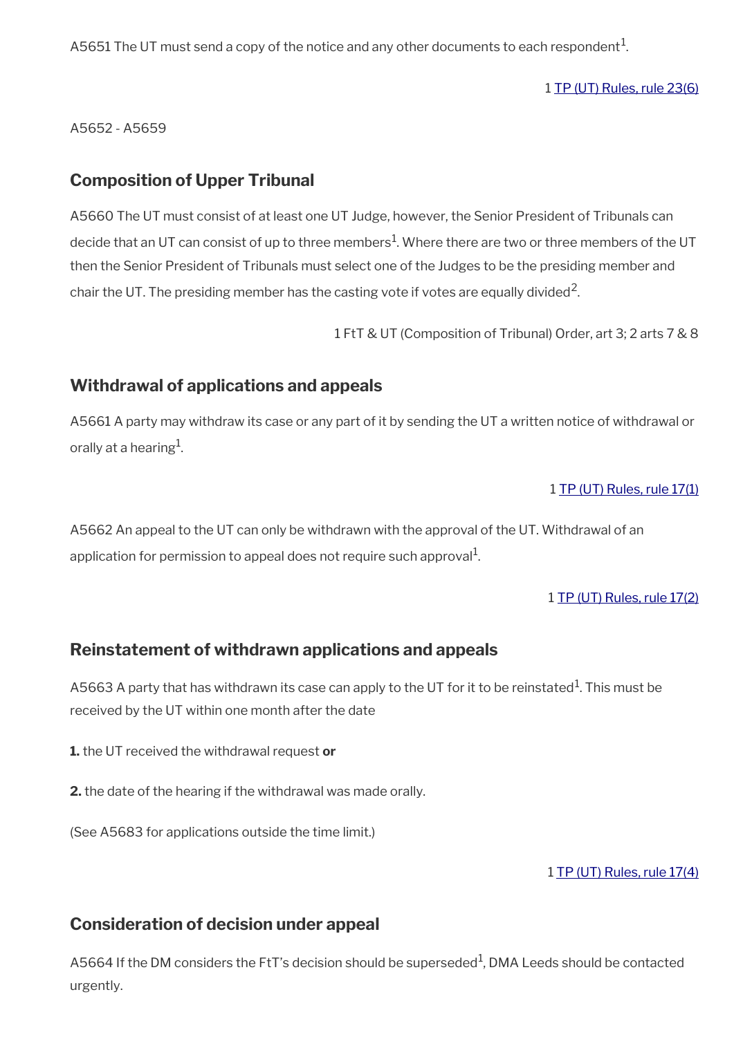A5651 The UT must send a copy of the notice and any other documents to each respondent[1].

1 TP (UT) Rules, rule 23(6)

A5652 - A5659

## Composition of Upper Tribunal

A5660 The UT must consist of at least one UT Judge, however, the Senior President of Tribunals can decide that an UT can consist of up to three members[1]. Where there are two or three members of the UT then the Senior President of Tribunals must select one of the Judges to be the presiding member and chair the UT. The presiding member has the casting vote if votes are equally divided[2].

1 FtT & UT (Composition of Tribunal) Order, art 3; 2 arts 7 & 8

## Withdrawal of applications and appeals

A5661 A party may withdraw its case or any part of it by sending the UT a written notice of withdrawal or orally at a hearing[1].

1 TP (UT) Rules, rule 17(1)

A5662 An appeal to the UT can only be withdrawn with the approval of the UT. Withdrawal of an application for permission to appeal does not require such approval[1].

1 TP (UT) Rules, rule 17(2)

## Reinstatement of withdrawn applications and appeals

A5663 A party that has withdrawn its case can apply to the UT for it to be reinstated[1]. This must be received by the UT within one month after the date

**1.** the UT received the withdrawal request **or**

**2.** the date of the hearing if the withdrawal was made orally.

(See A5683 for applications outside the time limit.)

1 TP (UT) Rules, rule 17(4)

## Consideration of decision under appeal

A5664 If the DM considers the FtT's decision should be superseded[1], DMA Leeds should be contacted urgently.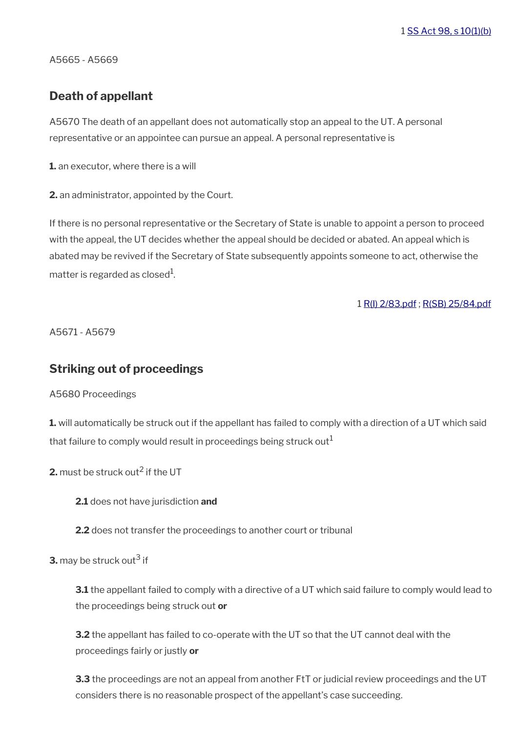1 SS Act 98, s 10(1)(b)

A5665 - A5669

## Death of appellant

A5670 The death of an appellant does not automatically stop an appeal to the UT. A personal representative or an appointee can pursue an appeal. A personal representative is

**1.** an executor, where there is a will

**2.** an administrator, appointed by the Court.

If there is no personal representative or the Secretary of State is unable to appoint a person to proceed with the appeal, the UT decides whether the appeal should be decided or abated. An appeal which is abated may be revived if the Secretary of State subsequently appoints someone to act, otherwise the matter is regarded as closed[1].

1 R(I) 2/83.pdf ; R(SB) 25/84.pdf

A5671 - A5679

## Striking out of proceedings

A5680 Proceedings

**1.** will automatically be struck out if the appellant has failed to comply with a direction of a UT which said that failure to comply would result in proceedings being struck out[1]

**2.** must be struck out[2] if the UT

> **2.1** does not have jurisdiction **and**
>
> **2.2** does not transfer the proceedings to another court or tribunal

**3.** may be struck out[3] if

> **3.1** the appellant failed to comply with a directive of a UT which said failure to comply would lead to the proceedings being struck out **or**
>
> **3.2** the appellant has failed to co-operate with the UT so that the UT cannot deal with the proceedings fairly or justly **or**
>
> **3.3** the proceedings are not an appeal from another FtT or judicial review proceedings and the UT considers there is no reasonable prospect of the appellant's case succeeding.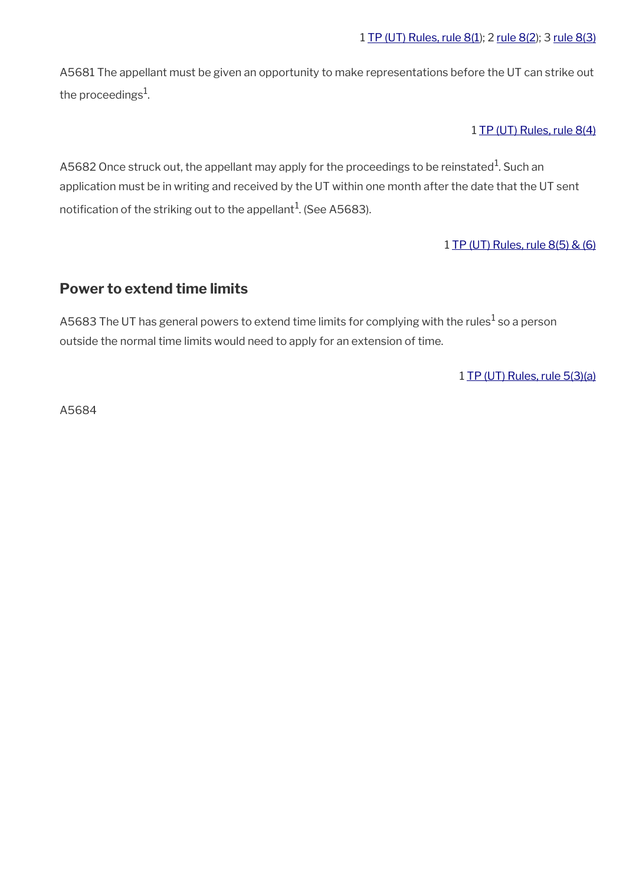1 TP (UT) Rules, rule 8(1); 2 rule 8(2); 3 rule 8(3)

A5681 The appellant must be given an opportunity to make representations before the UT can strike out the proceedings[1].

1 TP (UT) Rules, rule 8(4)

A5682 Once struck out, the appellant may apply for the proceedings to be reinstated[1]. Such an application must be in writing and received by the UT within one month after the date that the UT sent notification of the striking out to the appellant[1]. (See A5683).

1 TP (UT) Rules, rule 8(5) & (6)

## Power to extend time limits

A5683 The UT has general powers to extend time limits for complying with the rules[1] so a person outside the normal time limits would need to apply for an extension of time.

1 TP (UT) Rules, rule 5(3)(a)

A5684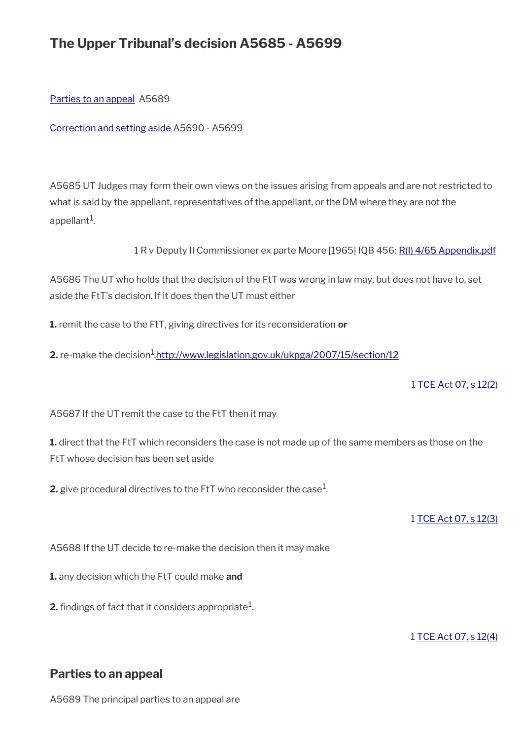## The Upper Tribunal's decision A5685 - A5699

Parties to an appeal A5689

Correction and setting aside A5690 - A5699

A5685 UT Judges may form their own views on the issues arising from appeals and are not restricted to what is said by the appellant, representatives of the appellant, or the DM where they are not the appellant[1].

1 R v Deputy II Commissioner ex parte Moore [1965] IQB 456; R(I) 4/65 Appendix.pdf

A5686 The UT who holds that the decision of the FtT was wrong in law may, but does not have to, set aside the FtT's decision. If it does then the UT must either

**1.** remit the case to the FtT, giving directives for its reconsideration **or**

**2.** re-make the decision[1].http://www.legislation.gov.uk/ukpga/2007/15/section/12

1 TCE Act 07, s 12(2)

A5687 If the UT remit the case to the FtT then it may

**1.** direct that the FtT which reconsiders the case is not made up of the same members as those on the FtT whose decision has been set aside

**2.** give procedural directives to the FtT who reconsider the case[1].

1 TCE Act 07, s 12(3)

A5688 If the UT decide to re-make the decision then it may make

**1.** any decision which the FtT could make **and**

**2.** findings of fact that it considers appropriate[1].

1 TCE Act 07, s 12(4)

### Parties to an appeal

A5689 The principal parties to an appeal are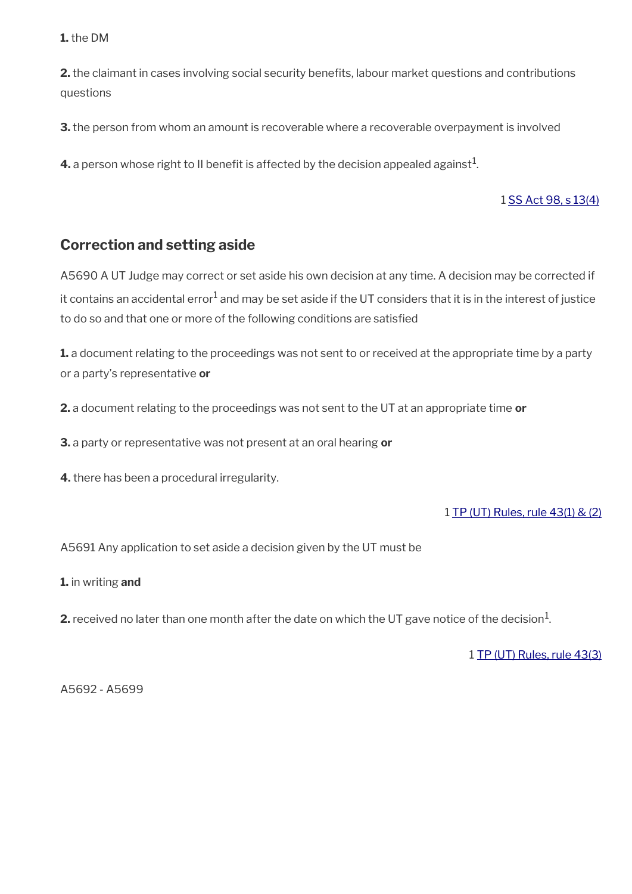**1.** the DM

**2.** the claimant in cases involving social security benefits, labour market questions and contributions questions

**3.** the person from whom an amount is recoverable where a recoverable overpayment is involved

**4.** a person whose right to II benefit is affected by the decision appealed against[1].

1 SS Act 98, s 13(4)

## Correction and setting aside

A5690 A UT Judge may correct or set aside his own decision at any time. A decision may be corrected if it contains an accidental error[1] and may be set aside if the UT considers that it is in the interest of justice to do so and that one or more of the following conditions are satisfied

**1.** a document relating to the proceedings was not sent to or received at the appropriate time by a party or a party's representative **or**

**2.** a document relating to the proceedings was not sent to the UT at an appropriate time **or**

**3.** a party or representative was not present at an oral hearing **or**

**4.** there has been a procedural irregularity.

1 TP (UT) Rules, rule 43(1) & (2)

A5691 Any application to set aside a decision given by the UT must be

**1.** in writing **and**

**2.** received no later than one month after the date on which the UT gave notice of the decision[1].

1 TP (UT) Rules, rule 43(3)

A5692 - A5699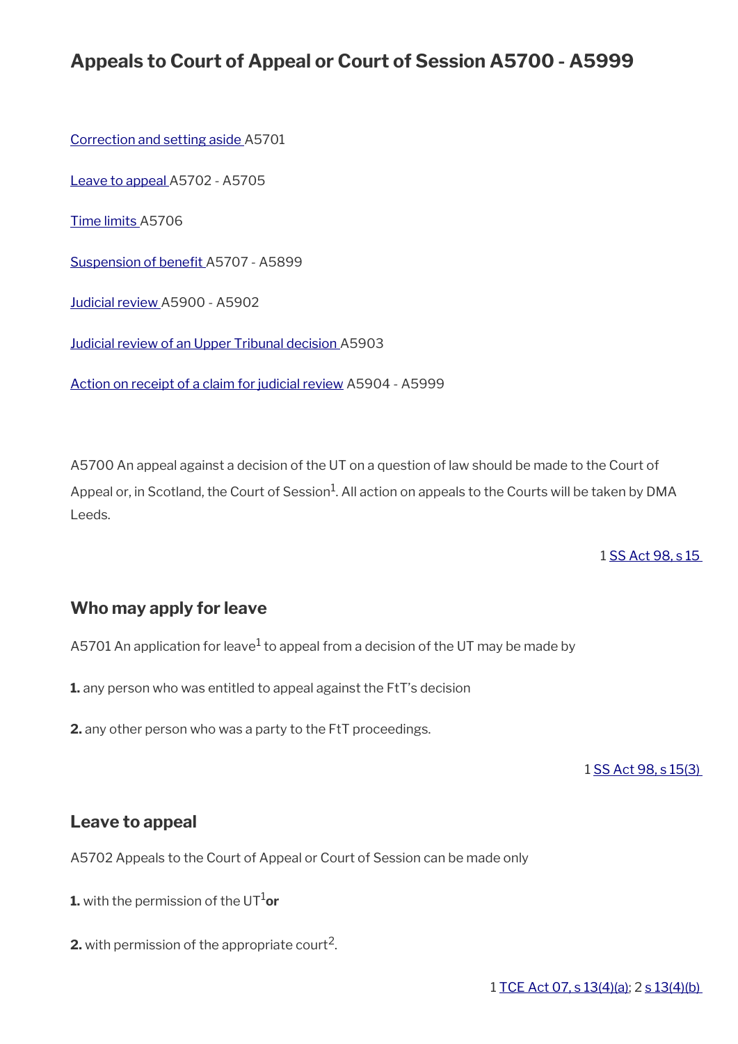## Appeals to Court of Appeal or Court of Session A5700 - A5999

[Correction and setting aside](#) A5701

[Leave to appeal](#) A5702 - A5705

[Time limits](#) A5706

[Suspension of benefit](#) A5707 - A5899

[Judicial review](#) A5900 - A5902

[Judicial review of an Upper Tribunal decision](#) A5903

[Action on receipt of a claim for judicial review](#) A5904 - A5999

A5700 An appeal against a decision of the UT on a question of law should be made to the Court of Appeal or, in Scotland, the Court of Session[1]. All action on appeals to the Courts will be taken by DMA Leeds.

1 SS Act 98, s 15

### Who may apply for leave

A5701 An application for leave[1] to appeal from a decision of the UT may be made by

**1.** any person who was entitled to appeal against the FtT's decision

**2.** any other person who was a party to the FtT proceedings.

1 SS Act 98, s 15(3)

### Leave to appeal

A5702 Appeals to the Court of Appeal or Court of Session can be made only

**1.** with the permission of the UT[1] **or**

**2.** with permission of the appropriate court[2].

1 TCE Act 07, s 13(4)(a); 2 s 13(4)(b)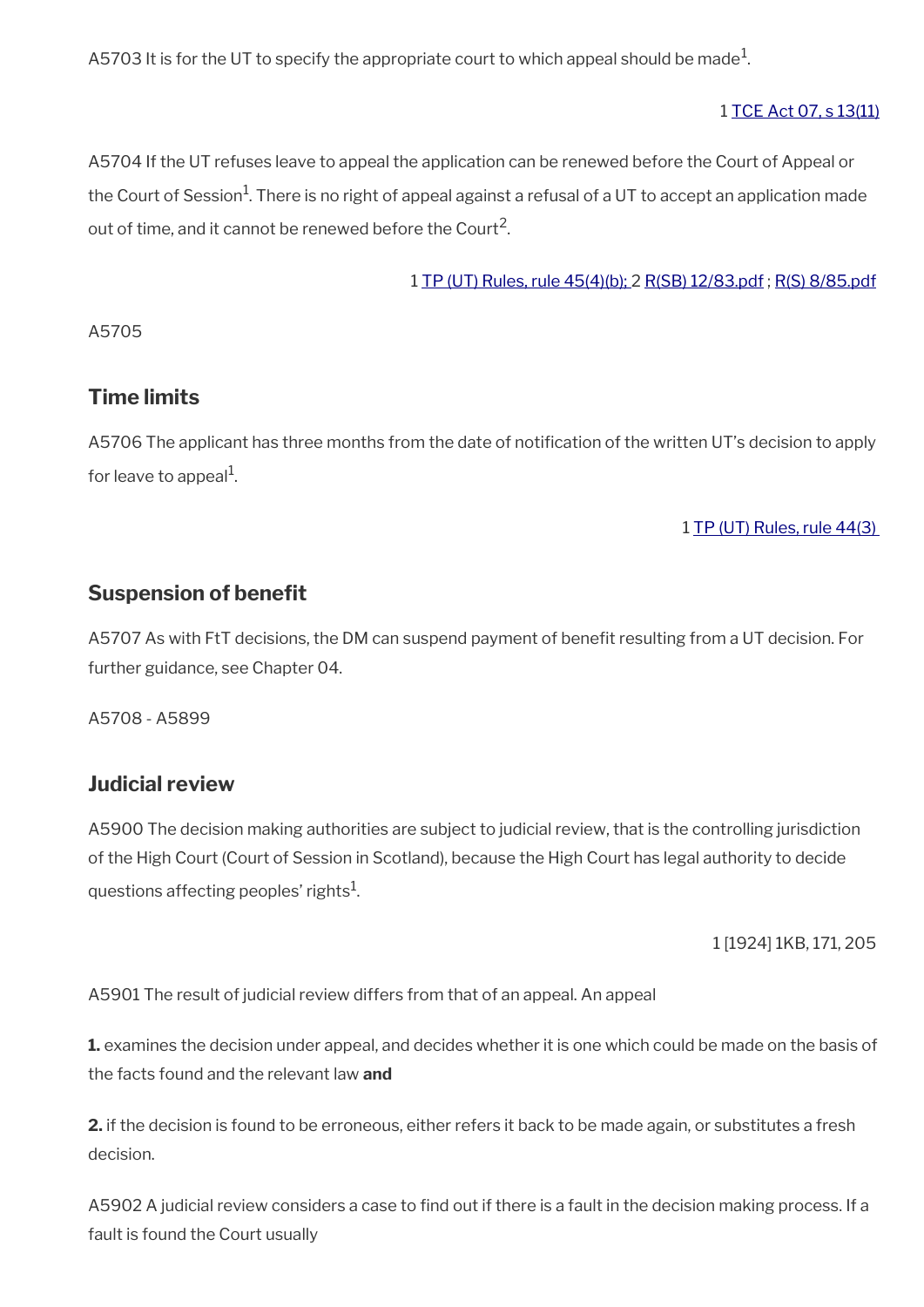A5703 It is for the UT to specify the appropriate court to which appeal should be made[1].

1 TCE Act 07, s 13(11)

A5704 If the UT refuses leave to appeal the application can be renewed before the Court of Appeal or the Court of Session[1]. There is no right of appeal against a refusal of a UT to accept an application made out of time, and it cannot be renewed before the Court[2].

1 TP (UT) Rules, rule 45(4)(b); 2 R(SB) 12/83.pdf ; R(S) 8/85.pdf

A5705

## Time limits

A5706 The applicant has three months from the date of notification of the written UT's decision to apply for leave to appeal[1].

1 TP (UT) Rules, rule 44(3)

## Suspension of benefit

A5707 As with FtT decisions, the DM can suspend payment of benefit resulting from a UT decision. For further guidance, see Chapter 04.

A5708 - A5899

## Judicial review

A5900 The decision making authorities are subject to judicial review, that is the controlling jurisdiction of the High Court (Court of Session in Scotland), because the High Court has legal authority to decide questions affecting peoples' rights[1].

1 [1924] 1KB, 171, 205

A5901 The result of judicial review differs from that of an appeal. An appeal

**1.** examines the decision under appeal, and decides whether it is one which could be made on the basis of the facts found and the relevant law **and**

**2.** if the decision is found to be erroneous, either refers it back to be made again, or substitutes a fresh decision.

A5902 A judicial review considers a case to find out if there is a fault in the decision making process. If a fault is found the Court usually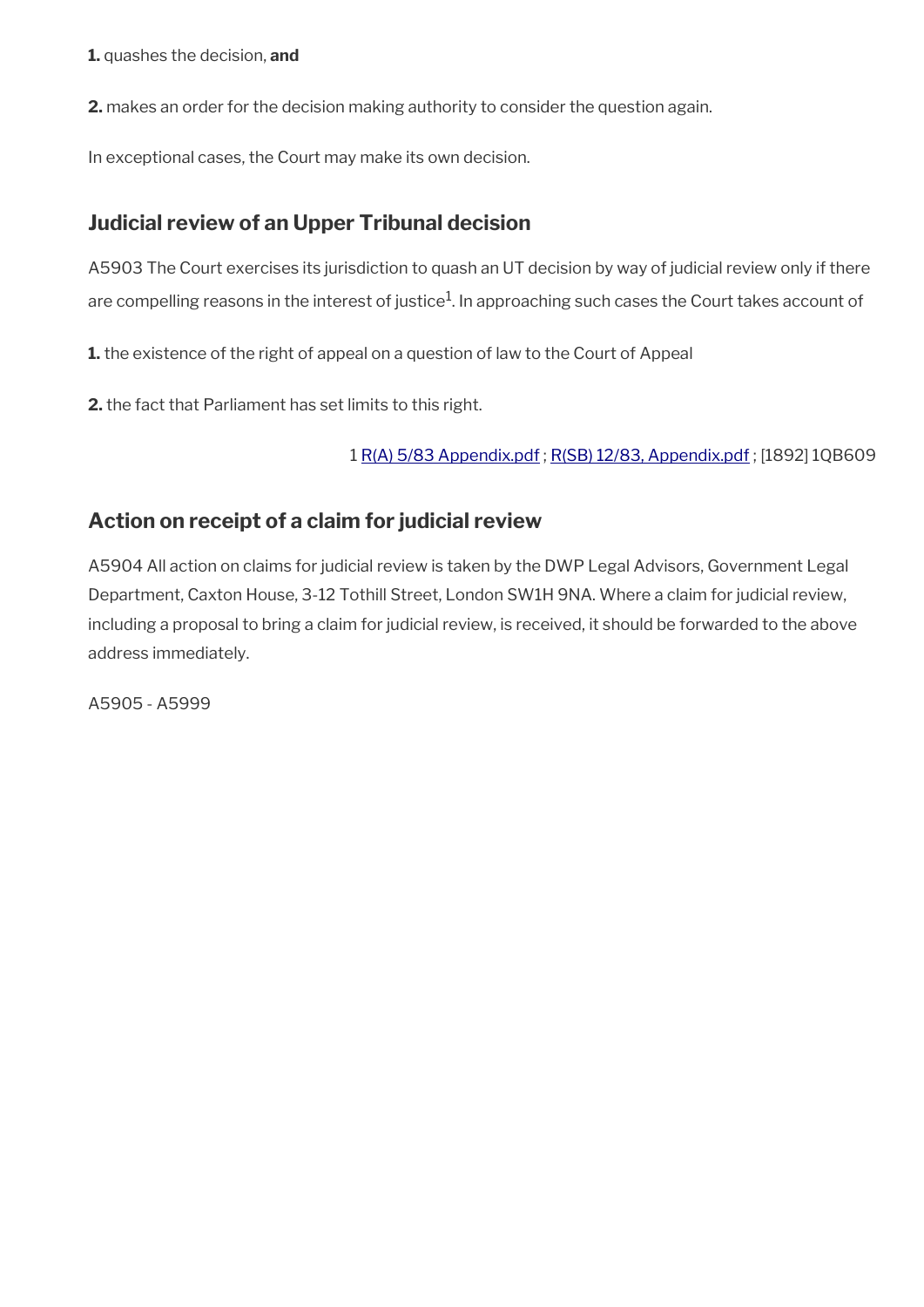**1.** quashes the decision, **and**

**2.** makes an order for the decision making authority to consider the question again.

In exceptional cases, the Court may make its own decision.

## Judicial review of an Upper Tribunal decision

A5903 The Court exercises its jurisdiction to quash an UT decision by way of judicial review only if there are compelling reasons in the interest of justice[1]. In approaching such cases the Court takes account of

**1.** the existence of the right of appeal on a question of law to the Court of Appeal

**2.** the fact that Parliament has set limits to this right.

1 R(A) 5/83 Appendix.pdf ; R(SB) 12/83, Appendix.pdf ; [1892] 1QB609

## Action on receipt of a claim for judicial review

A5904 All action on claims for judicial review is taken by the DWP Legal Advisors, Government Legal Department, Caxton House, 3-12 Tothill Street, London SW1H 9NA. Where a claim for judicial review, including a proposal to bring a claim for judicial review, is received, it should be forwarded to the above address immediately.

A5905 - A5999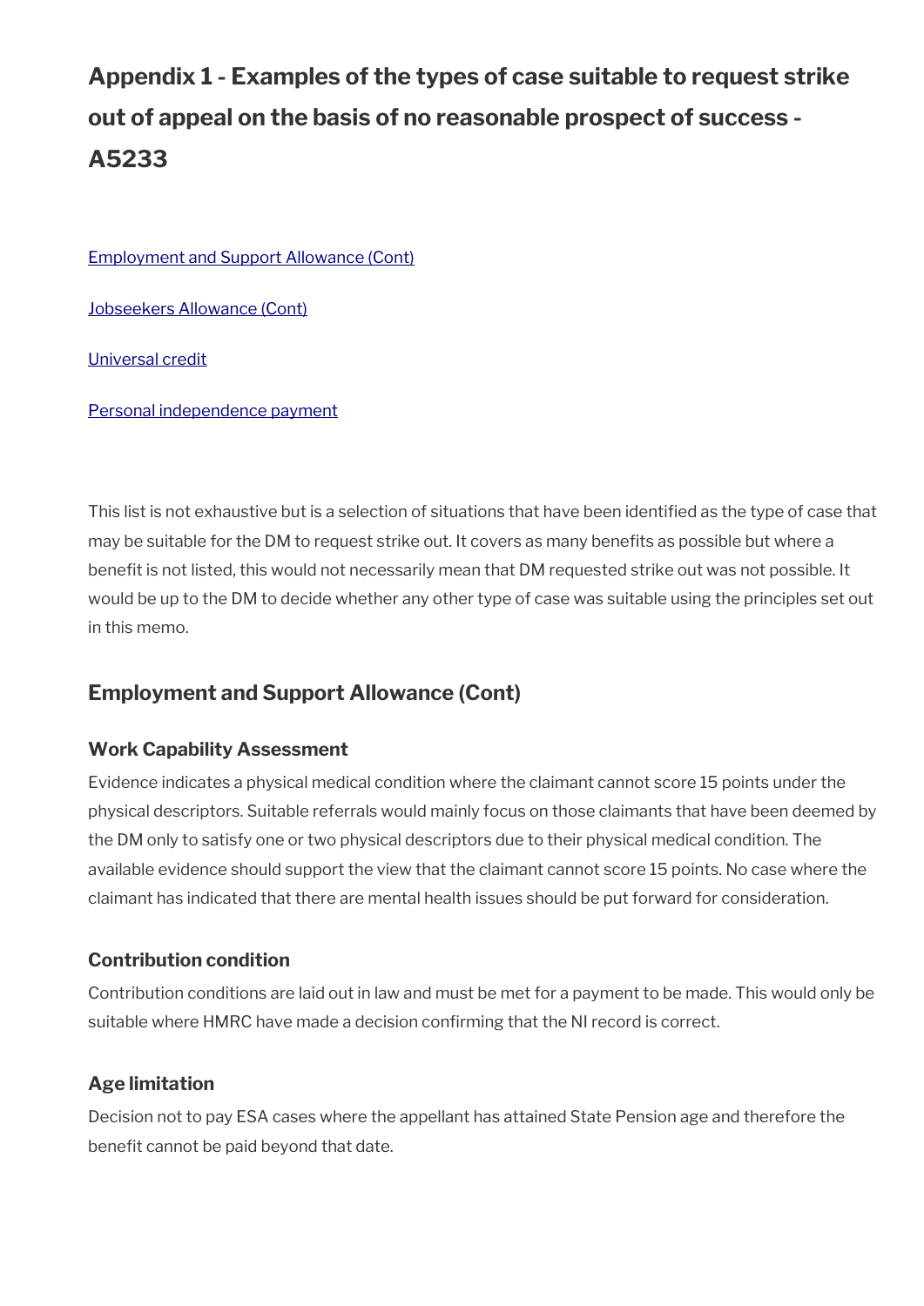# Appendix 1 - Examples of the types of case suitable to request strike out of appeal on the basis of no reasonable prospect of success - A5233

[Employment and Support Allowance (Cont)](#)

[Jobseekers Allowance (Cont)](#)

[Universal credit](#)

[Personal independence payment](#)

This list is not exhaustive but is a selection of situations that have been identified as the type of case that may be suitable for the DM to request strike out. It covers as many benefits as possible but where a benefit is not listed, this would not necessarily mean that DM requested strike out was not possible. It would be up to the DM to decide whether any other type of case was suitable using the principles set out in this memo.

## Employment and Support Allowance (Cont)

### Work Capability Assessment

Evidence indicates a physical medical condition where the claimant cannot score 15 points under the physical descriptors. Suitable referrals would mainly focus on those claimants that have been deemed by the DM only to satisfy one or two physical descriptors due to their physical medical condition. The available evidence should support the view that the claimant cannot score 15 points. No case where the claimant has indicated that there are mental health issues should be put forward for consideration.

### Contribution condition

Contribution conditions are laid out in law and must be met for a payment to be made. This would only be suitable where HMRC have made a decision confirming that the NI record is correct.

### Age limitation

Decision not to pay ESA cases where the appellant has attained State Pension age and therefore the benefit cannot be paid beyond that date.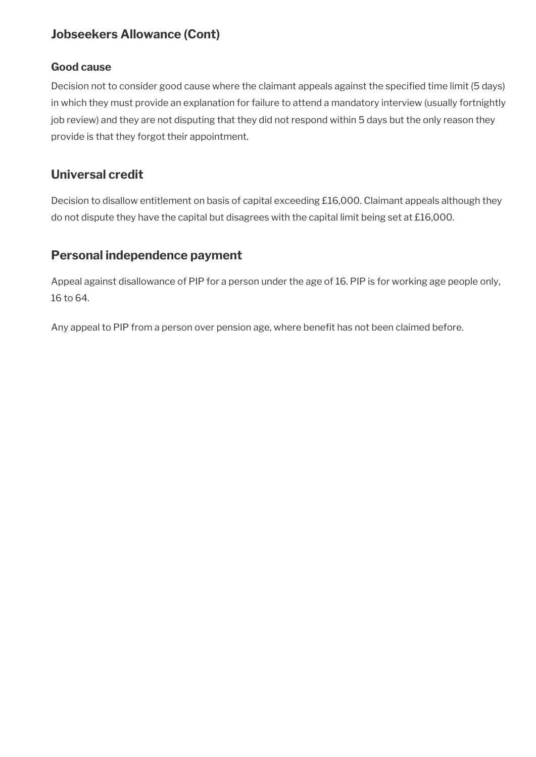## Jobseekers Allowance (Cont)

### Good cause

Decision not to consider good cause where the claimant appeals against the specified time limit (5 days) in which they must provide an explanation for failure to attend a mandatory interview (usually fortnightly job review) and they are not disputing that they did not respond within 5 days but the only reason they provide is that they forgot their appointment.

## Universal credit

Decision to disallow entitlement on basis of capital exceeding £16,000. Claimant appeals although they do not dispute they have the capital but disagrees with the capital limit being set at £16,000.

## Personal independence payment

Appeal against disallowance of PIP for a person under the age of 16. PIP is for working age people only, 16 to 64.

Any appeal to PIP from a person over pension age, where benefit has not been claimed before.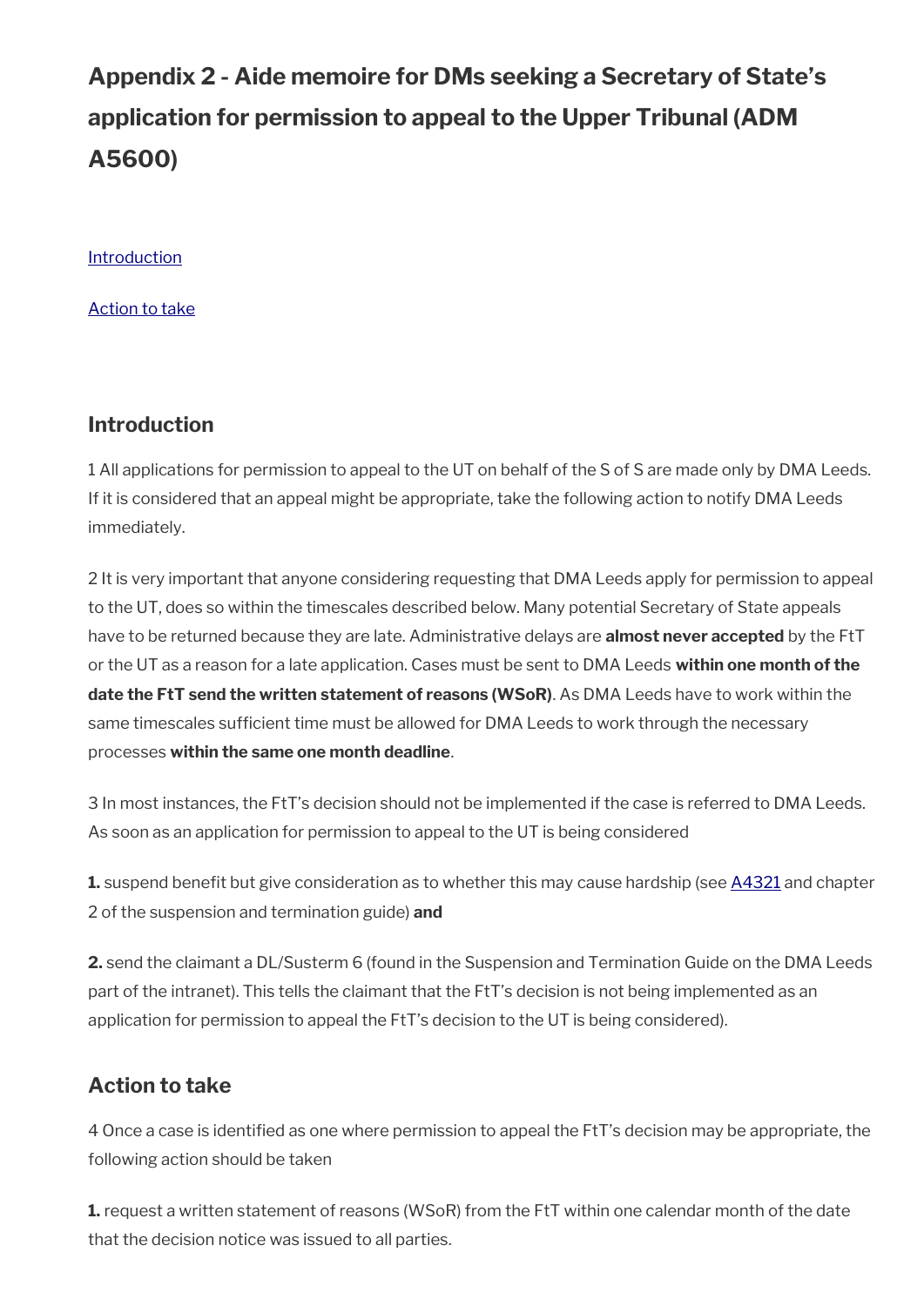# Appendix 2 - Aide memoire for DMs seeking a Secretary of State's application for permission to appeal to the Upper Tribunal (ADM A5600)

[Introduction](#introduction)

[Action to take](#action-to-take)

## Introduction

1 All applications for permission to appeal to the UT on behalf of the S of S are made only by DMA Leeds. If it is considered that an appeal might be appropriate, take the following action to notify DMA Leeds immediately.

2 It is very important that anyone considering requesting that DMA Leeds apply for permission to appeal to the UT, does so within the timescales described below. Many potential Secretary of State appeals have to be returned because they are late. Administrative delays are **almost never accepted** by the FtT or the UT as a reason for a late application. Cases must be sent to DMA Leeds **within one month of the date the FtT send the written statement of reasons (WSoR)**. As DMA Leeds have to work within the same timescales sufficient time must be allowed for DMA Leeds to work through the necessary processes **within the same one month deadline**.

3 In most instances, the FtT's decision should not be implemented if the case is referred to DMA Leeds. As soon as an application for permission to appeal to the UT is being considered

**1.** suspend benefit but give consideration as to whether this may cause hardship (see [A4321](#) and chapter 2 of the suspension and termination guide) **and**

**2.** send the claimant a DL/Susterm 6 (found in the Suspension and Termination Guide on the DMA Leeds part of the intranet). This tells the claimant that the FtT's decision is not being implemented as an application for permission to appeal the FtT's decision to the UT is being considered).

## Action to take

4 Once a case is identified as one where permission to appeal the FtT's decision may be appropriate, the following action should be taken

**1.** request a written statement of reasons (WSoR) from the FtT within one calendar month of the date that the decision notice was issued to all parties.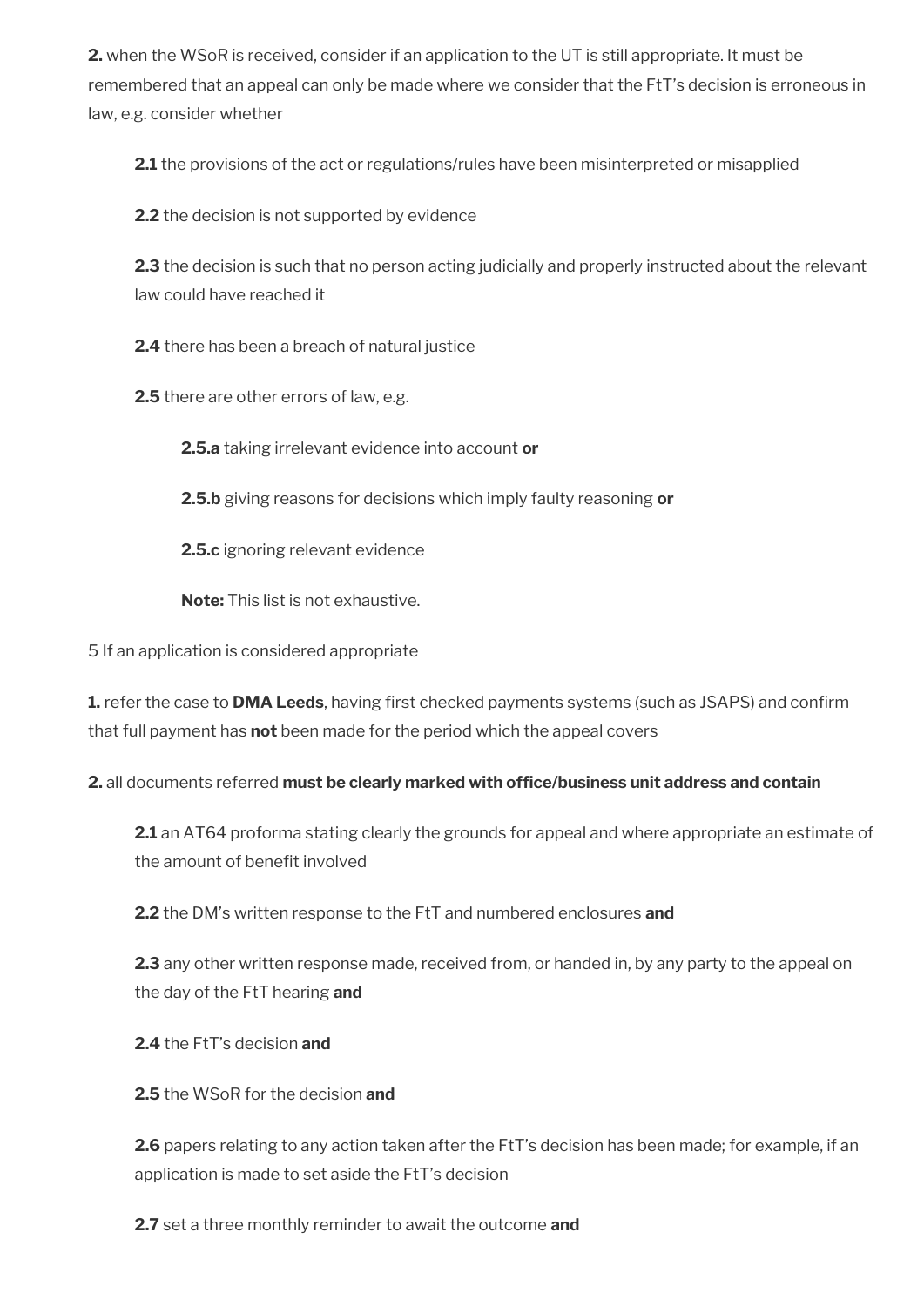**2.** when the WSoR is received, consider if an application to the UT is still appropriate. It must be remembered that an appeal can only be made where we consider that the FtT's decision is erroneous in law, e.g. consider whether

**2.1** the provisions of the act or regulations/rules have been misinterpreted or misapplied

**2.2** the decision is not supported by evidence

**2.3** the decision is such that no person acting judicially and properly instructed about the relevant law could have reached it

**2.4** there has been a breach of natural justice

**2.5** there are other errors of law, e.g.

**2.5.a** taking irrelevant evidence into account **or**

**2.5.b** giving reasons for decisions which imply faulty reasoning **or**

**2.5.c** ignoring relevant evidence

**Note:** This list is not exhaustive.

5 If an application is considered appropriate

**1.** refer the case to **DMA Leeds**, having first checked payments systems (such as JSAPS) and confirm that full payment has **not** been made for the period which the appeal covers

**2.** all documents referred **must be clearly marked with office/business unit address and contain**

**2.1** an AT64 proforma stating clearly the grounds for appeal and where appropriate an estimate of the amount of benefit involved

**2.2** the DM's written response to the FtT and numbered enclosures **and**

**2.3** any other written response made, received from, or handed in, by any party to the appeal on the day of the FtT hearing **and**

**2.4** the FtT's decision **and**

**2.5** the WSoR for the decision **and**

**2.6** papers relating to any action taken after the FtT's decision has been made; for example, if an application is made to set aside the FtT's decision

**2.7** set a three monthly reminder to await the outcome **and**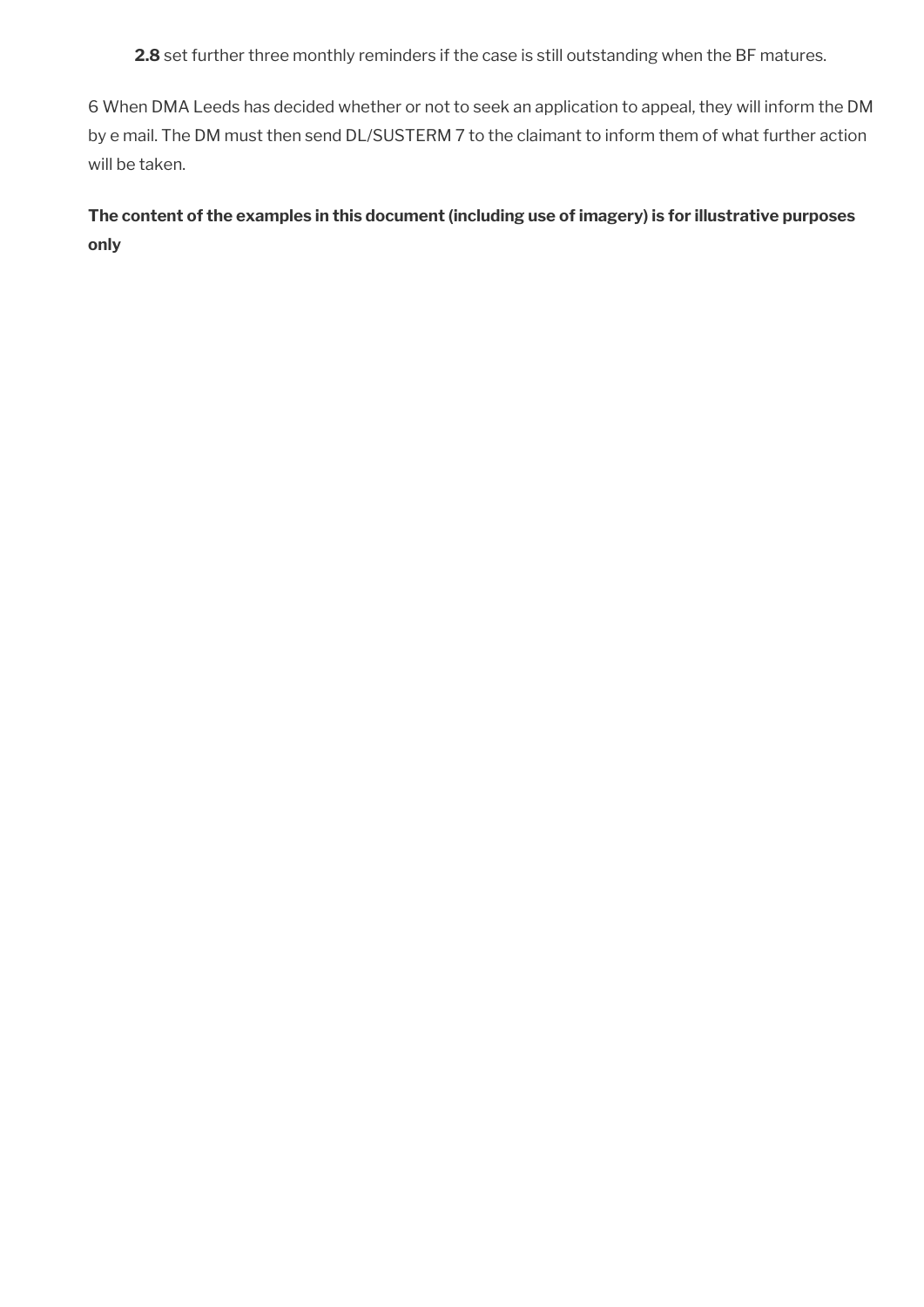**2.8** set further three monthly reminders if the case is still outstanding when the BF matures.

6 When DMA Leeds has decided whether or not to seek an application to appeal, they will inform the DM by e mail. The DM must then send DL/SUSTERM 7 to the claimant to inform them of what further action will be taken.

**The content of the examples in this document (including use of imagery) is for illustrative purposes only**